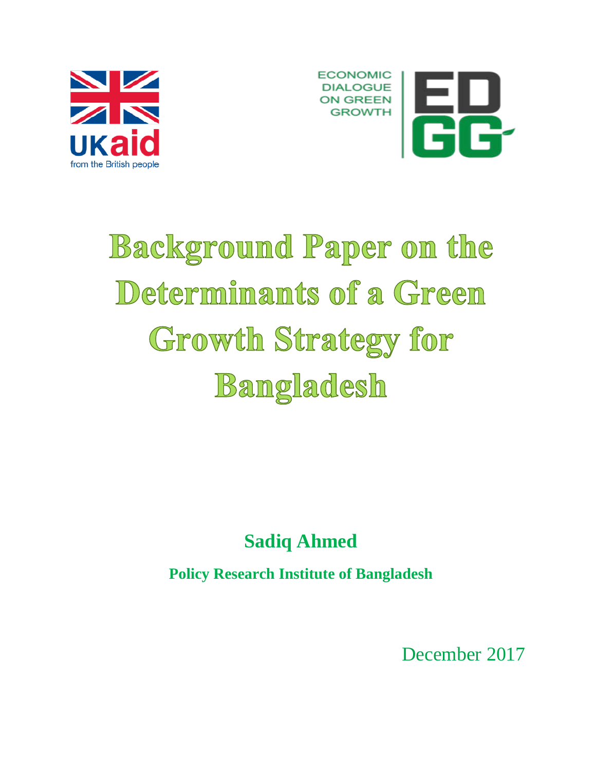# Background Paper on the Determinants of a Green Growth Strategy for Bangladesh

**Sadiq Ahmed**

**Policy Research Institute of Bangladesh**

December 2017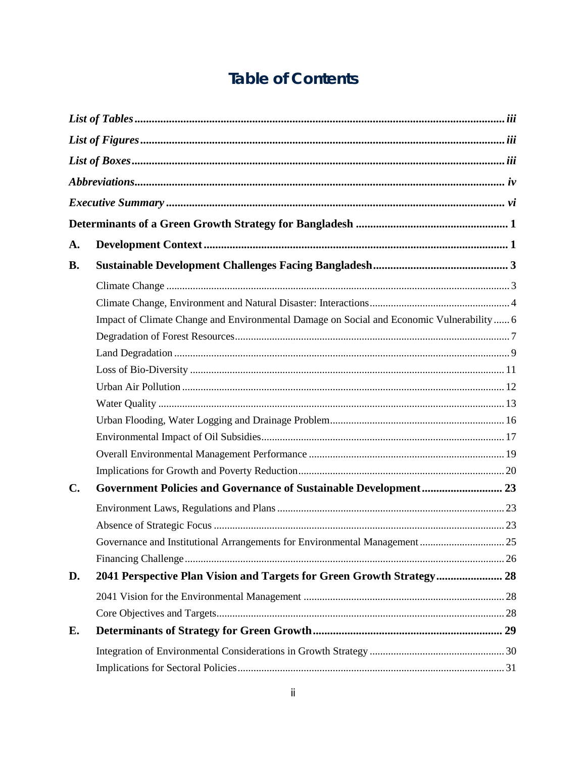# Table of Contents

*List of Tables* ........ *iii*

*List of Figures* ........ *iii*

*List of Boxes* ........ *iii*

*Abbreviations* ........ *iv*

*Executive Summary* ........ *vi*

**Determinants of a Green Growth Strategy for Bangladesh** ........ **1**

**A. Development Context** ........ **1**

**B. Sustainable Development Challenges Facing Bangladesh** ........ **3**

- Climate Change ........ 3
- Climate Change, Environment and Natural Disaster: Interactions ........ 4
- Impact of Climate Change and Environmental Damage on Social and Economic Vulnerability ........ 6
- Degradation of Forest Resources ........ 7
- Land Degradation ........ 9
- Loss of Bio-Diversity ........ 11
- Urban Air Pollution ........ 12
- Water Quality ........ 13
- Urban Flooding, Water Logging and Drainage Problem ........ 16
- Environmental Impact of Oil Subsidies ........ 17
- Overall Environmental Management Performance ........ 19
- Implications for Growth and Poverty Reduction ........ 20

**C. Government Policies and Governance of Sustainable Development** ........ **23**

- Environment Laws, Regulations and Plans ........ 23
- Absence of Strategic Focus ........ 23
- Governance and Institutional Arrangements for Environmental Management ........ 25
- Financing Challenge ........ 26

**D. 2041 Perspective Plan Vision and Targets for Green Growth Strategy** ........ **28**

- 2041 Vision for the Environmental Management ........ 28
- Core Objectives and Targets ........ 28

**E. Determinants of Strategy for Green Growth** ........ **29**

- Integration of Environmental Considerations in Growth Strategy ........ 30
- Implications for Sectoral Policies ........ 31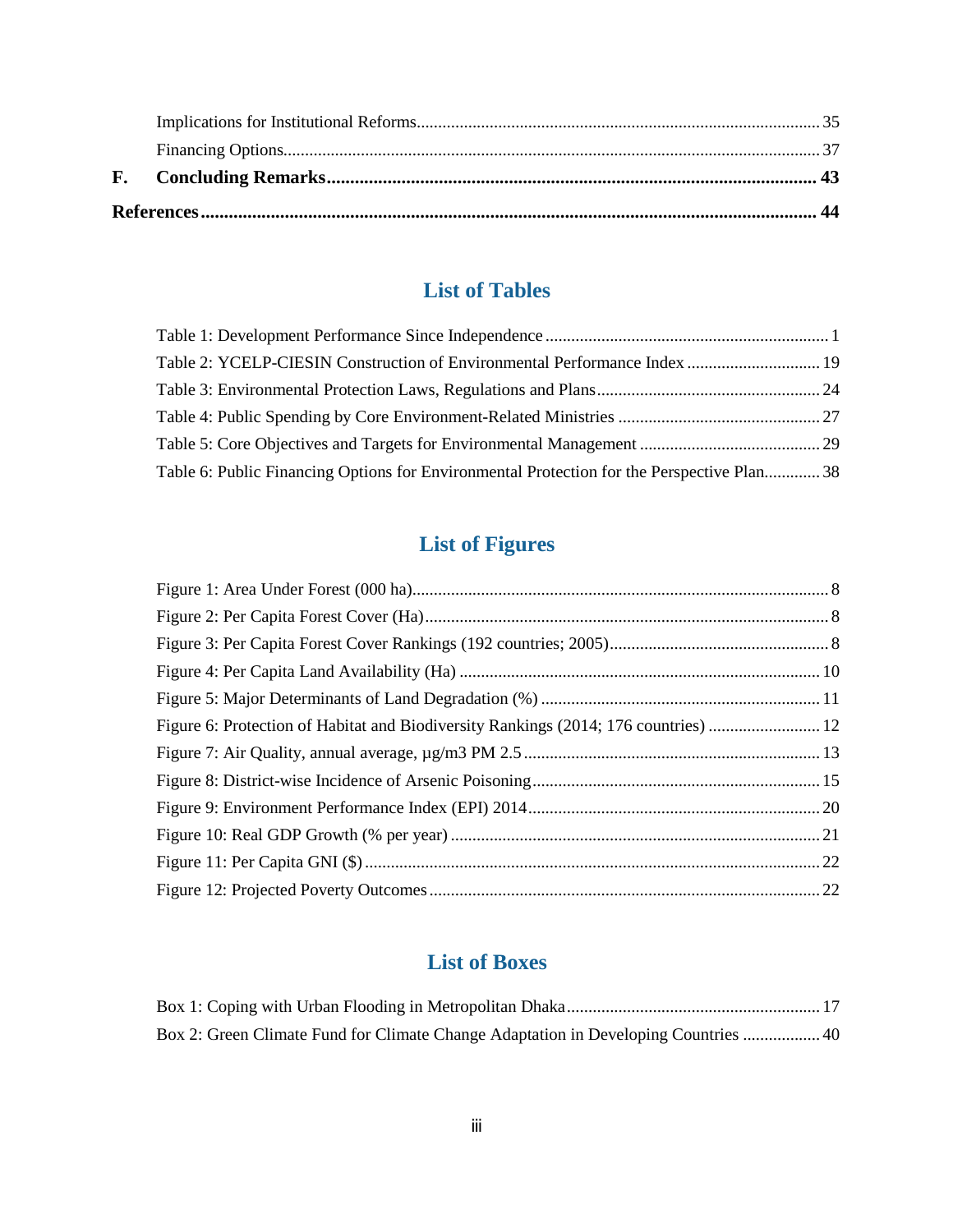Implications for Institutional Reforms.......... 35

Financing Options.......... 37

**F. Concluding Remarks.......... 43**

**References.......... 44**

## List of Tables

Table 1: Development Performance Since Independence.......... 1

Table 2: YCELP-CIESIN Construction of Environmental Performance Index.......... 19

Table 3: Environmental Protection Laws, Regulations and Plans.......... 24

Table 4: Public Spending by Core Environment-Related Ministries.......... 27

Table 5: Core Objectives and Targets for Environmental Management.......... 29

Table 6: Public Financing Options for Environmental Protection for the Perspective Plan.......... 38

## List of Figures

Figure 1: Area Under Forest (000 ha).......... 8

Figure 2: Per Capita Forest Cover (Ha).......... 8

Figure 3: Per Capita Forest Cover Rankings (192 countries; 2005).......... 8

Figure 4: Per Capita Land Availability (Ha).......... 10

Figure 5: Major Determinants of Land Degradation (%).......... 11

Figure 6: Protection of Habitat and Biodiversity Rankings (2014; 176 countries).......... 12

Figure 7: Air Quality, annual average, µg/m3 PM 2.5.......... 13

Figure 8: District-wise Incidence of Arsenic Poisoning.......... 15

Figure 9: Environment Performance Index (EPI) 2014.......... 20

Figure 10: Real GDP Growth (% per year).......... 21

Figure 11: Per Capita GNI ($).......... 22

Figure 12: Projected Poverty Outcomes.......... 22

## List of Boxes

Box 1: Coping with Urban Flooding in Metropolitan Dhaka.......... 17

Box 2: Green Climate Fund for Climate Change Adaptation in Developing Countries.......... 40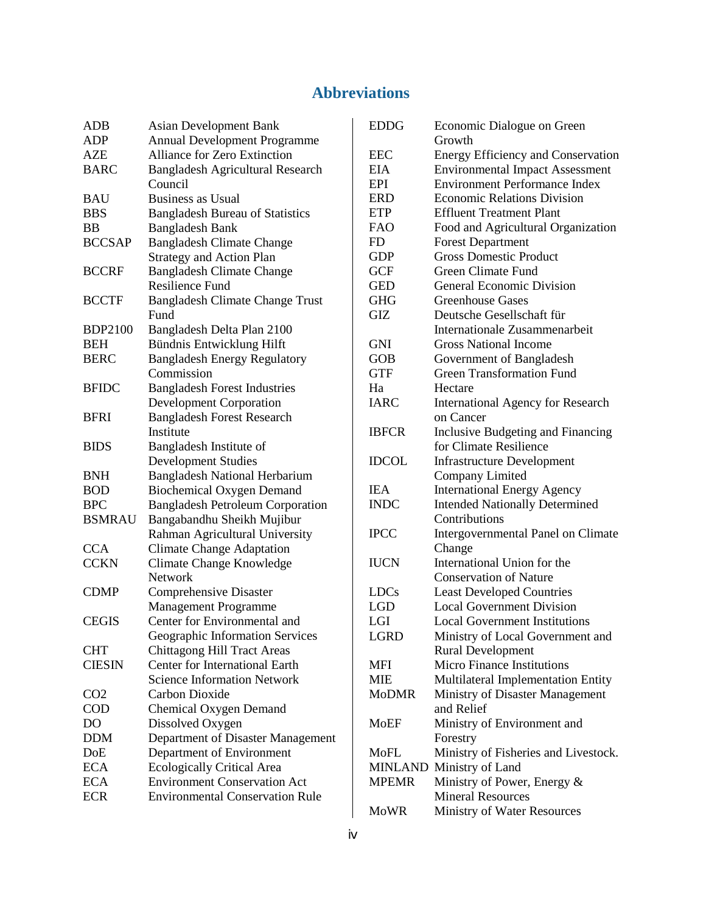## Abbreviations

| | |
|---|---|
| ADB | Asian Development Bank |
| ADP | Annual Development Programme |
| AZE | Alliance for Zero Extinction |
| BARC | Bangladesh Agricultural Research Council |
| BAU | Business as Usual |
| BBS | Bangladesh Bureau of Statistics |
| BB | Bangladesh Bank |
| BCCSAP | Bangladesh Climate Change Strategy and Action Plan |
| BCCRF | Bangladesh Climate Change Resilience Fund |
| BCCTF | Bangladesh Climate Change Trust Fund |
| BDP2100 | Bangladesh Delta Plan 2100 |
| BEH | Bündnis Entwicklung Hilft |
| BERC | Bangladesh Energy Regulatory Commission |
| BFIDC | Bangladesh Forest Industries Development Corporation |
| BFRI | Bangladesh Forest Research Institute |
| BIDS | Bangladesh Institute of Development Studies |
| BNH | Bangladesh National Herbarium |
| BOD | Biochemical Oxygen Demand |
| BPC | Bangladesh Petroleum Corporation |
| BSMRAU | Bangabandhu Sheikh Mujibur Rahman Agricultural University |
| CCA | Climate Change Adaptation |
| CCKN | Climate Change Knowledge Network |
| CDMP | Comprehensive Disaster Management Programme |
| CEGIS | Center for Environmental and Geographic Information Services |
| CHT | Chittagong Hill Tract Areas |
| CIESIN | Center for International Earth Science Information Network |
| CO2 | Carbon Dioxide |
| COD | Chemical Oxygen Demand |
| DO | Dissolved Oxygen |
| DDM | Department of Disaster Management |
| DoE | Department of Environment |
| ECA | Ecologically Critical Area |
| ECA | Environment Conservation Act |
| ECR | Environmental Conservation Rule |
| EDDG | Economic Dialogue on Green Growth |
| EEC | Energy Efficiency and Conservation |
| EIA | Environmental Impact Assessment |
| EPI | Environment Performance Index |
| ERD | Economic Relations Division |
| ETP | Effluent Treatment Plant |
| FAO | Food and Agricultural Organization |
| FD | Forest Department |
| GDP | Gross Domestic Product |
| GCF | Green Climate Fund |
| GED | General Economic Division |
| GHG | Greenhouse Gases |
| GIZ | Deutsche Gesellschaft für Internationale Zusammenarbeit |
| GNI | Gross National Income |
| GOB | Government of Bangladesh |
| GTF | Green Transformation Fund |
| Ha | Hectare |
| IARC | International Agency for Research on Cancer |
| IBFCR | Inclusive Budgeting and Financing for Climate Resilience |
| IDCOL | Infrastructure Development Company Limited |
| IEA | International Energy Agency |
| INDC | Intended Nationally Determined Contributions |
| IPCC | Intergovernmental Panel on Climate Change |
| IUCN | International Union for the Conservation of Nature |
| LDCs | Least Developed Countries |
| LGD | Local Government Division |
| LGI | Local Government Institutions |
| LGRD | Ministry of Local Government and Rural Development |
| MFI | Micro Finance Institutions |
| MIE | Multilateral Implementation Entity |
| MoDMR | Ministry of Disaster Management and Relief |
| MoEF | Ministry of Environment and Forestry |
| MoFL | Ministry of Fisheries and Livestock. |
| MINLAND | Ministry of Land |
| MPEMR | Ministry of Power, Energy & Mineral Resources |
| MoWR | Ministry of Water Resources |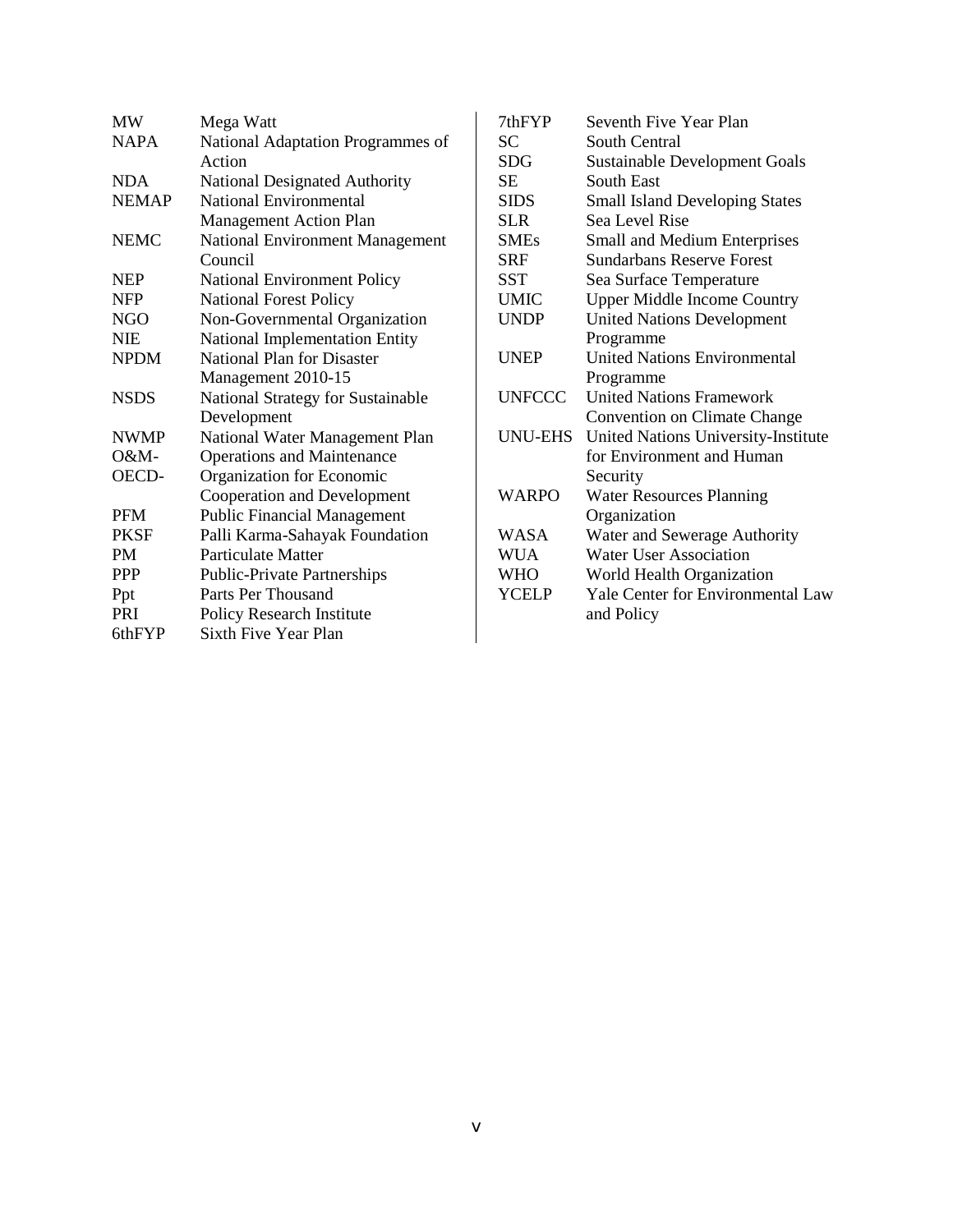| | |
|---|---|
| MW | Mega Watt |
| NAPA | National Adaptation Programmes of Action |
| NDA | National Designated Authority |
| NEMAP | National Environmental Management Action Plan |
| NEMC | National Environment Management Council |
| NEP | National Environment Policy |
| NFP | National Forest Policy |
| NGO | Non-Governmental Organization |
| NIE | National Implementation Entity |
| NPDM | National Plan for Disaster Management 2010-15 |
| NSDS | National Strategy for Sustainable Development |
| NWMP | National Water Management Plan |
| O&M- | Operations and Maintenance |
| OECD- | Organization for Economic Cooperation and Development |
| PFM | Public Financial Management |
| PKSF | Palli Karma-Sahayak Foundation |
| PM | Particulate Matter |
| PPP | Public-Private Partnerships |
| Ppt | Parts Per Thousand |
| PRI | Policy Research Institute |
| 6thFYP | Sixth Five Year Plan |
| 7thFYP | Seventh Five Year Plan |
| SC | South Central |
| SDG | Sustainable Development Goals |
| SE | South East |
| SIDS | Small Island Developing States |
| SLR | Sea Level Rise |
| SMEs | Small and Medium Enterprises |
| SRF | Sundarbans Reserve Forest |
| SST | Sea Surface Temperature |
| UMIC | Upper Middle Income Country |
| UNDP | United Nations Development Programme |
| UNEP | United Nations Environmental Programme |
| UNFCCC | United Nations Framework Convention on Climate Change |
| UNU-EHS | United Nations University-Institute for Environment and Human Security |
| WARPO | Water Resources Planning Organization |
| WASA | Water and Sewerage Authority |
| WUA | Water User Association |
| WHO | World Health Organization |
| YCELP | Yale Center for Environmental Law and Policy |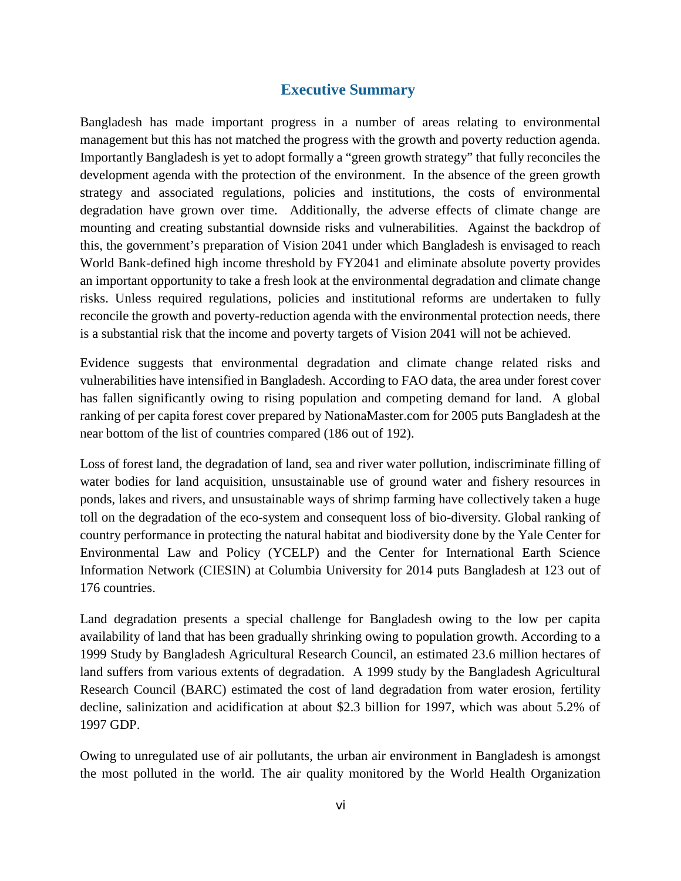## Executive Summary

Bangladesh has made important progress in a number of areas relating to environmental management but this has not matched the progress with the growth and poverty reduction agenda. Importantly Bangladesh is yet to adopt formally a "green growth strategy" that fully reconciles the development agenda with the protection of the environment. In the absence of the green growth strategy and associated regulations, policies and institutions, the costs of environmental degradation have grown over time. Additionally, the adverse effects of climate change are mounting and creating substantial downside risks and vulnerabilities. Against the backdrop of this, the government's preparation of Vision 2041 under which Bangladesh is envisaged to reach World Bank-defined high income threshold by FY2041 and eliminate absolute poverty provides an important opportunity to take a fresh look at the environmental degradation and climate change risks. Unless required regulations, policies and institutional reforms are undertaken to fully reconcile the growth and poverty-reduction agenda with the environmental protection needs, there is a substantial risk that the income and poverty targets of Vision 2041 will not be achieved.

Evidence suggests that environmental degradation and climate change related risks and vulnerabilities have intensified in Bangladesh. According to FAO data, the area under forest cover has fallen significantly owing to rising population and competing demand for land. A global ranking of per capita forest cover prepared by NationaMaster.com for 2005 puts Bangladesh at the near bottom of the list of countries compared (186 out of 192).

Loss of forest land, the degradation of land, sea and river water pollution, indiscriminate filling of water bodies for land acquisition, unsustainable use of ground water and fishery resources in ponds, lakes and rivers, and unsustainable ways of shrimp farming have collectively taken a huge toll on the degradation of the eco-system and consequent loss of bio-diversity. Global ranking of country performance in protecting the natural habitat and biodiversity done by the Yale Center for Environmental Law and Policy (YCELP) and the Center for International Earth Science Information Network (CIESIN) at Columbia University for 2014 puts Bangladesh at 123 out of 176 countries.

Land degradation presents a special challenge for Bangladesh owing to the low per capita availability of land that has been gradually shrinking owing to population growth. According to a 1999 Study by Bangladesh Agricultural Research Council, an estimated 23.6 million hectares of land suffers from various extents of degradation. A 1999 study by the Bangladesh Agricultural Research Council (BARC) estimated the cost of land degradation from water erosion, fertility decline, salinization and acidification at about $2.3 billion for 1997, which was about 5.2% of 1997 GDP.

Owing to unregulated use of air pollutants, the urban air environment in Bangladesh is amongst the most polluted in the world. The air quality monitored by the World Health Organization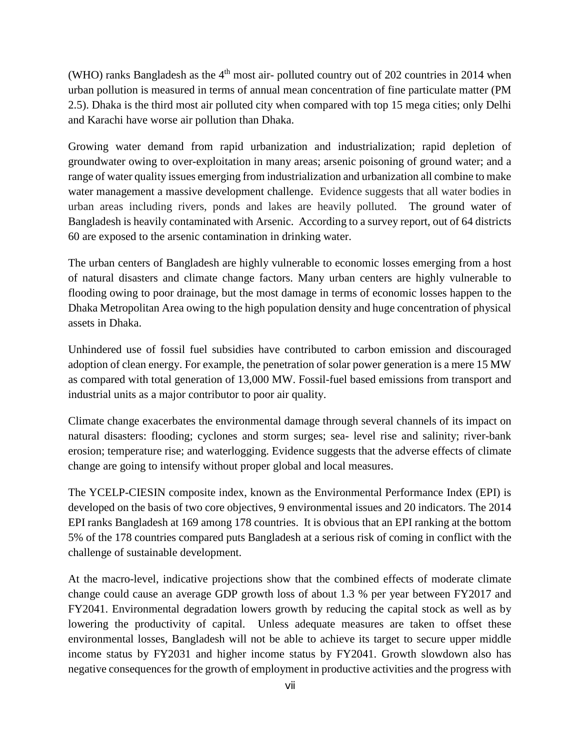(WHO) ranks Bangladesh as the 4th most air- polluted country out of 202 countries in 2014 when urban pollution is measured in terms of annual mean concentration of fine particulate matter (PM 2.5). Dhaka is the third most air polluted city when compared with top 15 mega cities; only Delhi and Karachi have worse air pollution than Dhaka.

Growing water demand from rapid urbanization and industrialization; rapid depletion of groundwater owing to over-exploitation in many areas; arsenic poisoning of ground water; and a range of water quality issues emerging from industrialization and urbanization all combine to make water management a massive development challenge. Evidence suggests that all water bodies in urban areas including rivers, ponds and lakes are heavily polluted. The ground water of Bangladesh is heavily contaminated with Arsenic. According to a survey report, out of 64 districts 60 are exposed to the arsenic contamination in drinking water.

The urban centers of Bangladesh are highly vulnerable to economic losses emerging from a host of natural disasters and climate change factors. Many urban centers are highly vulnerable to flooding owing to poor drainage, but the most damage in terms of economic losses happen to the Dhaka Metropolitan Area owing to the high population density and huge concentration of physical assets in Dhaka.

Unhindered use of fossil fuel subsidies have contributed to carbon emission and discouraged adoption of clean energy. For example, the penetration of solar power generation is a mere 15 MW as compared with total generation of 13,000 MW. Fossil-fuel based emissions from transport and industrial units as a major contributor to poor air quality.

Climate change exacerbates the environmental damage through several channels of its impact on natural disasters: flooding; cyclones and storm surges; sea- level rise and salinity; river-bank erosion; temperature rise; and waterlogging. Evidence suggests that the adverse effects of climate change are going to intensify without proper global and local measures.

The YCELP-CIESIN composite index, known as the Environmental Performance Index (EPI) is developed on the basis of two core objectives, 9 environmental issues and 20 indicators. The 2014 EPI ranks Bangladesh at 169 among 178 countries. It is obvious that an EPI ranking at the bottom 5% of the 178 countries compared puts Bangladesh at a serious risk of coming in conflict with the challenge of sustainable development.

At the macro-level, indicative projections show that the combined effects of moderate climate change could cause an average GDP growth loss of about 1.3 % per year between FY2017 and FY2041. Environmental degradation lowers growth by reducing the capital stock as well as by lowering the productivity of capital. Unless adequate measures are taken to offset these environmental losses, Bangladesh will not be able to achieve its target to secure upper middle income status by FY2031 and higher income status by FY2041. Growth slowdown also has negative consequences for the growth of employment in productive activities and the progress with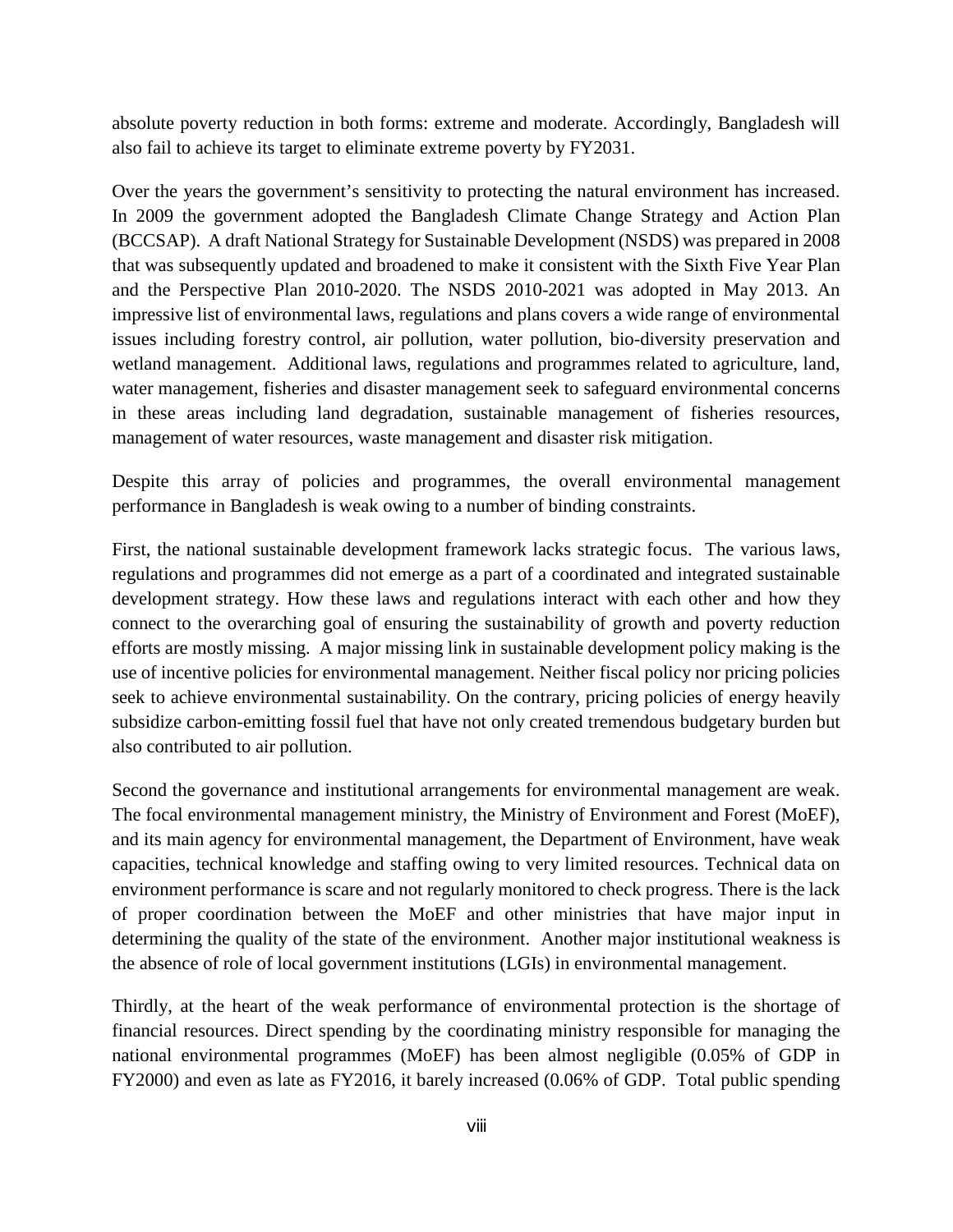absolute poverty reduction in both forms: extreme and moderate. Accordingly, Bangladesh will also fail to achieve its target to eliminate extreme poverty by FY2031.

Over the years the government's sensitivity to protecting the natural environment has increased. In 2009 the government adopted the Bangladesh Climate Change Strategy and Action Plan (BCCSAP). A draft National Strategy for Sustainable Development (NSDS) was prepared in 2008 that was subsequently updated and broadened to make it consistent with the Sixth Five Year Plan and the Perspective Plan 2010-2020. The NSDS 2010-2021 was adopted in May 2013. An impressive list of environmental laws, regulations and plans covers a wide range of environmental issues including forestry control, air pollution, water pollution, bio-diversity preservation and wetland management. Additional laws, regulations and programmes related to agriculture, land, water management, fisheries and disaster management seek to safeguard environmental concerns in these areas including land degradation, sustainable management of fisheries resources, management of water resources, waste management and disaster risk mitigation.

Despite this array of policies and programmes, the overall environmental management performance in Bangladesh is weak owing to a number of binding constraints.

First, the national sustainable development framework lacks strategic focus. The various laws, regulations and programmes did not emerge as a part of a coordinated and integrated sustainable development strategy. How these laws and regulations interact with each other and how they connect to the overarching goal of ensuring the sustainability of growth and poverty reduction efforts are mostly missing. A major missing link in sustainable development policy making is the use of incentive policies for environmental management. Neither fiscal policy nor pricing policies seek to achieve environmental sustainability. On the contrary, pricing policies of energy heavily subsidize carbon-emitting fossil fuel that have not only created tremendous budgetary burden but also contributed to air pollution.

Second the governance and institutional arrangements for environmental management are weak. The focal environmental management ministry, the Ministry of Environment and Forest (MoEF), and its main agency for environmental management, the Department of Environment, have weak capacities, technical knowledge and staffing owing to very limited resources. Technical data on environment performance is scare and not regularly monitored to check progress. There is the lack of proper coordination between the MoEF and other ministries that have major input in determining the quality of the state of the environment. Another major institutional weakness is the absence of role of local government institutions (LGIs) in environmental management.

Thirdly, at the heart of the weak performance of environmental protection is the shortage of financial resources. Direct spending by the coordinating ministry responsible for managing the national environmental programmes (MoEF) has been almost negligible (0.05% of GDP in FY2000) and even as late as FY2016, it barely increased (0.06% of GDP. Total public spending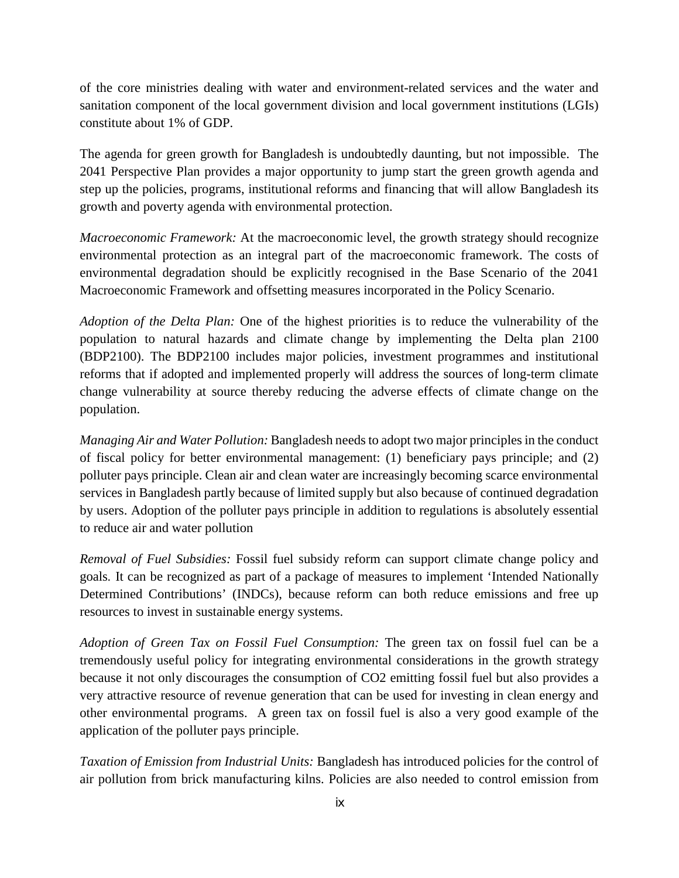of the core ministries dealing with water and environment-related services and the water and sanitation component of the local government division and local government institutions (LGIs) constitute about 1% of GDP.

The agenda for green growth for Bangladesh is undoubtedly daunting, but not impossible. The 2041 Perspective Plan provides a major opportunity to jump start the green growth agenda and step up the policies, programs, institutional reforms and financing that will allow Bangladesh its growth and poverty agenda with environmental protection.

*Macroeconomic Framework:* At the macroeconomic level, the growth strategy should recognize environmental protection as an integral part of the macroeconomic framework. The costs of environmental degradation should be explicitly recognised in the Base Scenario of the 2041 Macroeconomic Framework and offsetting measures incorporated in the Policy Scenario.

*Adoption of the Delta Plan:* One of the highest priorities is to reduce the vulnerability of the population to natural hazards and climate change by implementing the Delta plan 2100 (BDP2100). The BDP2100 includes major policies, investment programmes and institutional reforms that if adopted and implemented properly will address the sources of long-term climate change vulnerability at source thereby reducing the adverse effects of climate change on the population.

*Managing Air and Water Pollution:* Bangladesh needs to adopt two major principles in the conduct of fiscal policy for better environmental management: (1) beneficiary pays principle; and (2) polluter pays principle. Clean air and clean water are increasingly becoming scarce environmental services in Bangladesh partly because of limited supply but also because of continued degradation by users. Adoption of the polluter pays principle in addition to regulations is absolutely essential to reduce air and water pollution

*Removal of Fuel Subsidies:* Fossil fuel subsidy reform can support climate change policy and goals. It can be recognized as part of a package of measures to implement 'Intended Nationally Determined Contributions' (INDCs), because reform can both reduce emissions and free up resources to invest in sustainable energy systems.

*Adoption of Green Tax on Fossil Fuel Consumption:* The green tax on fossil fuel can be a tremendously useful policy for integrating environmental considerations in the growth strategy because it not only discourages the consumption of $CO_2$ emitting fossil fuel but also provides a very attractive resource of revenue generation that can be used for investing in clean energy and other environmental programs. A green tax on fossil fuel is also a very good example of the application of the polluter pays principle.

*Taxation of Emission from Industrial Units:* Bangladesh has introduced policies for the control of air pollution from brick manufacturing kilns. Policies are also needed to control emission from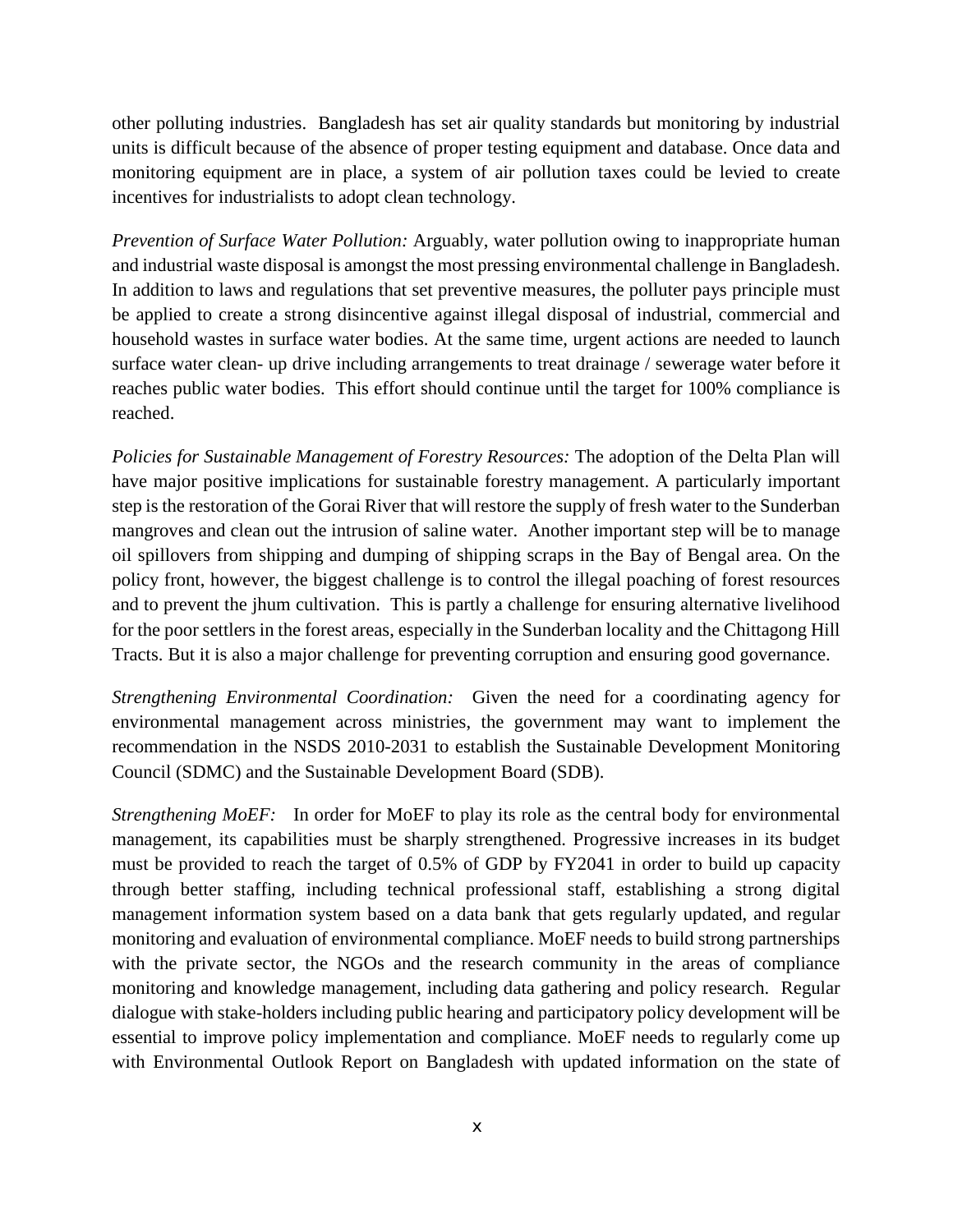other polluting industries. Bangladesh has set air quality standards but monitoring by industrial units is difficult because of the absence of proper testing equipment and database. Once data and monitoring equipment are in place, a system of air pollution taxes could be levied to create incentives for industrialists to adopt clean technology.

*Prevention of Surface Water Pollution:* Arguably, water pollution owing to inappropriate human and industrial waste disposal is amongst the most pressing environmental challenge in Bangladesh. In addition to laws and regulations that set preventive measures, the polluter pays principle must be applied to create a strong disincentive against illegal disposal of industrial, commercial and household wastes in surface water bodies. At the same time, urgent actions are needed to launch surface water clean- up drive including arrangements to treat drainage / sewerage water before it reaches public water bodies. This effort should continue until the target for 100% compliance is reached.

*Policies for Sustainable Management of Forestry Resources:* The adoption of the Delta Plan will have major positive implications for sustainable forestry management. A particularly important step is the restoration of the Gorai River that will restore the supply of fresh water to the Sunderban mangroves and clean out the intrusion of saline water. Another important step will be to manage oil spillovers from shipping and dumping of shipping scraps in the Bay of Bengal area. On the policy front, however, the biggest challenge is to control the illegal poaching of forest resources and to prevent the jhum cultivation. This is partly a challenge for ensuring alternative livelihood for the poor settlers in the forest areas, especially in the Sunderban locality and the Chittagong Hill Tracts. But it is also a major challenge for preventing corruption and ensuring good governance.

*Strengthening Environmental Coordination:* Given the need for a coordinating agency for environmental management across ministries, the government may want to implement the recommendation in the NSDS 2010-2031 to establish the Sustainable Development Monitoring Council (SDMC) and the Sustainable Development Board (SDB).

*Strengthening MoEF:* In order for MoEF to play its role as the central body for environmental management, its capabilities must be sharply strengthened. Progressive increases in its budget must be provided to reach the target of 0.5% of GDP by FY2041 in order to build up capacity through better staffing, including technical professional staff, establishing a strong digital management information system based on a data bank that gets regularly updated, and regular monitoring and evaluation of environmental compliance. MoEF needs to build strong partnerships with the private sector, the NGOs and the research community in the areas of compliance monitoring and knowledge management, including data gathering and policy research. Regular dialogue with stake-holders including public hearing and participatory policy development will be essential to improve policy implementation and compliance. MoEF needs to regularly come up with Environmental Outlook Report on Bangladesh with updated information on the state of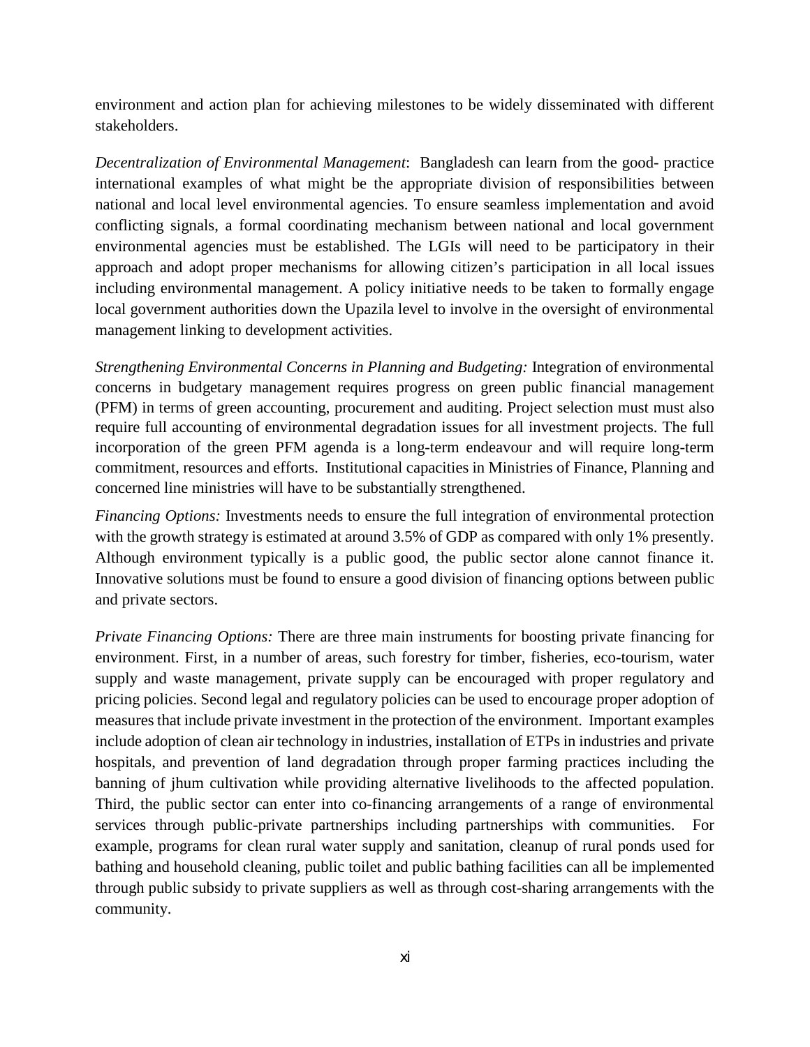environment and action plan for achieving milestones to be widely disseminated with different stakeholders.

*Decentralization of Environmental Management*: Bangladesh can learn from the good- practice international examples of what might be the appropriate division of responsibilities between national and local level environmental agencies. To ensure seamless implementation and avoid conflicting signals, a formal coordinating mechanism between national and local government environmental agencies must be established. The LGIs will need to be participatory in their approach and adopt proper mechanisms for allowing citizen's participation in all local issues including environmental management. A policy initiative needs to be taken to formally engage local government authorities down the Upazila level to involve in the oversight of environmental management linking to development activities.

*Strengthening Environmental Concerns in Planning and Budgeting:* Integration of environmental concerns in budgetary management requires progress on green public financial management (PFM) in terms of green accounting, procurement and auditing. Project selection must must also require full accounting of environmental degradation issues for all investment projects. The full incorporation of the green PFM agenda is a long-term endeavour and will require long-term commitment, resources and efforts. Institutional capacities in Ministries of Finance, Planning and concerned line ministries will have to be substantially strengthened.

*Financing Options:* Investments needs to ensure the full integration of environmental protection with the growth strategy is estimated at around 3.5% of GDP as compared with only 1% presently. Although environment typically is a public good, the public sector alone cannot finance it. Innovative solutions must be found to ensure a good division of financing options between public and private sectors.

*Private Financing Options:* There are three main instruments for boosting private financing for environment. First, in a number of areas, such forestry for timber, fisheries, eco-tourism, water supply and waste management, private supply can be encouraged with proper regulatory and pricing policies. Second legal and regulatory policies can be used to encourage proper adoption of measures that include private investment in the protection of the environment. Important examples include adoption of clean air technology in industries, installation of ETPs in industries and private hospitals, and prevention of land degradation through proper farming practices including the banning of jhum cultivation while providing alternative livelihoods to the affected population. Third, the public sector can enter into co-financing arrangements of a range of environmental services through public-private partnerships including partnerships with communities. For example, programs for clean rural water supply and sanitation, cleanup of rural ponds used for bathing and household cleaning, public toilet and public bathing facilities can all be implemented through public subsidy to private suppliers as well as through cost-sharing arrangements with the community.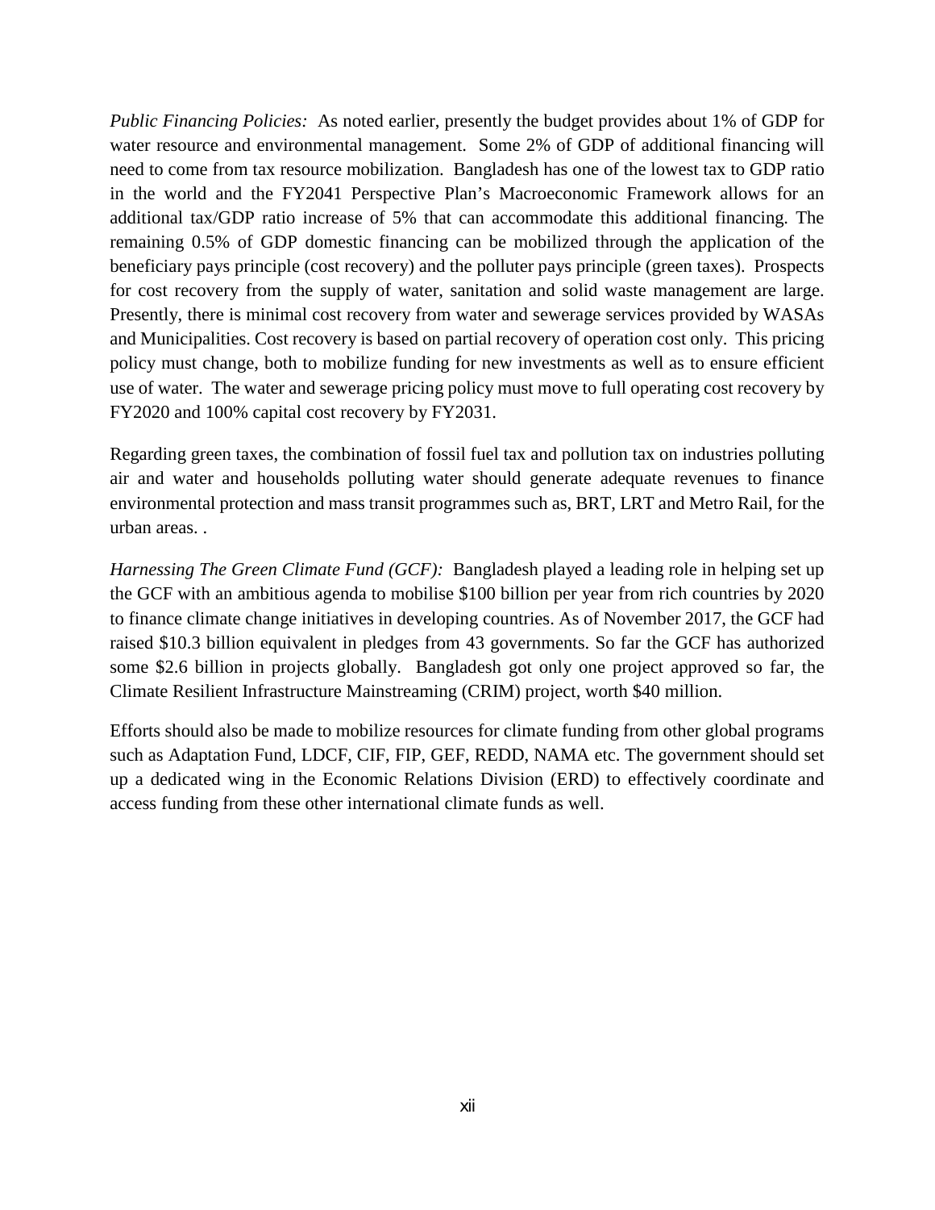*Public Financing Policies:* As noted earlier, presently the budget provides about 1% of GDP for water resource and environmental management. Some 2% of GDP of additional financing will need to come from tax resource mobilization. Bangladesh has one of the lowest tax to GDP ratio in the world and the FY2041 Perspective Plan's Macroeconomic Framework allows for an additional tax/GDP ratio increase of 5% that can accommodate this additional financing. The remaining 0.5% of GDP domestic financing can be mobilized through the application of the beneficiary pays principle (cost recovery) and the polluter pays principle (green taxes). Prospects for cost recovery from the supply of water, sanitation and solid waste management are large. Presently, there is minimal cost recovery from water and sewerage services provided by WASAs and Municipalities. Cost recovery is based on partial recovery of operation cost only. This pricing policy must change, both to mobilize funding for new investments as well as to ensure efficient use of water. The water and sewerage pricing policy must move to full operating cost recovery by FY2020 and 100% capital cost recovery by FY2031.

Regarding green taxes, the combination of fossil fuel tax and pollution tax on industries polluting air and water and households polluting water should generate adequate revenues to finance environmental protection and mass transit programmes such as, BRT, LRT and Metro Rail, for the urban areas. .

*Harnessing The Green Climate Fund (GCF):* Bangladesh played a leading role in helping set up the GCF with an ambitious agenda to mobilise $100 billion per year from rich countries by 2020 to finance climate change initiatives in developing countries. As of November 2017, the GCF had raised $10.3 billion equivalent in pledges from 43 governments. So far the GCF has authorized some $2.6 billion in projects globally. Bangladesh got only one project approved so far, the Climate Resilient Infrastructure Mainstreaming (CRIM) project, worth $40 million.

Efforts should also be made to mobilize resources for climate funding from other global programs such as Adaptation Fund, LDCF, CIF, FIP, GEF, REDD, NAMA etc. The government should set up a dedicated wing in the Economic Relations Division (ERD) to effectively coordinate and access funding from these other international climate funds as well.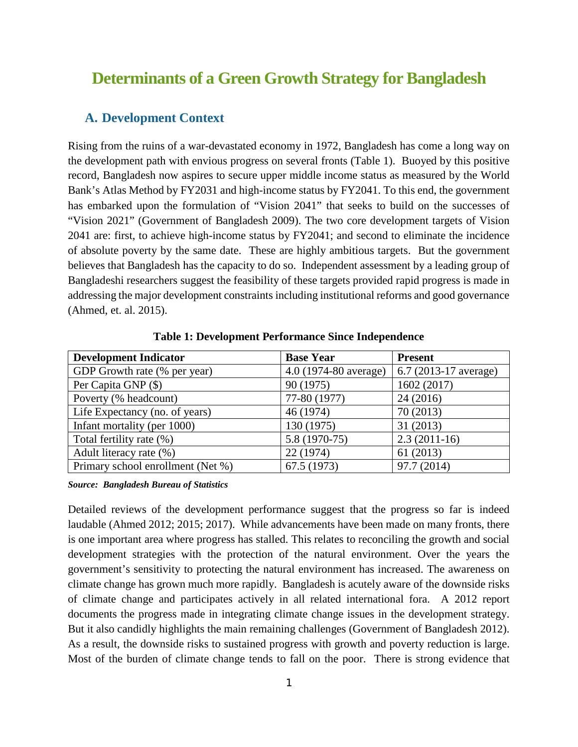# Determinants of a Green Growth Strategy for Bangladesh

## A. Development Context

Rising from the ruins of a war-devastated economy in 1972, Bangladesh has come a long way on the development path with envious progress on several fronts (Table 1). Buoyed by this positive record, Bangladesh now aspires to secure upper middle income status as measured by the World Bank's Atlas Method by FY2031 and high-income status by FY2041. To this end, the government has embarked upon the formulation of "Vision 2041" that seeks to build on the successes of "Vision 2021" (Government of Bangladesh 2009). The two core development targets of Vision 2041 are: first, to achieve high-income status by FY2041; and second to eliminate the incidence of absolute poverty by the same date. These are highly ambitious targets. But the government believes that Bangladesh has the capacity to do so. Independent assessment by a leading group of Bangladeshi researchers suggest the feasibility of these targets provided rapid progress is made in addressing the major development constraints including institutional reforms and good governance (Ahmed, et. al. 2015).

**Table 1: Development Performance Since Independence**

| Development Indicator | Base Year | Present |
|---|---|---|
| GDP Growth rate (% per year) | 4.0 (1974-80 average) | 6.7 (2013-17 average) |
| Per Capita GNP ($) | 90 (1975) | 1602 (2017) |
| Poverty (% headcount) | 77-80 (1977) | 24 (2016) |
| Life Expectancy (no. of years) | 46 (1974) | 70 (2013) |
| Infant mortality (per 1000) | 130 (1975) | 31 (2013) |
| Total fertility rate (%) | 5.8 (1970-75) | 2.3 (2011-16) |
| Adult literacy rate (%) | 22 (1974) | 61 (2013) |
| Primary school enrollment (Net %) | 67.5 (1973) | 97.7 (2014) |

***Source: Bangladesh Bureau of Statistics***

Detailed reviews of the development performance suggest that the progress so far is indeed laudable (Ahmed 2012; 2015; 2017). While advancements have been made on many fronts, there is one important area where progress has stalled. This relates to reconciling the growth and social development strategies with the protection of the natural environment. Over the years the government's sensitivity to protecting the natural environment has increased. The awareness on climate change has grown much more rapidly. Bangladesh is acutely aware of the downside risks of climate change and participates actively in all related international fora. A 2012 report documents the progress made in integrating climate change issues in the development strategy. But it also candidly highlights the main remaining challenges (Government of Bangladesh 2012). As a result, the downside risks to sustained progress with growth and poverty reduction is large. Most of the burden of climate change tends to fall on the poor. There is strong evidence that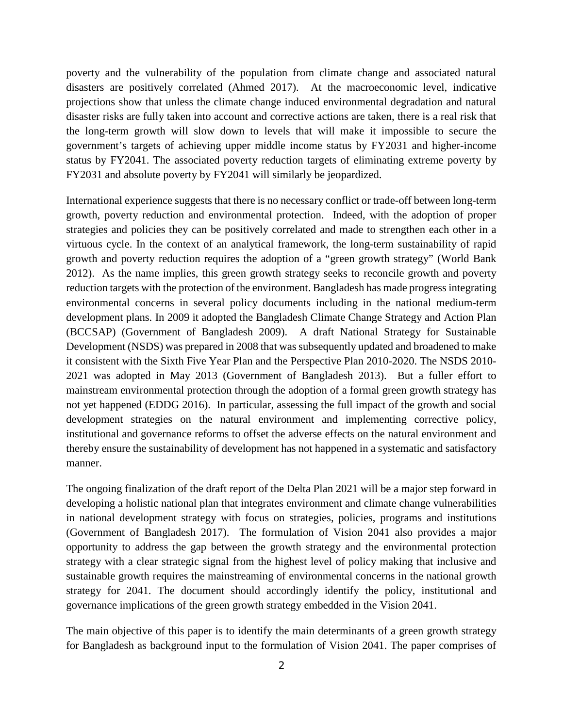poverty and the vulnerability of the population from climate change and associated natural disasters are positively correlated (Ahmed 2017). At the macroeconomic level, indicative projections show that unless the climate change induced environmental degradation and natural disaster risks are fully taken into account and corrective actions are taken, there is a real risk that the long-term growth will slow down to levels that will make it impossible to secure the government's targets of achieving upper middle income status by FY2031 and higher-income status by FY2041. The associated poverty reduction targets of eliminating extreme poverty by FY2031 and absolute poverty by FY2041 will similarly be jeopardized.

International experience suggests that there is no necessary conflict or trade-off between long-term growth, poverty reduction and environmental protection. Indeed, with the adoption of proper strategies and policies they can be positively correlated and made to strengthen each other in a virtuous cycle. In the context of an analytical framework, the long-term sustainability of rapid growth and poverty reduction requires the adoption of a "green growth strategy" (World Bank 2012). As the name implies, this green growth strategy seeks to reconcile growth and poverty reduction targets with the protection of the environment. Bangladesh has made progress integrating environmental concerns in several policy documents including in the national medium-term development plans. In 2009 it adopted the Bangladesh Climate Change Strategy and Action Plan (BCCSAP) (Government of Bangladesh 2009). A draft National Strategy for Sustainable Development (NSDS) was prepared in 2008 that was subsequently updated and broadened to make it consistent with the Sixth Five Year Plan and the Perspective Plan 2010-2020. The NSDS 2010-2021 was adopted in May 2013 (Government of Bangladesh 2013). But a fuller effort to mainstream environmental protection through the adoption of a formal green growth strategy has not yet happened (EDDG 2016). In particular, assessing the full impact of the growth and social development strategies on the natural environment and implementing corrective policy, institutional and governance reforms to offset the adverse effects on the natural environment and thereby ensure the sustainability of development has not happened in a systematic and satisfactory manner.

The ongoing finalization of the draft report of the Delta Plan 2021 will be a major step forward in developing a holistic national plan that integrates environment and climate change vulnerabilities in national development strategy with focus on strategies, policies, programs and institutions (Government of Bangladesh 2017). The formulation of Vision 2041 also provides a major opportunity to address the gap between the growth strategy and the environmental protection strategy with a clear strategic signal from the highest level of policy making that inclusive and sustainable growth requires the mainstreaming of environmental concerns in the national growth strategy for 2041. The document should accordingly identify the policy, institutional and governance implications of the green growth strategy embedded in the Vision 2041.

The main objective of this paper is to identify the main determinants of a green growth strategy for Bangladesh as background input to the formulation of Vision 2041. The paper comprises of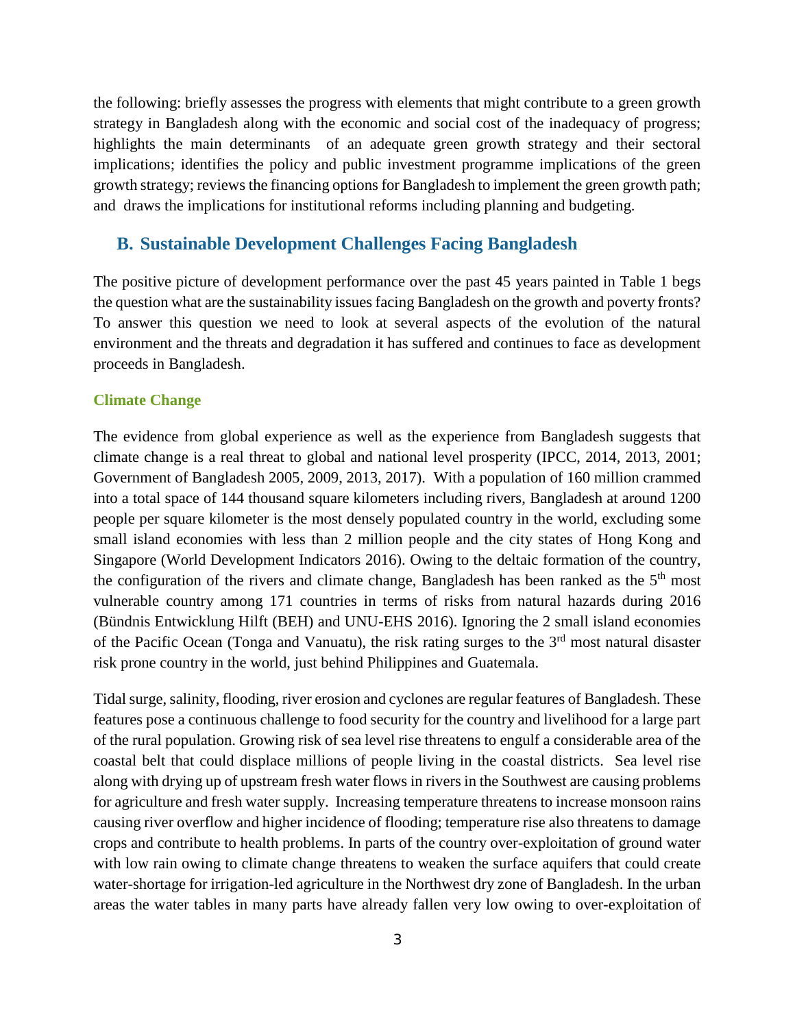the following: briefly assesses the progress with elements that might contribute to a green growth strategy in Bangladesh along with the economic and social cost of the inadequacy of progress; highlights the main determinants of an adequate green growth strategy and their sectoral implications; identifies the policy and public investment programme implications of the green growth strategy; reviews the financing options for Bangladesh to implement the green growth path; and draws the implications for institutional reforms including planning and budgeting.

## B. Sustainable Development Challenges Facing Bangladesh

The positive picture of development performance over the past 45 years painted in Table 1 begs the question what are the sustainability issues facing Bangladesh on the growth and poverty fronts? To answer this question we need to look at several aspects of the evolution of the natural environment and the threats and degradation it has suffered and continues to face as development proceeds in Bangladesh.

### Climate Change

The evidence from global experience as well as the experience from Bangladesh suggests that climate change is a real threat to global and national level prosperity (IPCC, 2014, 2013, 2001; Government of Bangladesh 2005, 2009, 2013, 2017). With a population of 160 million crammed into a total space of 144 thousand square kilometers including rivers, Bangladesh at around 1200 people per square kilometer is the most densely populated country in the world, excluding some small island economies with less than 2 million people and the city states of Hong Kong and Singapore (World Development Indicators 2016). Owing to the deltaic formation of the country, the configuration of the rivers and climate change, Bangladesh has been ranked as the 5th most vulnerable country among 171 countries in terms of risks from natural hazards during 2016 (Bündnis Entwicklung Hilft (BEH) and UNU-EHS 2016). Ignoring the 2 small island economies of the Pacific Ocean (Tonga and Vanuatu), the risk rating surges to the 3rd most natural disaster risk prone country in the world, just behind Philippines and Guatemala.

Tidal surge, salinity, flooding, river erosion and cyclones are regular features of Bangladesh. These features pose a continuous challenge to food security for the country and livelihood for a large part of the rural population. Growing risk of sea level rise threatens to engulf a considerable area of the coastal belt that could displace millions of people living in the coastal districts. Sea level rise along with drying up of upstream fresh water flows in rivers in the Southwest are causing problems for agriculture and fresh water supply. Increasing temperature threatens to increase monsoon rains causing river overflow and higher incidence of flooding; temperature rise also threatens to damage crops and contribute to health problems. In parts of the country over-exploitation of ground water with low rain owing to climate change threatens to weaken the surface aquifers that could create water-shortage for irrigation-led agriculture in the Northwest dry zone of Bangladesh. In the urban areas the water tables in many parts have already fallen very low owing to over-exploitation of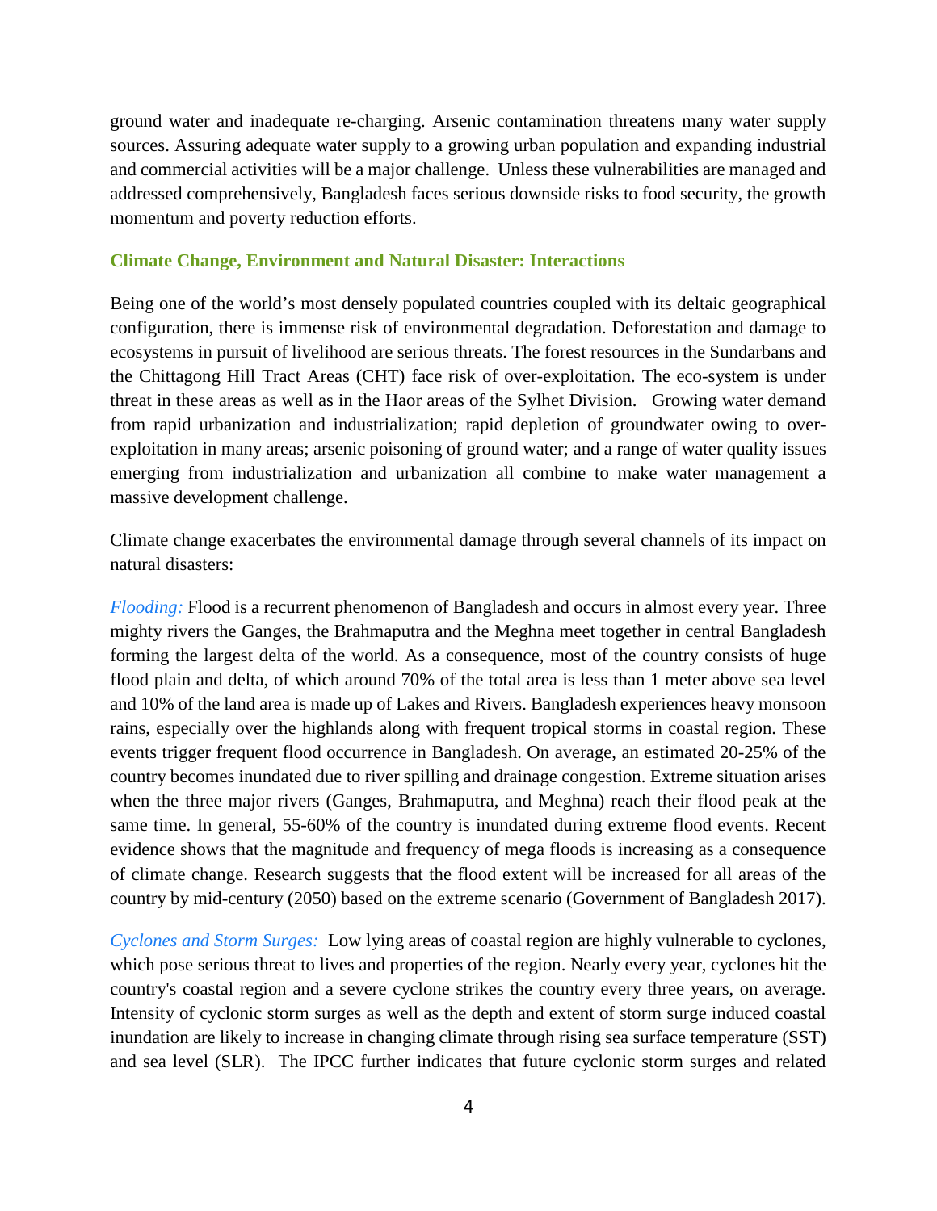ground water and inadequate re-charging. Arsenic contamination threatens many water supply sources. Assuring adequate water supply to a growing urban population and expanding industrial and commercial activities will be a major challenge. Unless these vulnerabilities are managed and addressed comprehensively, Bangladesh faces serious downside risks to food security, the growth momentum and poverty reduction efforts.

### Climate Change, Environment and Natural Disaster: Interactions

Being one of the world's most densely populated countries coupled with its deltaic geographical configuration, there is immense risk of environmental degradation. Deforestation and damage to ecosystems in pursuit of livelihood are serious threats. The forest resources in the Sundarbans and the Chittagong Hill Tract Areas (CHT) face risk of over-exploitation. The eco-system is under threat in these areas as well as in the Haor areas of the Sylhet Division. Growing water demand from rapid urbanization and industrialization; rapid depletion of groundwater owing to over-exploitation in many areas; arsenic poisoning of ground water; and a range of water quality issues emerging from industrialization and urbanization all combine to make water management a massive development challenge.

Climate change exacerbates the environmental damage through several channels of its impact on natural disasters:

*Flooding:* Flood is a recurrent phenomenon of Bangladesh and occurs in almost every year. Three mighty rivers the Ganges, the Brahmaputra and the Meghna meet together in central Bangladesh forming the largest delta of the world. As a consequence, most of the country consists of huge flood plain and delta, of which around 70% of the total area is less than 1 meter above sea level and 10% of the land area is made up of Lakes and Rivers. Bangladesh experiences heavy monsoon rains, especially over the highlands along with frequent tropical storms in coastal region. These events trigger frequent flood occurrence in Bangladesh. On average, an estimated 20-25% of the country becomes inundated due to river spilling and drainage congestion. Extreme situation arises when the three major rivers (Ganges, Brahmaputra, and Meghna) reach their flood peak at the same time. In general, 55-60% of the country is inundated during extreme flood events. Recent evidence shows that the magnitude and frequency of mega floods is increasing as a consequence of climate change. Research suggests that the flood extent will be increased for all areas of the country by mid-century (2050) based on the extreme scenario (Government of Bangladesh 2017).

*Cyclones and Storm Surges:* Low lying areas of coastal region are highly vulnerable to cyclones, which pose serious threat to lives and properties of the region. Nearly every year, cyclones hit the country's coastal region and a severe cyclone strikes the country every three years, on average. Intensity of cyclonic storm surges as well as the depth and extent of storm surge induced coastal inundation are likely to increase in changing climate through rising sea surface temperature (SST) and sea level (SLR). The IPCC further indicates that future cyclonic storm surges and related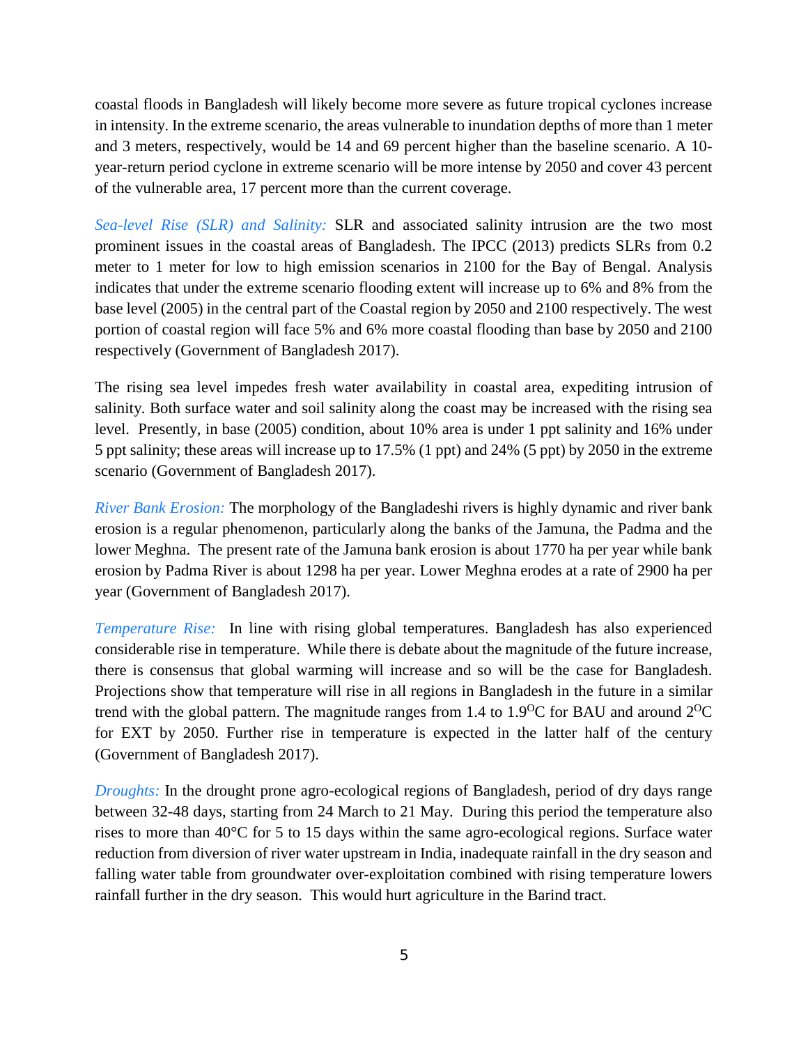coastal floods in Bangladesh will likely become more severe as future tropical cyclones increase in intensity. In the extreme scenario, the areas vulnerable to inundation depths of more than 1 meter and 3 meters, respectively, would be 14 and 69 percent higher than the baseline scenario. A 10-year-return period cyclone in extreme scenario will be more intense by 2050 and cover 43 percent of the vulnerable area, 17 percent more than the current coverage.

*Sea-level Rise (SLR) and Salinity:* SLR and associated salinity intrusion are the two most prominent issues in the coastal areas of Bangladesh. The IPCC (2013) predicts SLRs from 0.2 meter to 1 meter for low to high emission scenarios in 2100 for the Bay of Bengal. Analysis indicates that under the extreme scenario flooding extent will increase up to 6% and 8% from the base level (2005) in the central part of the Coastal region by 2050 and 2100 respectively. The west portion of coastal region will face 5% and 6% more coastal flooding than base by 2050 and 2100 respectively (Government of Bangladesh 2017).

The rising sea level impedes fresh water availability in coastal area, expediting intrusion of salinity. Both surface water and soil salinity along the coast may be increased with the rising sea level. Presently, in base (2005) condition, about 10% area is under 1 ppt salinity and 16% under 5 ppt salinity; these areas will increase up to 17.5% (1 ppt) and 24% (5 ppt) by 2050 in the extreme scenario (Government of Bangladesh 2017).

*River Bank Erosion:* The morphology of the Bangladeshi rivers is highly dynamic and river bank erosion is a regular phenomenon, particularly along the banks of the Jamuna, the Padma and the lower Meghna. The present rate of the Jamuna bank erosion is about 1770 ha per year while bank erosion by Padma River is about 1298 ha per year. Lower Meghna erodes at a rate of 2900 ha per year (Government of Bangladesh 2017).

*Temperature Rise:* In line with rising global temperatures. Bangladesh has also experienced considerable rise in temperature. While there is debate about the magnitude of the future increase, there is consensus that global warming will increase and so will be the case for Bangladesh. Projections show that temperature will rise in all regions in Bangladesh in the future in a similar trend with the global pattern. The magnitude ranges from 1.4 to 1.9$^{O}$C for BAU and around 2$^{O}$C for EXT by 2050. Further rise in temperature is expected in the latter half of the century (Government of Bangladesh 2017).

*Droughts:* In the drought prone agro-ecological regions of Bangladesh, period of dry days range between 32-48 days, starting from 24 March to 21 May. During this period the temperature also rises to more than 40°C for 5 to 15 days within the same agro-ecological regions. Surface water reduction from diversion of river water upstream in India, inadequate rainfall in the dry season and falling water table from groundwater over-exploitation combined with rising temperature lowers rainfall further in the dry season. This would hurt agriculture in the Barind tract.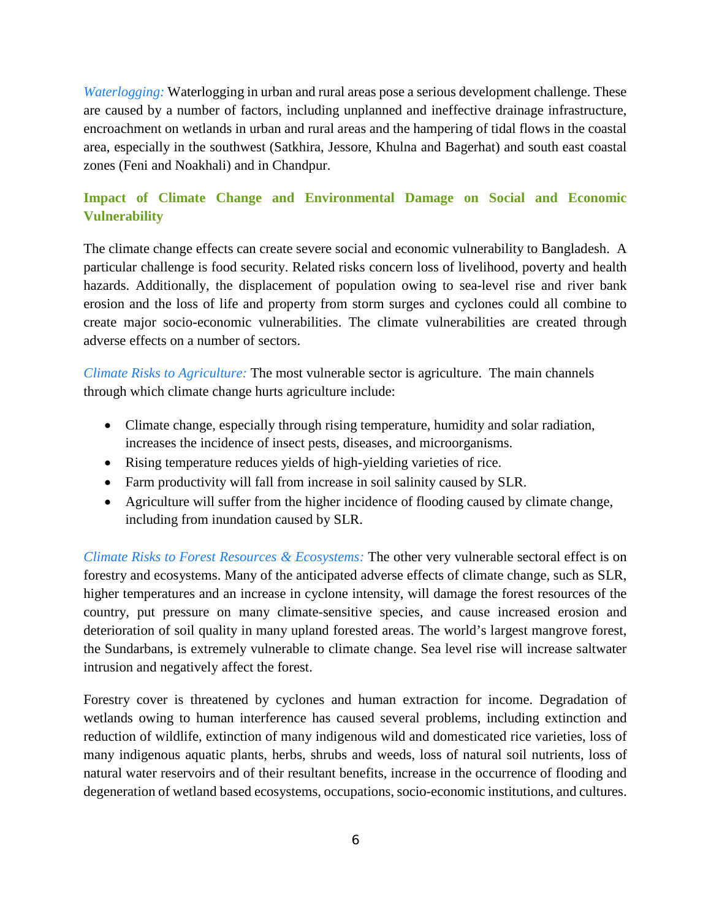*Waterlogging:* Waterlogging in urban and rural areas pose a serious development challenge. These are caused by a number of factors, including unplanned and ineffective drainage infrastructure, encroachment on wetlands in urban and rural areas and the hampering of tidal flows in the coastal area, especially in the southwest (Satkhira, Jessore, Khulna and Bagerhat) and south east coastal zones (Feni and Noakhali) and in Chandpur.

### Impact of Climate Change and Environmental Damage on Social and Economic Vulnerability

The climate change effects can create severe social and economic vulnerability to Bangladesh. A particular challenge is food security. Related risks concern loss of livelihood, poverty and health hazards. Additionally, the displacement of population owing to sea-level rise and river bank erosion and the loss of life and property from storm surges and cyclones could all combine to create major socio-economic vulnerabilities. The climate vulnerabilities are created through adverse effects on a number of sectors.

*Climate Risks to Agriculture:* The most vulnerable sector is agriculture. The main channels through which climate change hurts agriculture include:

- Climate change, especially through rising temperature, humidity and solar radiation, increases the incidence of insect pests, diseases, and microorganisms.
- Rising temperature reduces yields of high-yielding varieties of rice.
- Farm productivity will fall from increase in soil salinity caused by SLR.
- Agriculture will suffer from the higher incidence of flooding caused by climate change, including from inundation caused by SLR.

*Climate Risks to Forest Resources & Ecosystems:* The other very vulnerable sectoral effect is on forestry and ecosystems. Many of the anticipated adverse effects of climate change, such as SLR, higher temperatures and an increase in cyclone intensity, will damage the forest resources of the country, put pressure on many climate-sensitive species, and cause increased erosion and deterioration of soil quality in many upland forested areas. The world's largest mangrove forest, the Sundarbans, is extremely vulnerable to climate change. Sea level rise will increase saltwater intrusion and negatively affect the forest.

Forestry cover is threatened by cyclones and human extraction for income. Degradation of wetlands owing to human interference has caused several problems, including extinction and reduction of wildlife, extinction of many indigenous wild and domesticated rice varieties, loss of many indigenous aquatic plants, herbs, shrubs and weeds, loss of natural soil nutrients, loss of natural water reservoirs and of their resultant benefits, increase in the occurrence of flooding and degeneration of wetland based ecosystems, occupations, socio-economic institutions, and cultures.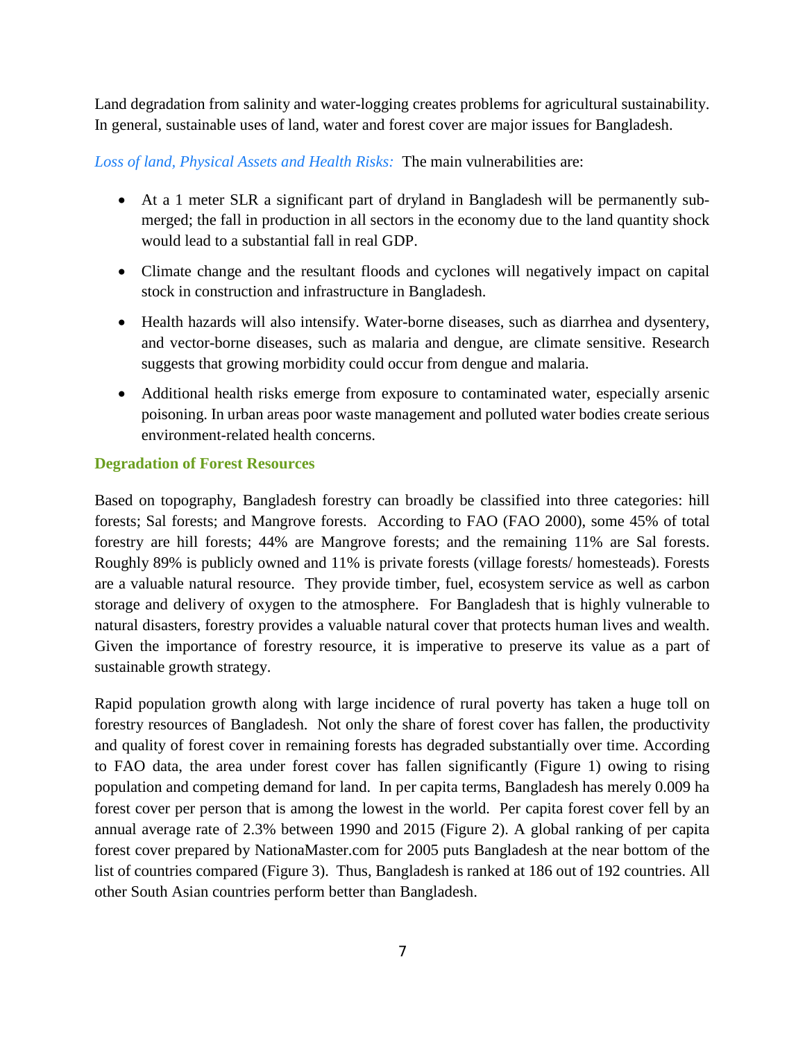Land degradation from salinity and water-logging creates problems for agricultural sustainability. In general, sustainable uses of land, water and forest cover are major issues for Bangladesh.

*Loss of land, Physical Assets and Health Risks:* The main vulnerabilities are:

- At a 1 meter SLR a significant part of dryland in Bangladesh will be permanently sub-merged; the fall in production in all sectors in the economy due to the land quantity shock would lead to a substantial fall in real GDP.
- Climate change and the resultant floods and cyclones will negatively impact on capital stock in construction and infrastructure in Bangladesh.
- Health hazards will also intensify. Water-borne diseases, such as diarrhea and dysentery, and vector-borne diseases, such as malaria and dengue, are climate sensitive. Research suggests that growing morbidity could occur from dengue and malaria.
- Additional health risks emerge from exposure to contaminated water, especially arsenic poisoning. In urban areas poor waste management and polluted water bodies create serious environment-related health concerns.

### Degradation of Forest Resources

Based on topography, Bangladesh forestry can broadly be classified into three categories: hill forests; Sal forests; and Mangrove forests. According to FAO (FAO 2000), some 45% of total forestry are hill forests; 44% are Mangrove forests; and the remaining 11% are Sal forests. Roughly 89% is publicly owned and 11% is private forests (village forests/ homesteads). Forests are a valuable natural resource. They provide timber, fuel, ecosystem service as well as carbon storage and delivery of oxygen to the atmosphere. For Bangladesh that is highly vulnerable to natural disasters, forestry provides a valuable natural cover that protects human lives and wealth. Given the importance of forestry resource, it is imperative to preserve its value as a part of sustainable growth strategy.

Rapid population growth along with large incidence of rural poverty has taken a huge toll on forestry resources of Bangladesh. Not only the share of forest cover has fallen, the productivity and quality of forest cover in remaining forests has degraded substantially over time. According to FAO data, the area under forest cover has fallen significantly (Figure 1) owing to rising population and competing demand for land. In per capita terms, Bangladesh has merely 0.009 ha forest cover per person that is among the lowest in the world. Per capita forest cover fell by an annual average rate of 2.3% between 1990 and 2015 (Figure 2). A global ranking of per capita forest cover prepared by NationaMaster.com for 2005 puts Bangladesh at the near bottom of the list of countries compared (Figure 3). Thus, Bangladesh is ranked at 186 out of 192 countries. All other South Asian countries perform better than Bangladesh.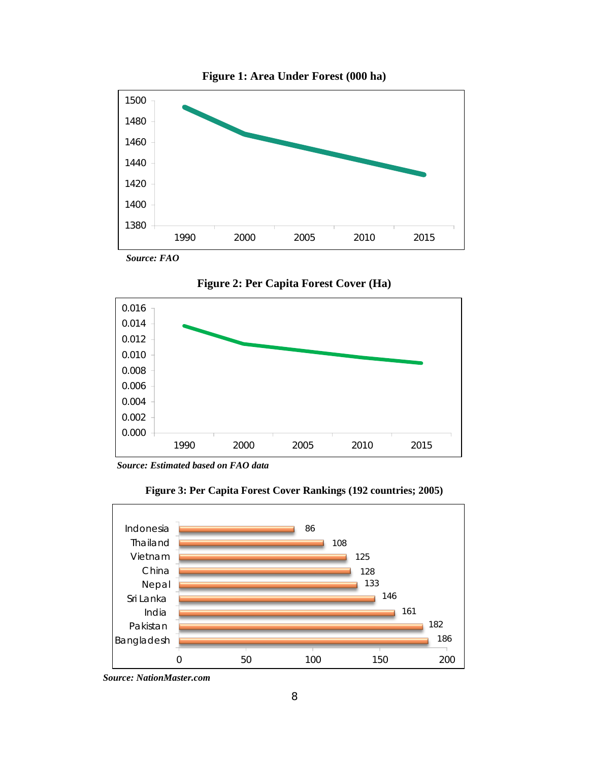**Figure 1: Area Under Forest (000 ha)**

*Source: FAO*

**Figure 2: Per Capita Forest Cover (Ha)**

*Source: Estimated based on FAO data*

**Figure 3: Per Capita Forest Cover Rankings (192 countries; 2005)**

| Country | Rank |
|---|---|
| Indonesia | 86 |
| Thailand | 108 |
| Vietnam | 125 |
| China | 128 |
| Nepal | 133 |
| Sri Lanka | 146 |
| India | 161 |
| Pakistan | 182 |
| Bangladesh | 186 |

*Source: NationMaster.com*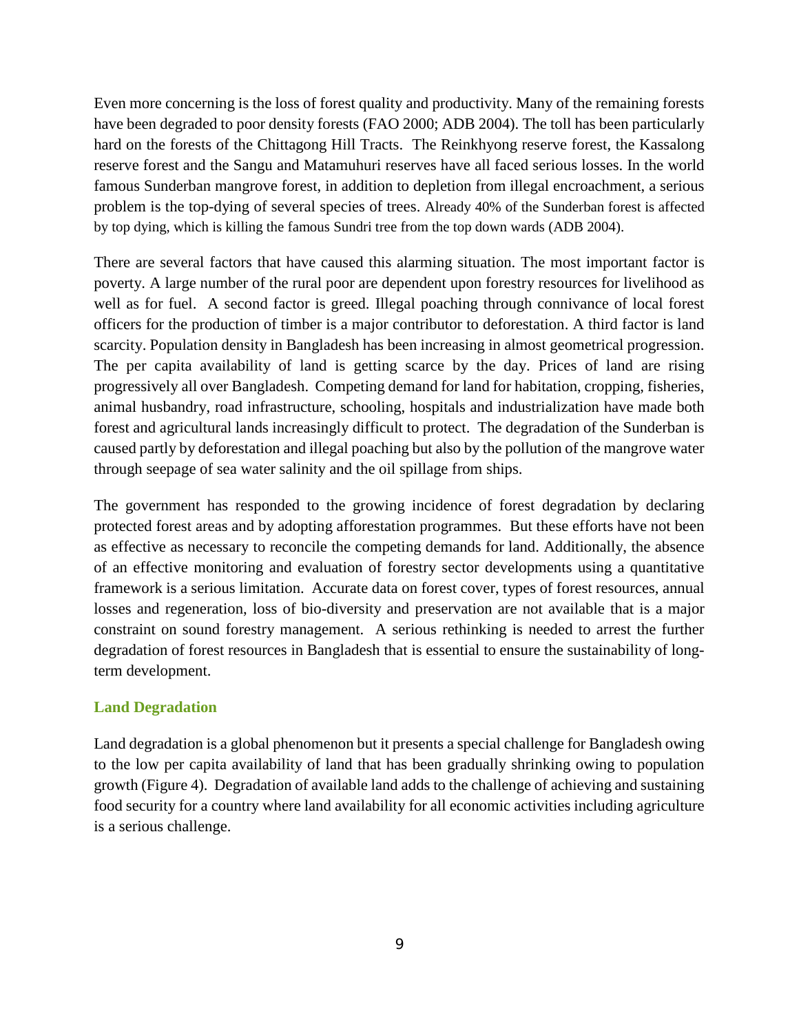Even more concerning is the loss of forest quality and productivity. Many of the remaining forests have been degraded to poor density forests (FAO 2000; ADB 2004). The toll has been particularly hard on the forests of the Chittagong Hill Tracts. The Reinkhyong reserve forest, the Kassalong reserve forest and the Sangu and Matamuhuri reserves have all faced serious losses. In the world famous Sunderban mangrove forest, in addition to depletion from illegal encroachment, a serious problem is the top-dying of several species of trees. Already 40% of the Sunderban forest is affected by top dying, which is killing the famous Sundri tree from the top down wards (ADB 2004).

There are several factors that have caused this alarming situation. The most important factor is poverty. A large number of the rural poor are dependent upon forestry resources for livelihood as well as for fuel. A second factor is greed. Illegal poaching through connivance of local forest officers for the production of timber is a major contributor to deforestation. A third factor is land scarcity. Population density in Bangladesh has been increasing in almost geometrical progression. The per capita availability of land is getting scarce by the day. Prices of land are rising progressively all over Bangladesh. Competing demand for land for habitation, cropping, fisheries, animal husbandry, road infrastructure, schooling, hospitals and industrialization have made both forest and agricultural lands increasingly difficult to protect. The degradation of the Sunderban is caused partly by deforestation and illegal poaching but also by the pollution of the mangrove water through seepage of sea water salinity and the oil spillage from ships.

The government has responded to the growing incidence of forest degradation by declaring protected forest areas and by adopting afforestation programmes. But these efforts have not been as effective as necessary to reconcile the competing demands for land. Additionally, the absence of an effective monitoring and evaluation of forestry sector developments using a quantitative framework is a serious limitation. Accurate data on forest cover, types of forest resources, annual losses and regeneration, loss of bio-diversity and preservation are not available that is a major constraint on sound forestry management. A serious rethinking is needed to arrest the further degradation of forest resources in Bangladesh that is essential to ensure the sustainability of long-term development.

### Land Degradation

Land degradation is a global phenomenon but it presents a special challenge for Bangladesh owing to the low per capita availability of land that has been gradually shrinking owing to population growth (Figure 4). Degradation of available land adds to the challenge of achieving and sustaining food security for a country where land availability for all economic activities including agriculture is a serious challenge.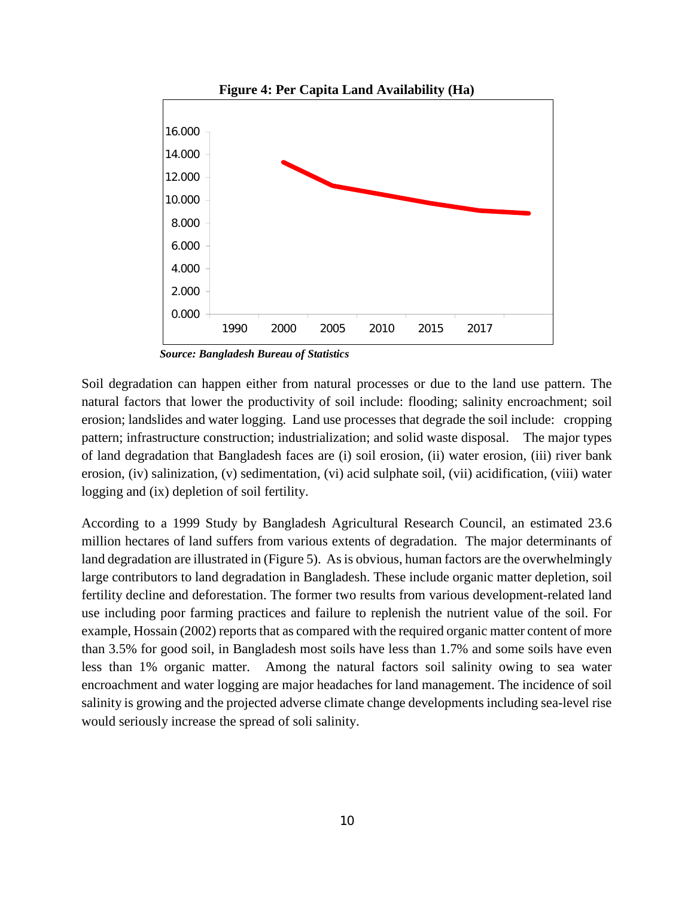**Figure 4: Per Capita Land Availability (Ha)**

*Source: Bangladesh Bureau of Statistics*

Soil degradation can happen either from natural processes or due to the land use pattern. The natural factors that lower the productivity of soil include: flooding; salinity encroachment; soil erosion; landslides and water logging. Land use processes that degrade the soil include: cropping pattern; infrastructure construction; industrialization; and solid waste disposal. The major types of land degradation that Bangladesh faces are (i) soil erosion, (ii) water erosion, (iii) river bank erosion, (iv) salinization, (v) sedimentation, (vi) acid sulphate soil, (vii) acidification, (viii) water logging and (ix) depletion of soil fertility.

According to a 1999 Study by Bangladesh Agricultural Research Council, an estimated 23.6 million hectares of land suffers from various extents of degradation. The major determinants of land degradation are illustrated in (Figure 5). As is obvious, human factors are the overwhelmingly large contributors to land degradation in Bangladesh. These include organic matter depletion, soil fertility decline and deforestation. The former two results from various development-related land use including poor farming practices and failure to replenish the nutrient value of the soil. For example, Hossain (2002) reports that as compared with the required organic matter content of more than 3.5% for good soil, in Bangladesh most soils have less than 1.7% and some soils have even less than 1% organic matter. Among the natural factors soil salinity owing to sea water encroachment and water logging are major headaches for land management. The incidence of soil salinity is growing and the projected adverse climate change developments including sea-level rise would seriously increase the spread of soli salinity.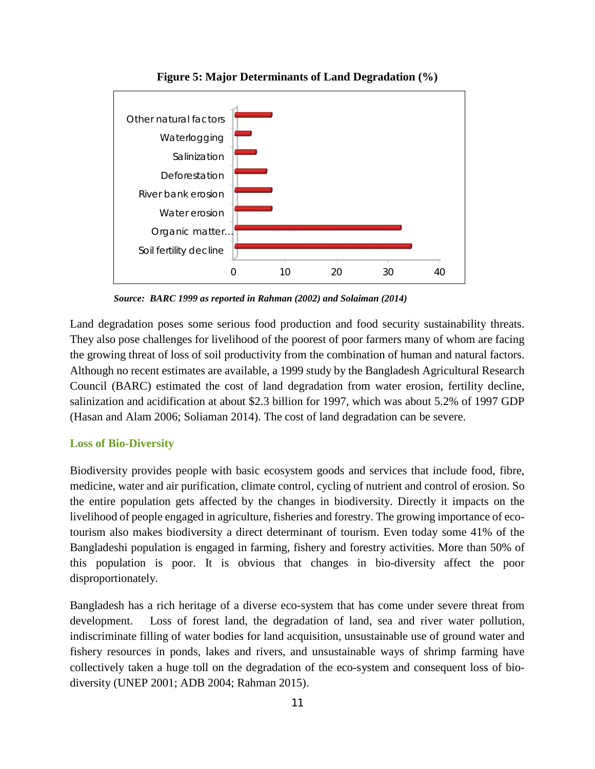**Figure 5: Major Determinants of Land Degradation (%)**

*Source: BARC 1999 as reported in Rahman (2002) and Solaiman (2014)*

Land degradation poses some serious food production and food security sustainability threats. They also pose challenges for livelihood of the poorest of poor farmers many of whom are facing the growing threat of loss of soil productivity from the combination of human and natural factors. Although no recent estimates are available, a 1999 study by the Bangladesh Agricultural Research Council (BARC) estimated the cost of land degradation from water erosion, fertility decline, salinization and acidification at about \$2.3 billion for 1997, which was about 5.2% of 1997 GDP (Hasan and Alam 2006; Soliaman 2014). The cost of land degradation can be severe.

### Loss of Bio-Diversity

Biodiversity provides people with basic ecosystem goods and services that include food, fibre, medicine, water and air purification, climate control, cycling of nutrient and control of erosion. So the entire population gets affected by the changes in biodiversity. Directly it impacts on the livelihood of people engaged in agriculture, fisheries and forestry. The growing importance of eco-tourism also makes biodiversity a direct determinant of tourism. Even today some 41% of the Bangladeshi population is engaged in farming, fishery and forestry activities. More than 50% of this population is poor. It is obvious that changes in bio-diversity affect the poor disproportionately.

Bangladesh has a rich heritage of a diverse eco-system that has come under severe threat from development. Loss of forest land, the degradation of land, sea and river water pollution, indiscriminate filling of water bodies for land acquisition, unsustainable use of ground water and fishery resources in ponds, lakes and rivers, and unsustainable ways of shrimp farming have collectively taken a huge toll on the degradation of the eco-system and consequent loss of bio-diversity (UNEP 2001; ADB 2004; Rahman 2015).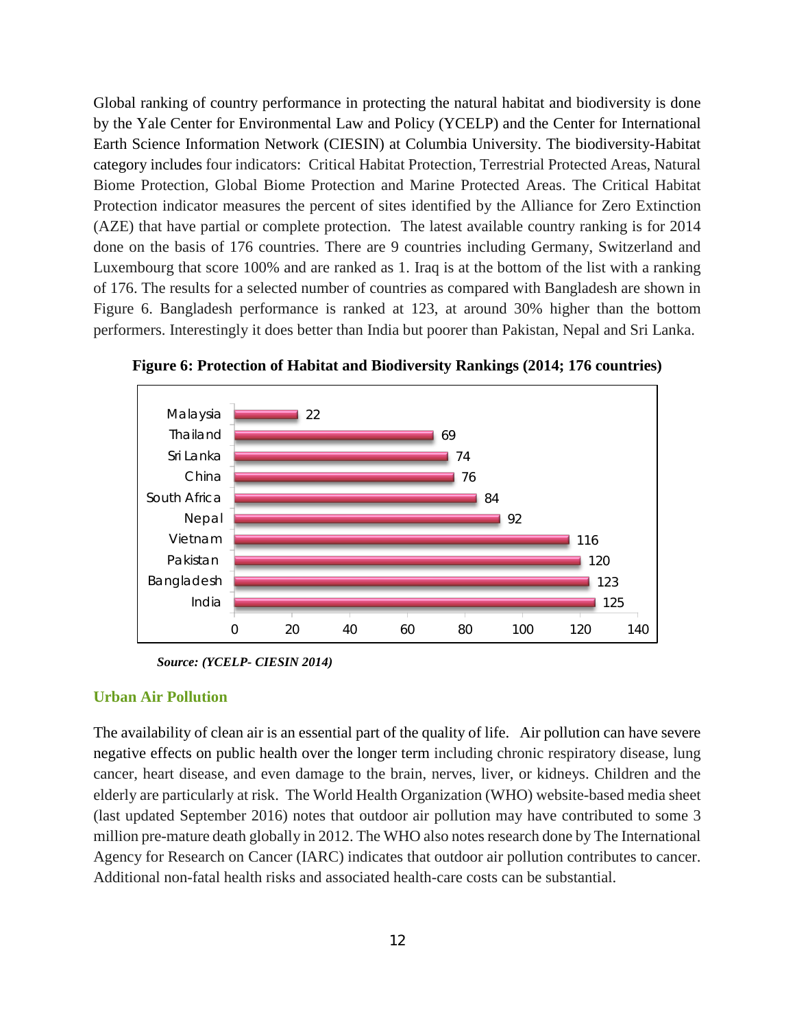Global ranking of country performance in protecting the natural habitat and biodiversity is done by the Yale Center for Environmental Law and Policy (YCELP) and the Center for International Earth Science Information Network (CIESIN) at Columbia University. The biodiversity-Habitat category includes four indicators: Critical Habitat Protection, Terrestrial Protected Areas, Natural Biome Protection, Global Biome Protection and Marine Protected Areas. The Critical Habitat Protection indicator measures the percent of sites identified by the Alliance for Zero Extinction (AZE) that have partial or complete protection. The latest available country ranking is for 2014 done on the basis of 176 countries. There are 9 countries including Germany, Switzerland and Luxembourg that score 100% and are ranked as 1. Iraq is at the bottom of the list with a ranking of 176. The results for a selected number of countries as compared with Bangladesh are shown in Figure 6. Bangladesh performance is ranked at 123, at around 30% higher than the bottom performers. Interestingly it does better than India but poorer than Pakistan, Nepal and Sri Lanka.

**Figure 6: Protection of Habitat and Biodiversity Rankings (2014; 176 countries)**

| Country | Ranking |
|---|---|
| Malaysia | 22 |
| Thailand | 69 |
| Sri Lanka | 74 |
| China | 76 |
| South Africa | 84 |
| Nepal | 92 |
| Vietnam | 116 |
| Pakistan | 120 |
| Bangladesh | 123 |
| India | 125 |

***Source: (YCELP- CIESIN 2014)***

## Urban Air Pollution

The availability of clean air is an essential part of the quality of life. Air pollution can have severe negative effects on public health over the longer term including chronic respiratory disease, lung cancer, heart disease, and even damage to the brain, nerves, liver, or kidneys. Children and the elderly are particularly at risk. The World Health Organization (WHO) website-based media sheet (last updated September 2016) notes that outdoor air pollution may have contributed to some 3 million pre-mature death globally in 2012. The WHO also notes research done by The International Agency for Research on Cancer (IARC) indicates that outdoor air pollution contributes to cancer. Additional non-fatal health risks and associated health-care costs can be substantial.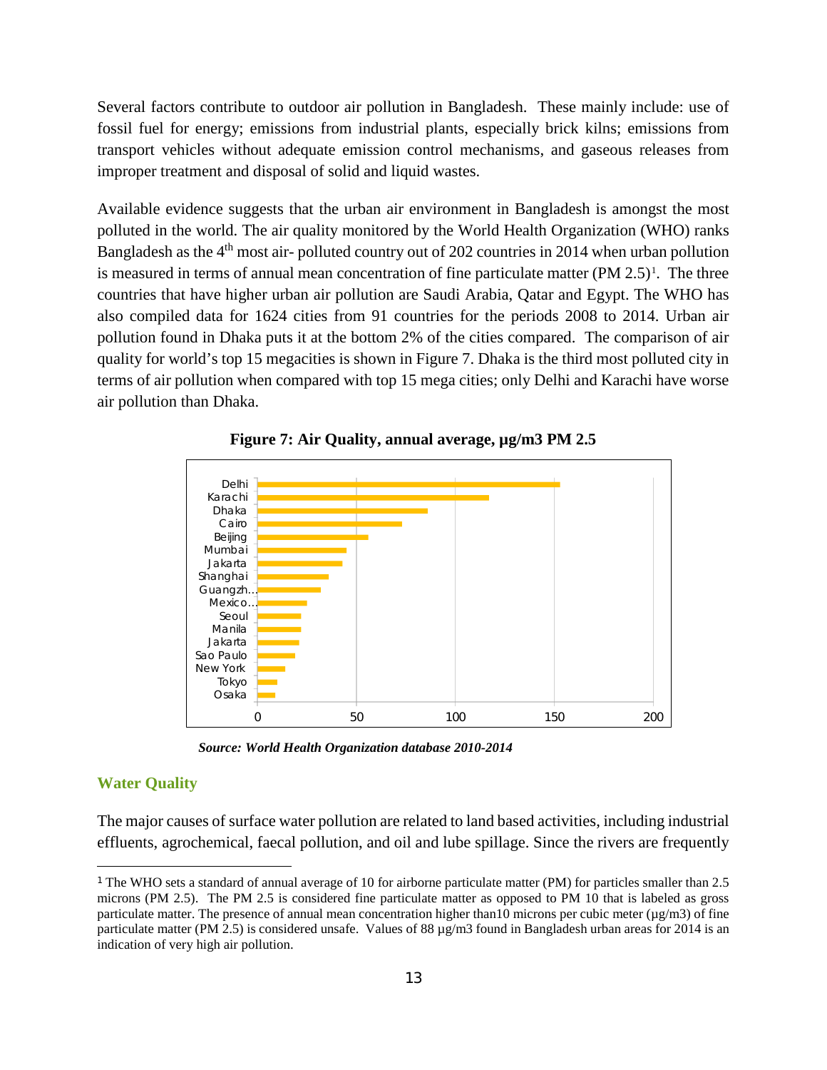Several factors contribute to outdoor air pollution in Bangladesh. These mainly include: use of fossil fuel for energy; emissions from industrial plants, especially brick kilns; emissions from transport vehicles without adequate emission control mechanisms, and gaseous releases from improper treatment and disposal of solid and liquid wastes.

Available evidence suggests that the urban air environment in Bangladesh is amongst the most polluted in the world. The air quality monitored by the World Health Organization (WHO) ranks Bangladesh as the 4th most air- polluted country out of 202 countries in 2014 when urban pollution is measured in terms of annual mean concentration of fine particulate matter (PM 2.5)[1]. The three countries that have higher urban air pollution are Saudi Arabia, Qatar and Egypt. The WHO has also compiled data for 1624 cities from 91 countries for the periods 2008 to 2014. Urban air pollution found in Dhaka puts it at the bottom 2% of the cities compared. The comparison of air quality for world's top 15 megacities is shown in Figure 7. Dhaka is the third most polluted city in terms of air pollution when compared with top 15 mega cities; only Delhi and Karachi have worse air pollution than Dhaka.

**Figure 7: Air Quality, annual average, µg/m3 PM 2.5**

Delhi, Karachi, Dhaka, Cairo, Beijing, Mumbai, Jakarta, Shanghai, Guangzh..., Mexico..., Seoul, Manila, Jakarta, Sao Paulo, New York, Tokyo, Osaka

0 50 100 150 200

***Source: World Health Organization database 2010-2014***

## Water Quality

The major causes of surface water pollution are related to land based activities, including industrial effluents, agrochemical, faecal pollution, and oil and lube spillage. Since the rivers are frequently

---

[1] The WHO sets a standard of annual average of 10 for airborne particulate matter (PM) for particles smaller than 2.5 microns (PM 2.5). The PM 2.5 is considered fine particulate matter as opposed to PM 10 that is labeled as gross particulate matter. The presence of annual mean concentration higher than10 microns per cubic meter (µg/m3) of fine particulate matter (PM 2.5) is considered unsafe. Values of 88 µg/m3 found in Bangladesh urban areas for 2014 is an indication of very high air pollution.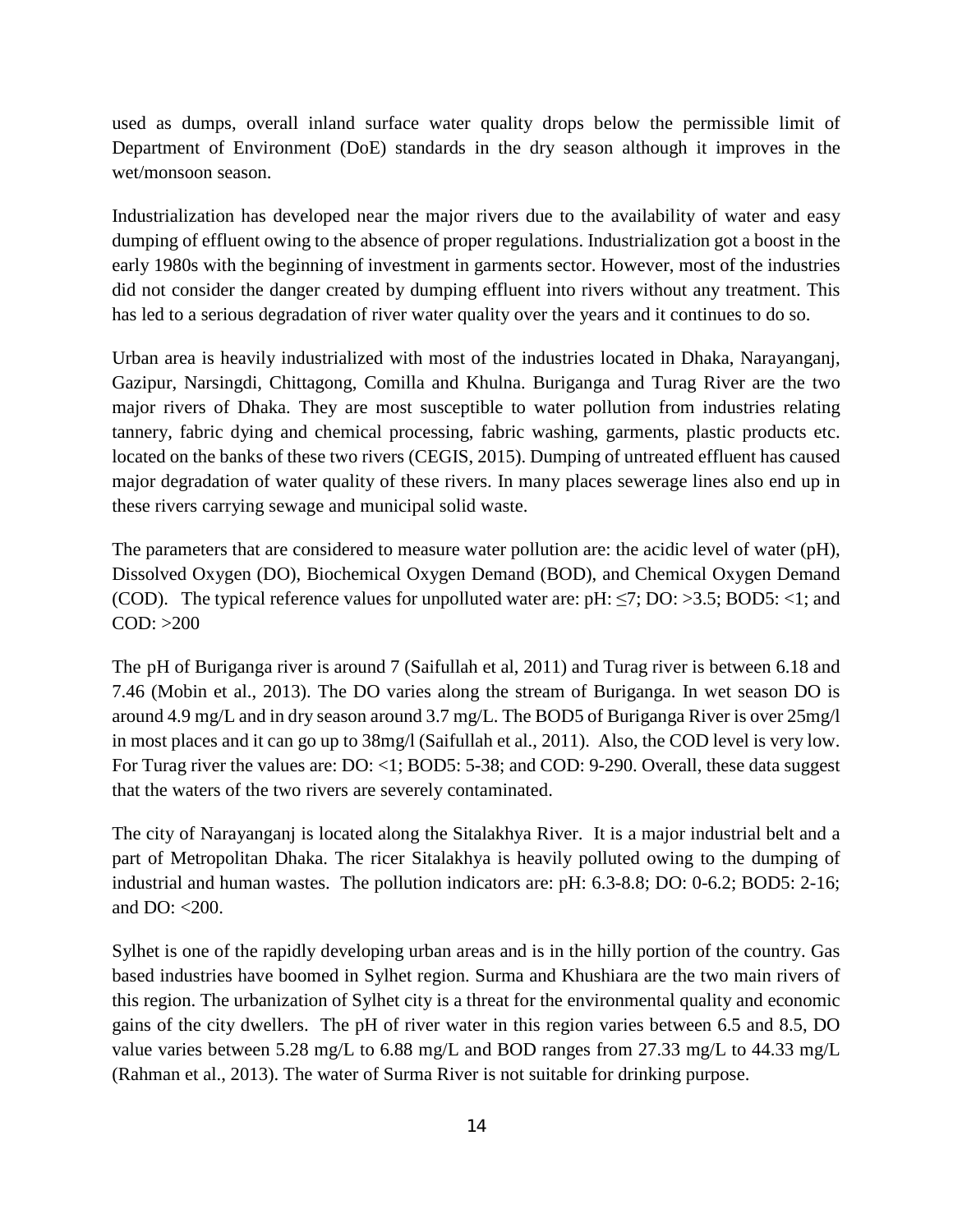used as dumps, overall inland surface water quality drops below the permissible limit of Department of Environment (DoE) standards in the dry season although it improves in the wet/monsoon season.

Industrialization has developed near the major rivers due to the availability of water and easy dumping of effluent owing to the absence of proper regulations. Industrialization got a boost in the early 1980s with the beginning of investment in garments sector. However, most of the industries did not consider the danger created by dumping effluent into rivers without any treatment. This has led to a serious degradation of river water quality over the years and it continues to do so.

Urban area is heavily industrialized with most of the industries located in Dhaka, Narayanganj, Gazipur, Narsingdi, Chittagong, Comilla and Khulna. Buriganga and Turag River are the two major rivers of Dhaka. They are most susceptible to water pollution from industries relating tannery, fabric dying and chemical processing, fabric washing, garments, plastic products etc. located on the banks of these two rivers (CEGIS, 2015). Dumping of untreated effluent has caused major degradation of water quality of these rivers. In many places sewerage lines also end up in these rivers carrying sewage and municipal solid waste.

The parameters that are considered to measure water pollution are: the acidic level of water (pH), Dissolved Oxygen (DO), Biochemical Oxygen Demand (BOD), and Chemical Oxygen Demand (COD). The typical reference values for unpolluted water are: pH: ≤7; DO: >3.5; BOD5: <1; and COD: >200

The pH of Buriganga river is around 7 (Saifullah et al, 2011) and Turag river is between 6.18 and 7.46 (Mobin et al., 2013). The DO varies along the stream of Buriganga. In wet season DO is around 4.9 mg/L and in dry season around 3.7 mg/L. The BOD5 of Buriganga River is over 25mg/l in most places and it can go up to 38mg/l (Saifullah et al., 2011). Also, the COD level is very low. For Turag river the values are: DO: <1; BOD5: 5-38; and COD: 9-290. Overall, these data suggest that the waters of the two rivers are severely contaminated.

The city of Narayanganj is located along the Sitalakhya River. It is a major industrial belt and a part of Metropolitan Dhaka. The ricer Sitalakhya is heavily polluted owing to the dumping of industrial and human wastes. The pollution indicators are: pH: 6.3-8.8; DO: 0-6.2; BOD5: 2-16; and DO: <200.

Sylhet is one of the rapidly developing urban areas and is in the hilly portion of the country. Gas based industries have boomed in Sylhet region. Surma and Khushiara are the two main rivers of this region. The urbanization of Sylhet city is a threat for the environmental quality and economic gains of the city dwellers. The pH of river water in this region varies between 6.5 and 8.5, DO value varies between 5.28 mg/L to 6.88 mg/L and BOD ranges from 27.33 mg/L to 44.33 mg/L (Rahman et al., 2013). The water of Surma River is not suitable for drinking purpose.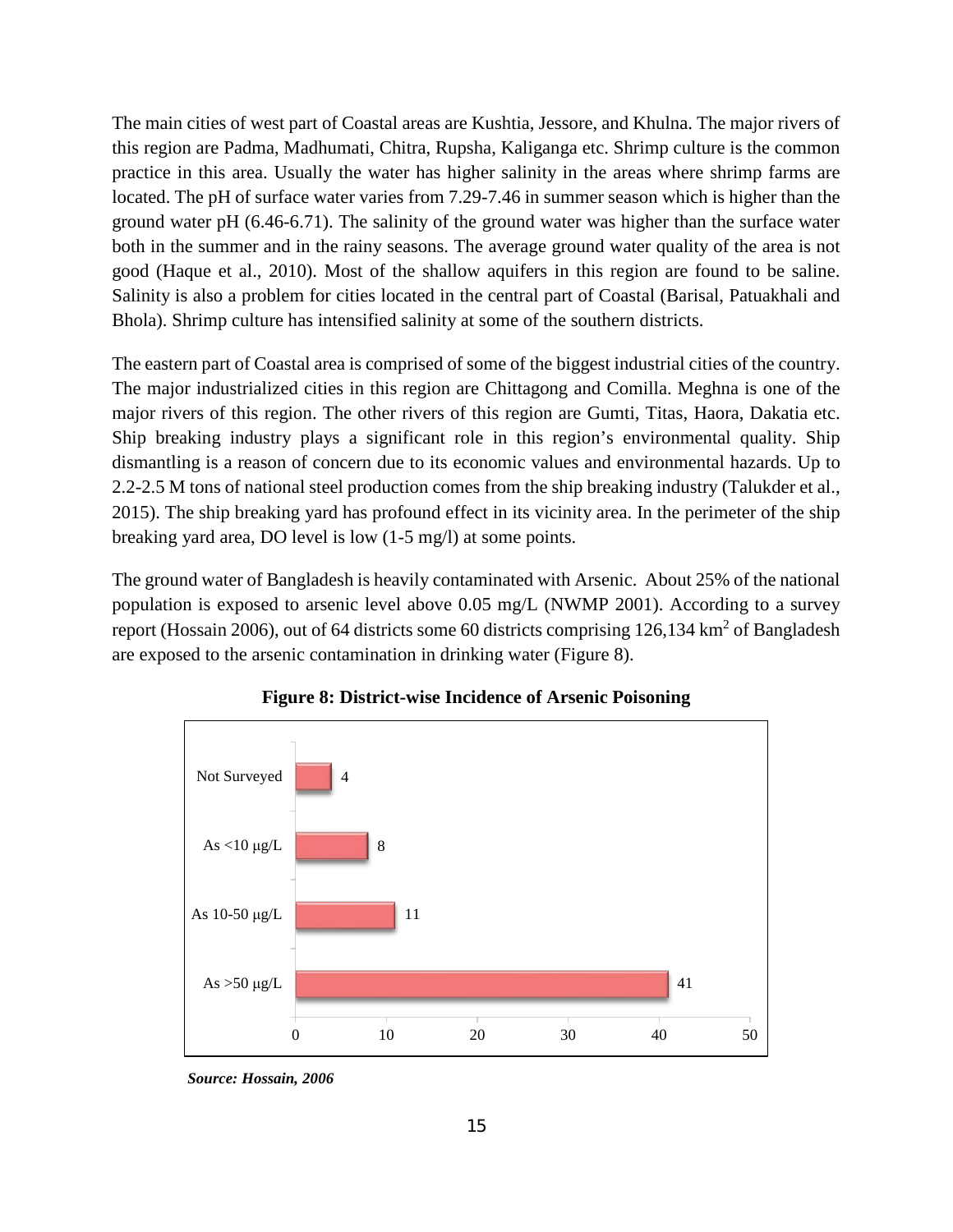The main cities of west part of Coastal areas are Kushtia, Jessore, and Khulna. The major rivers of this region are Padma, Madhumati, Chitra, Rupsha, Kaliganga etc. Shrimp culture is the common practice in this area. Usually the water has higher salinity in the areas where shrimp farms are located. The pH of surface water varies from 7.29-7.46 in summer season which is higher than the ground water pH (6.46-6.71). The salinity of the ground water was higher than the surface water both in the summer and in the rainy seasons. The average ground water quality of the area is not good (Haque et al., 2010). Most of the shallow aquifers in this region are found to be saline. Salinity is also a problem for cities located in the central part of Coastal (Barisal, Patuakhali and Bhola). Shrimp culture has intensified salinity at some of the southern districts.

The eastern part of Coastal area is comprised of some of the biggest industrial cities of the country. The major industrialized cities in this region are Chittagong and Comilla. Meghna is one of the major rivers of this region. The other rivers of this region are Gumti, Titas, Haora, Dakatia etc. Ship breaking industry plays a significant role in this region's environmental quality. Ship dismantling is a reason of concern due to its economic values and environmental hazards. Up to 2.2-2.5 M tons of national steel production comes from the ship breaking industry (Talukder et al., 2015). The ship breaking yard has profound effect in its vicinity area. In the perimeter of the ship breaking yard area, DO level is low (1-5 mg/l) at some points.

The ground water of Bangladesh is heavily contaminated with Arsenic. About 25% of the national population is exposed to arsenic level above 0.05 mg/L (NWMP 2001). According to a survey report (Hossain 2006), out of 64 districts some 60 districts comprising 126,134 $km^2$ of Bangladesh are exposed to the arsenic contamination in drinking water (Figure 8).

**Figure 8: District-wise Incidence of Arsenic Poisoning**

| Category | Number of districts |
|---|---|
| Not Surveyed | 4 |
| As <10 μg/L | 8 |
| As 10-50 μg/L | 11 |
| As >50 μg/L | 41 |

***Source: Hossain, 2006***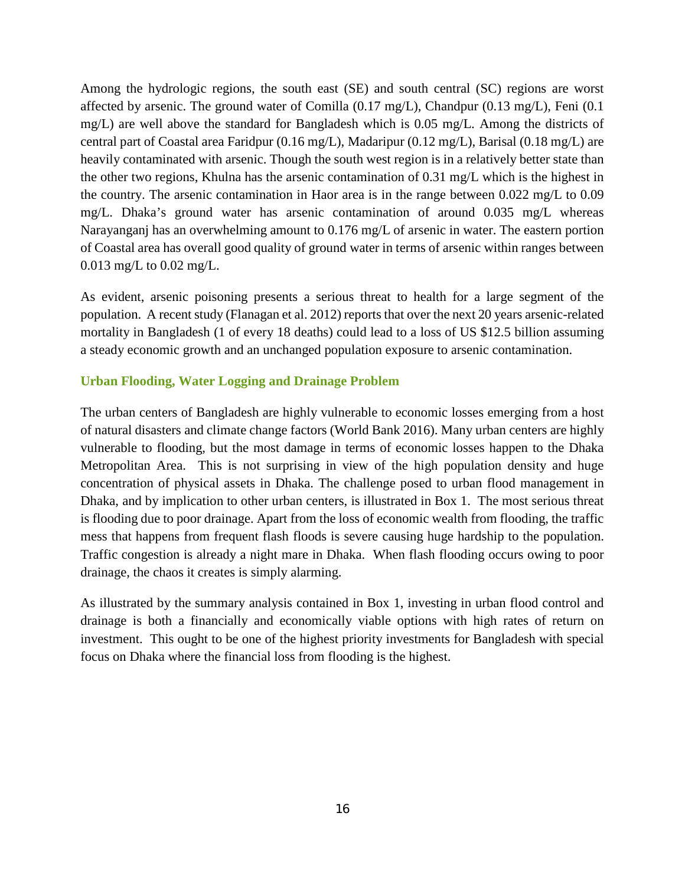Among the hydrologic regions, the south east (SE) and south central (SC) regions are worst affected by arsenic. The ground water of Comilla (0.17 mg/L), Chandpur (0.13 mg/L), Feni (0.1 mg/L) are well above the standard for Bangladesh which is 0.05 mg/L. Among the districts of central part of Coastal area Faridpur (0.16 mg/L), Madaripur (0.12 mg/L), Barisal (0.18 mg/L) are heavily contaminated with arsenic. Though the south west region is in a relatively better state than the other two regions, Khulna has the arsenic contamination of 0.31 mg/L which is the highest in the country. The arsenic contamination in Haor area is in the range between 0.022 mg/L to 0.09 mg/L. Dhaka's ground water has arsenic contamination of around 0.035 mg/L whereas Narayanganj has an overwhelming amount to 0.176 mg/L of arsenic in water. The eastern portion of Coastal area has overall good quality of ground water in terms of arsenic within ranges between 0.013 mg/L to 0.02 mg/L.

As evident, arsenic poisoning presents a serious threat to health for a large segment of the population. A recent study (Flanagan et al. 2012) reports that over the next 20 years arsenic-related mortality in Bangladesh (1 of every 18 deaths) could lead to a loss of US $12.5 billion assuming a steady economic growth and an unchanged population exposure to arsenic contamination.

### Urban Flooding, Water Logging and Drainage Problem

The urban centers of Bangladesh are highly vulnerable to economic losses emerging from a host of natural disasters and climate change factors (World Bank 2016). Many urban centers are highly vulnerable to flooding, but the most damage in terms of economic losses happen to the Dhaka Metropolitan Area. This is not surprising in view of the high population density and huge concentration of physical assets in Dhaka. The challenge posed to urban flood management in Dhaka, and by implication to other urban centers, is illustrated in Box 1. The most serious threat is flooding due to poor drainage. Apart from the loss of economic wealth from flooding, the traffic mess that happens from frequent flash floods is severe causing huge hardship to the population. Traffic congestion is already a night mare in Dhaka. When flash flooding occurs owing to poor drainage, the chaos it creates is simply alarming.

As illustrated by the summary analysis contained in Box 1, investing in urban flood control and drainage is both a financially and economically viable options with high rates of return on investment. This ought to be one of the highest priority investments for Bangladesh with special focus on Dhaka where the financial loss from flooding is the highest.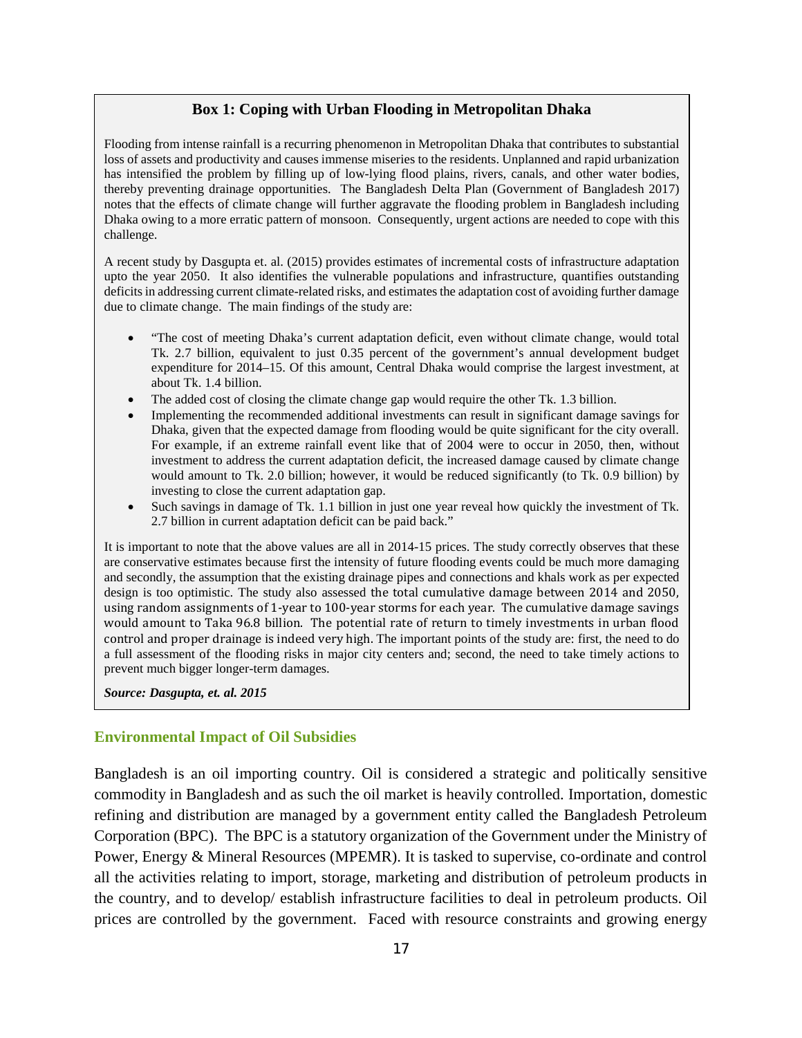### Box 1: Coping with Urban Flooding in Metropolitan Dhaka

Flooding from intense rainfall is a recurring phenomenon in Metropolitan Dhaka that contributes to substantial loss of assets and productivity and causes immense miseries to the residents. Unplanned and rapid urbanization has intensified the problem by filling up of low-lying flood plains, rivers, canals, and other water bodies, thereby preventing drainage opportunities. The Bangladesh Delta Plan (Government of Bangladesh 2017) notes that the effects of climate change will further aggravate the flooding problem in Bangladesh including Dhaka owing to a more erratic pattern of monsoon. Consequently, urgent actions are needed to cope with this challenge.

A recent study by Dasgupta et. al. (2015) provides estimates of incremental costs of infrastructure adaptation upto the year 2050. It also identifies the vulnerable populations and infrastructure, quantifies outstanding deficits in addressing current climate-related risks, and estimates the adaptation cost of avoiding further damage due to climate change. The main findings of the study are:

- "The cost of meeting Dhaka's current adaptation deficit, even without climate change, would total Tk. 2.7 billion, equivalent to just 0.35 percent of the government's annual development budget expenditure for 2014–15. Of this amount, Central Dhaka would comprise the largest investment, at about Tk. 1.4 billion.
- The added cost of closing the climate change gap would require the other Tk. 1.3 billion.
- Implementing the recommended additional investments can result in significant damage savings for Dhaka, given that the expected damage from flooding would be quite significant for the city overall. For example, if an extreme rainfall event like that of 2004 were to occur in 2050, then, without investment to address the current adaptation deficit, the increased damage caused by climate change would amount to Tk. 2.0 billion; however, it would be reduced significantly (to Tk. 0.9 billion) by investing to close the current adaptation gap.
- Such savings in damage of Tk. 1.1 billion in just one year reveal how quickly the investment of Tk. 2.7 billion in current adaptation deficit can be paid back."

It is important to note that the above values are all in 2014-15 prices. The study correctly observes that these are conservative estimates because first the intensity of future flooding events could be much more damaging and secondly, the assumption that the existing drainage pipes and connections and khals work as per expected design is too optimistic. The study also assessed the total cumulative damage between 2014 and 2050, using random assignments of 1-year to 100-year storms for each year. The cumulative damage savings would amount to Taka 96.8 billion. The potential rate of return to timely investments in urban flood control and proper drainage is indeed very high. The important points of the study are: first, the need to do a full assessment of the flooding risks in major city centers and; second, the need to take timely actions to prevent much bigger longer-term damages.

***Source: Dasgupta, et. al. 2015***

## Environmental Impact of Oil Subsidies

Bangladesh is an oil importing country. Oil is considered a strategic and politically sensitive commodity in Bangladesh and as such the oil market is heavily controlled. Importation, domestic refining and distribution are managed by a government entity called the Bangladesh Petroleum Corporation (BPC). The BPC is a statutory organization of the Government under the Ministry of Power, Energy & Mineral Resources (MPEMR). It is tasked to supervise, co-ordinate and control all the activities relating to import, storage, marketing and distribution of petroleum products in the country, and to develop/ establish infrastructure facilities to deal in petroleum products. Oil prices are controlled by the government. Faced with resource constraints and growing energy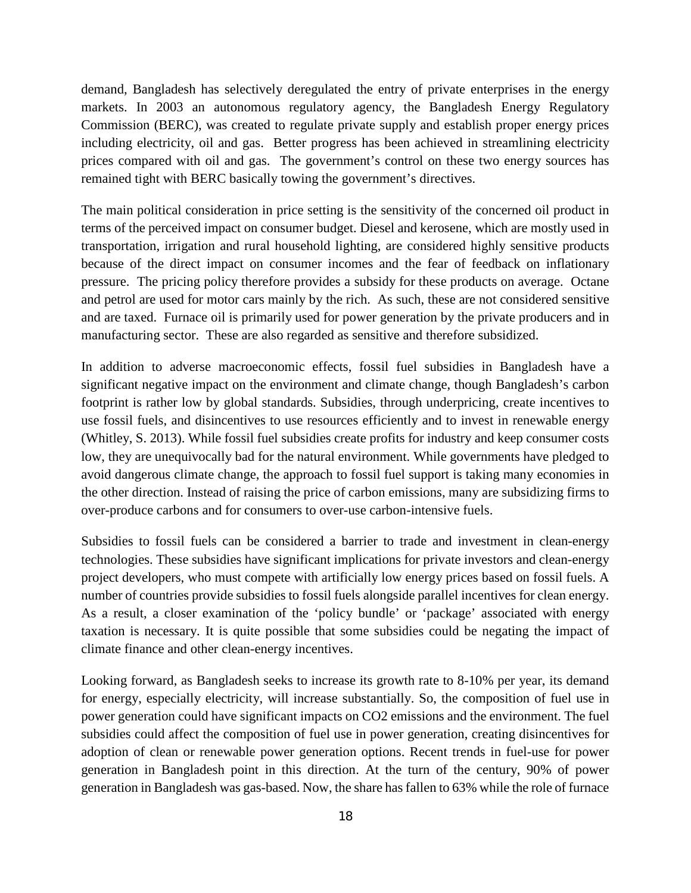demand, Bangladesh has selectively deregulated the entry of private enterprises in the energy markets. In 2003 an autonomous regulatory agency, the Bangladesh Energy Regulatory Commission (BERC), was created to regulate private supply and establish proper energy prices including electricity, oil and gas. Better progress has been achieved in streamlining electricity prices compared with oil and gas. The government's control on these two energy sources has remained tight with BERC basically towing the government's directives.

The main political consideration in price setting is the sensitivity of the concerned oil product in terms of the perceived impact on consumer budget. Diesel and kerosene, which are mostly used in transportation, irrigation and rural household lighting, are considered highly sensitive products because of the direct impact on consumer incomes and the fear of feedback on inflationary pressure. The pricing policy therefore provides a subsidy for these products on average. Octane and petrol are used for motor cars mainly by the rich. As such, these are not considered sensitive and are taxed. Furnace oil is primarily used for power generation by the private producers and in manufacturing sector. These are also regarded as sensitive and therefore subsidized.

In addition to adverse macroeconomic effects, fossil fuel subsidies in Bangladesh have a significant negative impact on the environment and climate change, though Bangladesh's carbon footprint is rather low by global standards. Subsidies, through underpricing, create incentives to use fossil fuels, and disincentives to use resources efficiently and to invest in renewable energy (Whitley, S. 2013). While fossil fuel subsidies create profits for industry and keep consumer costs low, they are unequivocally bad for the natural environment. While governments have pledged to avoid dangerous climate change, the approach to fossil fuel support is taking many economies in the other direction. Instead of raising the price of carbon emissions, many are subsidizing firms to over-produce carbons and for consumers to over-use carbon-intensive fuels.

Subsidies to fossil fuels can be considered a barrier to trade and investment in clean-energy technologies. These subsidies have significant implications for private investors and clean-energy project developers, who must compete with artificially low energy prices based on fossil fuels. A number of countries provide subsidies to fossil fuels alongside parallel incentives for clean energy. As a result, a closer examination of the 'policy bundle' or 'package' associated with energy taxation is necessary. It is quite possible that some subsidies could be negating the impact of climate finance and other clean-energy incentives.

Looking forward, as Bangladesh seeks to increase its growth rate to 8-10% per year, its demand for energy, especially electricity, will increase substantially. So, the composition of fuel use in power generation could have significant impacts on $CO_2$ emissions and the environment. The fuel subsidies could affect the composition of fuel use in power generation, creating disincentives for adoption of clean or renewable power generation options. Recent trends in fuel-use for power generation in Bangladesh point in this direction. At the turn of the century, 90% of power generation in Bangladesh was gas-based. Now, the share has fallen to 63% while the role of furnace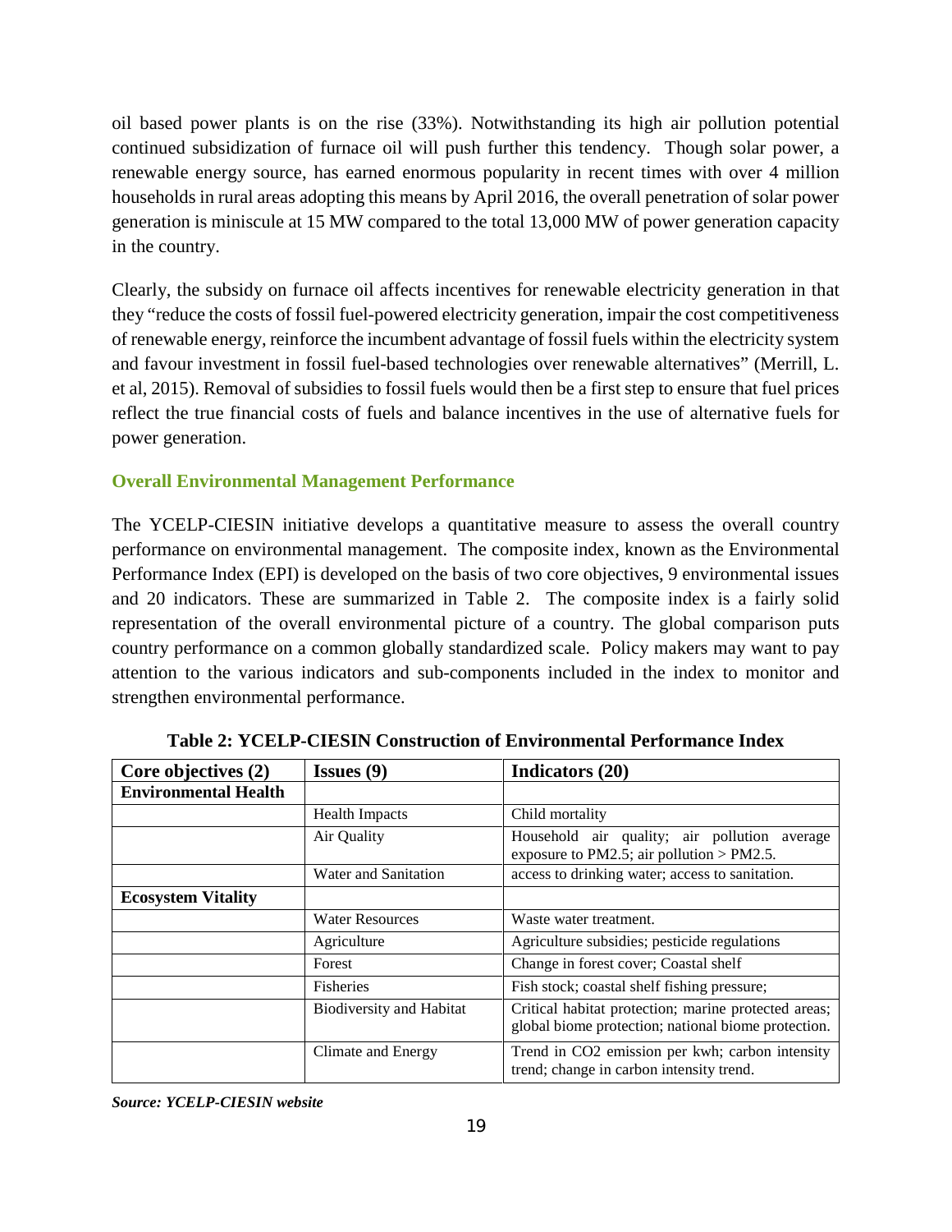oil based power plants is on the rise (33%). Notwithstanding its high air pollution potential continued subsidization of furnace oil will push further this tendency. Though solar power, a renewable energy source, has earned enormous popularity in recent times with over 4 million households in rural areas adopting this means by April 2016, the overall penetration of solar power generation is miniscule at 15 MW compared to the total 13,000 MW of power generation capacity in the country.

Clearly, the subsidy on furnace oil affects incentives for renewable electricity generation in that they "reduce the costs of fossil fuel-powered electricity generation, impair the cost competitiveness of renewable energy, reinforce the incumbent advantage of fossil fuels within the electricity system and favour investment in fossil fuel-based technologies over renewable alternatives" (Merrill, L. et al, 2015). Removal of subsidies to fossil fuels would then be a first step to ensure that fuel prices reflect the true financial costs of fuels and balance incentives in the use of alternative fuels for power generation.

### Overall Environmental Management Performance

The YCELP-CIESIN initiative develops a quantitative measure to assess the overall country performance on environmental management. The composite index, known as the Environmental Performance Index (EPI) is developed on the basis of two core objectives, 9 environmental issues and 20 indicators. These are summarized in Table 2. The composite index is a fairly solid representation of the overall environmental picture of a country. The global comparison puts country performance on a common globally standardized scale. Policy makers may want to pay attention to the various indicators and sub-components included in the index to monitor and strengthen environmental performance.

**Table 2: YCELP-CIESIN Construction of Environmental Performance Index**

| Core objectives (2) | Issues (9) | Indicators (20) |
|---|---|---|
| **Environmental Health** | | |
| | Health Impacts | Child mortality |
| | Air Quality | Household air quality; air pollution average exposure to PM2.5; air pollution > PM2.5. |
| | Water and Sanitation | access to drinking water; access to sanitation. |
| **Ecosystem Vitality** | | |
| | Water Resources | Waste water treatment. |
| | Agriculture | Agriculture subsidies; pesticide regulations |
| | Forest | Change in forest cover; Coastal shelf |
| | Fisheries | Fish stock; coastal shelf fishing pressure; |
| | Biodiversity and Habitat | Critical habitat protection; marine protected areas; global biome protection; national biome protection. |
| | Climate and Energy | Trend in $CO_2$ emission per kwh; carbon intensity trend; change in carbon intensity trend. |

***Source: YCELP-CIESIN website***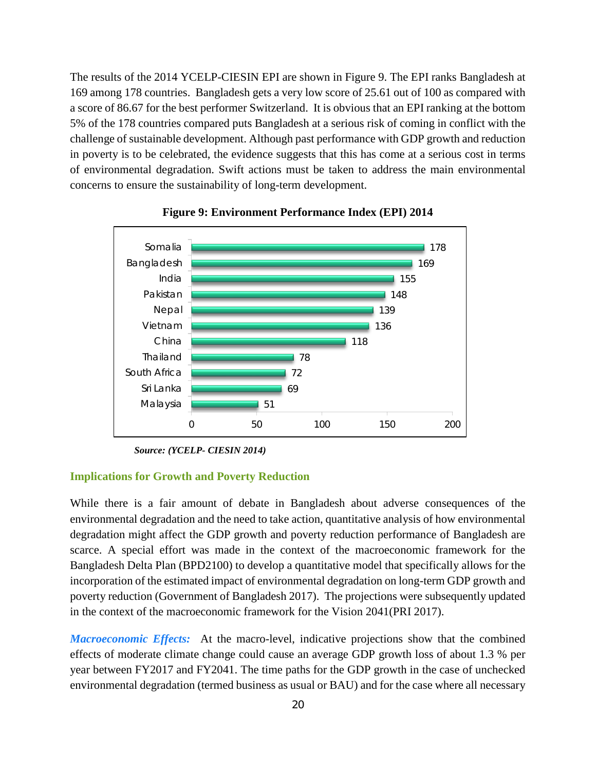The results of the 2014 YCELP-CIESIN EPI are shown in Figure 9. The EPI ranks Bangladesh at 169 among 178 countries. Bangladesh gets a very low score of 25.61 out of 100 as compared with a score of 86.67 for the best performer Switzerland. It is obvious that an EPI ranking at the bottom 5% of the 178 countries compared puts Bangladesh at a serious risk of coming in conflict with the challenge of sustainable development. Although past performance with GDP growth and reduction in poverty is to be celebrated, the evidence suggests that this has come at a serious cost in terms of environmental degradation. Swift actions must be taken to address the main environmental concerns to ensure the sustainability of long-term development.

**Figure 9: Environment Performance Index (EPI) 2014**

| Country | EPI Rank |
| --- | --- |
| Somalia | 178 |
| Bangladesh | 169 |
| India | 155 |
| Pakistan | 148 |
| Nepal | 139 |
| Vietnam | 136 |
| China | 118 |
| Thailand | 78 |
| South Africa | 72 |
| Sri Lanka | 69 |
| Malaysia | 51 |

***Source: (YCELP- CIESIN 2014)***

## Implications for Growth and Poverty Reduction

While there is a fair amount of debate in Bangladesh about adverse consequences of the environmental degradation and the need to take action, quantitative analysis of how environmental degradation might affect the GDP growth and poverty reduction performance of Bangladesh are scarce. A special effort was made in the context of the macroeconomic framework for the Bangladesh Delta Plan (BPD2100) to develop a quantitative model that specifically allows for the incorporation of the estimated impact of environmental degradation on long-term GDP growth and poverty reduction (Government of Bangladesh 2017). The projections were subsequently updated in the context of the macroeconomic framework for the Vision 2041(PRI 2017).

***Macroeconomic Effects:*** At the macro-level, indicative projections show that the combined effects of moderate climate change could cause an average GDP growth loss of about 1.3 % per year between FY2017 and FY2041. The time paths for the GDP growth in the case of unchecked environmental degradation (termed business as usual or BAU) and for the case where all necessary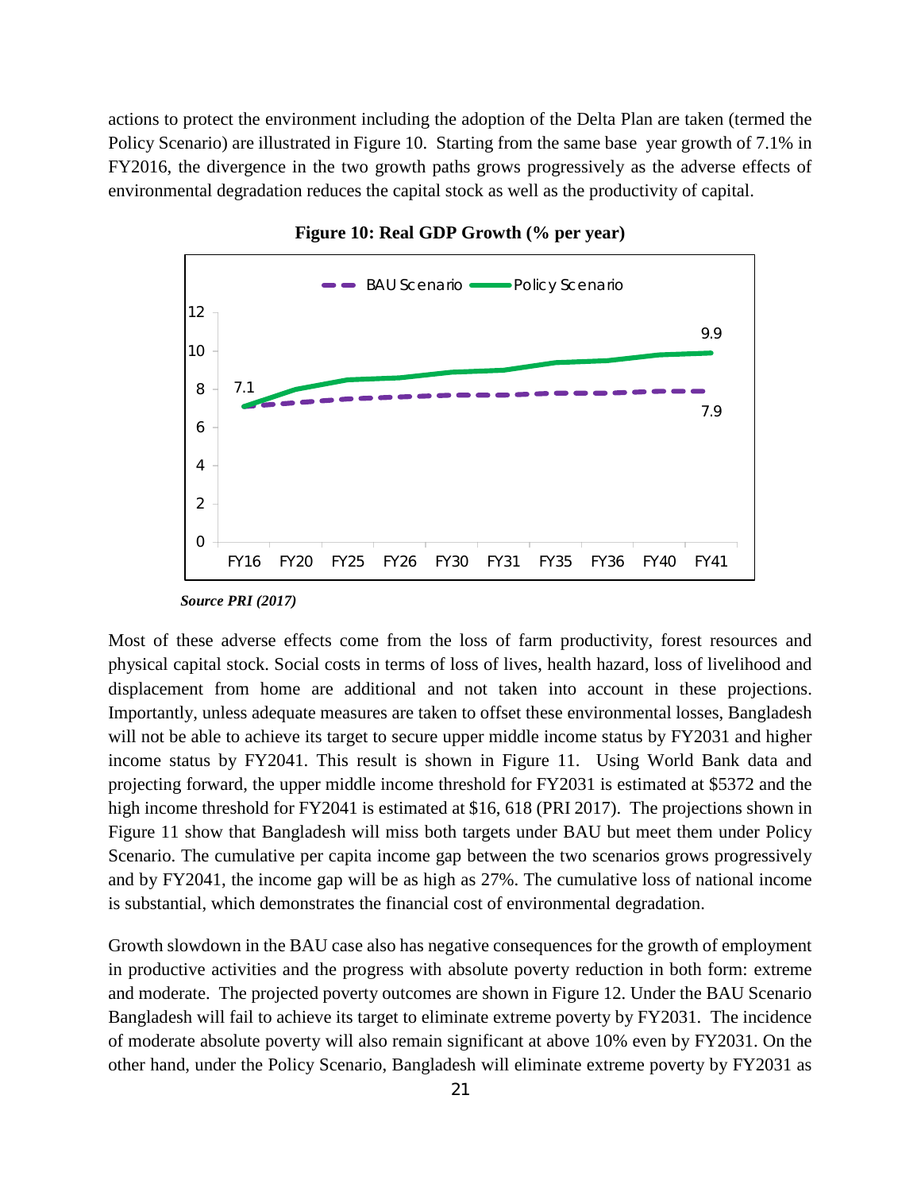actions to protect the environment including the adoption of the Delta Plan are taken (termed the Policy Scenario) are illustrated in Figure 10. Starting from the same base year growth of 7.1% in FY2016, the divergence in the two growth paths grows progressively as the adverse effects of environmental degradation reduces the capital stock as well as the productivity of capital.

**Figure 10: Real GDP Growth (% per year)**

*Source PRI (2017)*

Most of these adverse effects come from the loss of farm productivity, forest resources and physical capital stock. Social costs in terms of loss of lives, health hazard, loss of livelihood and displacement from home are additional and not taken into account in these projections. Importantly, unless adequate measures are taken to offset these environmental losses, Bangladesh will not be able to achieve its target to secure upper middle income status by FY2031 and higher income status by FY2041. This result is shown in Figure 11. Using World Bank data and projecting forward, the upper middle income threshold for FY2031 is estimated at $5372 and the high income threshold for FY2041 is estimated at $16, 618 (PRI 2017). The projections shown in Figure 11 show that Bangladesh will miss both targets under BAU but meet them under Policy Scenario. The cumulative per capita income gap between the two scenarios grows progressively and by FY2041, the income gap will be as high as 27%. The cumulative loss of national income is substantial, which demonstrates the financial cost of environmental degradation.

Growth slowdown in the BAU case also has negative consequences for the growth of employment in productive activities and the progress with absolute poverty reduction in both form: extreme and moderate. The projected poverty outcomes are shown in Figure 12. Under the BAU Scenario Bangladesh will fail to achieve its target to eliminate extreme poverty by FY2031. The incidence of moderate absolute poverty will also remain significant at above 10% even by FY2031. On the other hand, under the Policy Scenario, Bangladesh will eliminate extreme poverty by FY2031 as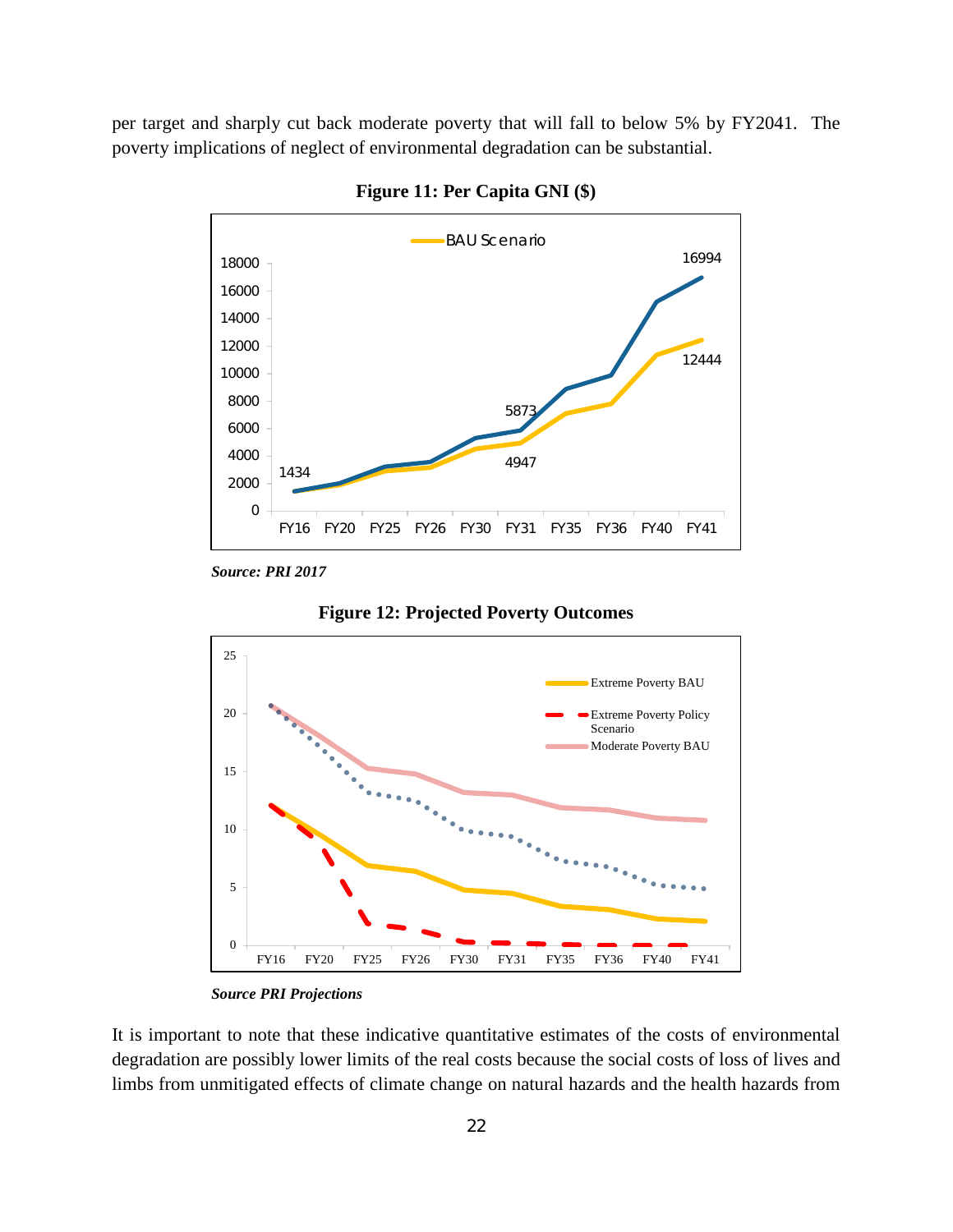per target and sharply cut back moderate poverty that will fall to below 5% by FY2041. The poverty implications of neglect of environmental degradation can be substantial.

**Figure 11: Per Capita GNI ($)**

*Source: PRI 2017*

**Figure 12: Projected Poverty Outcomes**

*Source PRI Projections*

It is important to note that these indicative quantitative estimates of the costs of environmental degradation are possibly lower limits of the real costs because the social costs of loss of lives and limbs from unmitigated effects of climate change on natural hazards and the health hazards from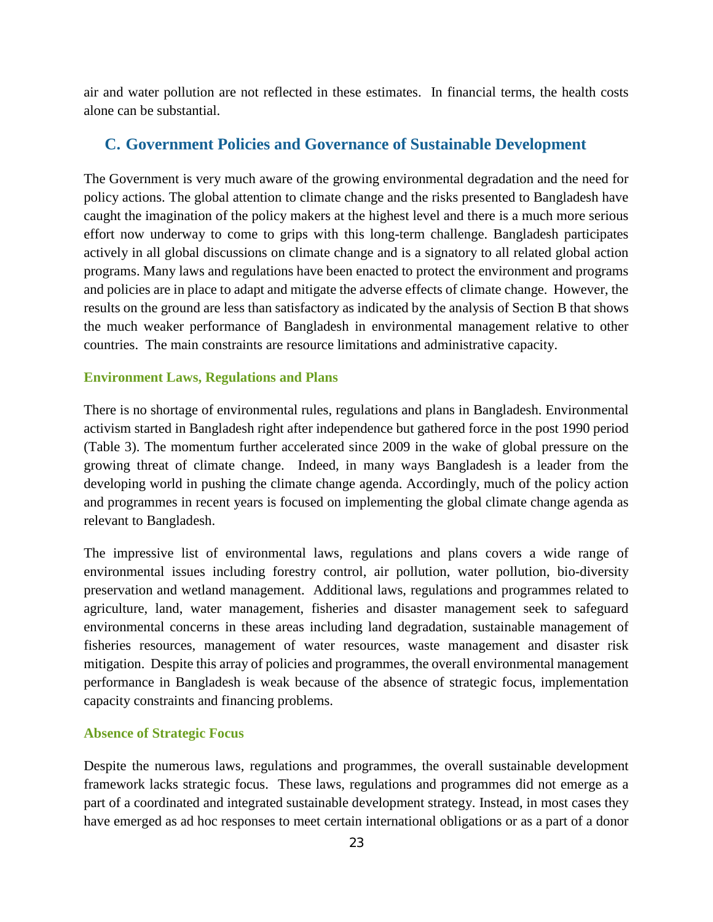air and water pollution are not reflected in these estimates. In financial terms, the health costs alone can be substantial.

## C. Government Policies and Governance of Sustainable Development

The Government is very much aware of the growing environmental degradation and the need for policy actions. The global attention to climate change and the risks presented to Bangladesh have caught the imagination of the policy makers at the highest level and there is a much more serious effort now underway to come to grips with this long-term challenge. Bangladesh participates actively in all global discussions on climate change and is a signatory to all related global action programs. Many laws and regulations have been enacted to protect the environment and programs and policies are in place to adapt and mitigate the adverse effects of climate change. However, the results on the ground are less than satisfactory as indicated by the analysis of Section B that shows the much weaker performance of Bangladesh in environmental management relative to other countries. The main constraints are resource limitations and administrative capacity.

### Environment Laws, Regulations and Plans

There is no shortage of environmental rules, regulations and plans in Bangladesh. Environmental activism started in Bangladesh right after independence but gathered force in the post 1990 period (Table 3). The momentum further accelerated since 2009 in the wake of global pressure on the growing threat of climate change. Indeed, in many ways Bangladesh is a leader from the developing world in pushing the climate change agenda. Accordingly, much of the policy action and programmes in recent years is focused on implementing the global climate change agenda as relevant to Bangladesh.

The impressive list of environmental laws, regulations and plans covers a wide range of environmental issues including forestry control, air pollution, water pollution, bio-diversity preservation and wetland management. Additional laws, regulations and programmes related to agriculture, land, water management, fisheries and disaster management seek to safeguard environmental concerns in these areas including land degradation, sustainable management of fisheries resources, management of water resources, waste management and disaster risk mitigation. Despite this array of policies and programmes, the overall environmental management performance in Bangladesh is weak because of the absence of strategic focus, implementation capacity constraints and financing problems.

### Absence of Strategic Focus

Despite the numerous laws, regulations and programmes, the overall sustainable development framework lacks strategic focus. These laws, regulations and programmes did not emerge as a part of a coordinated and integrated sustainable development strategy. Instead, in most cases they have emerged as ad hoc responses to meet certain international obligations or as a part of a donor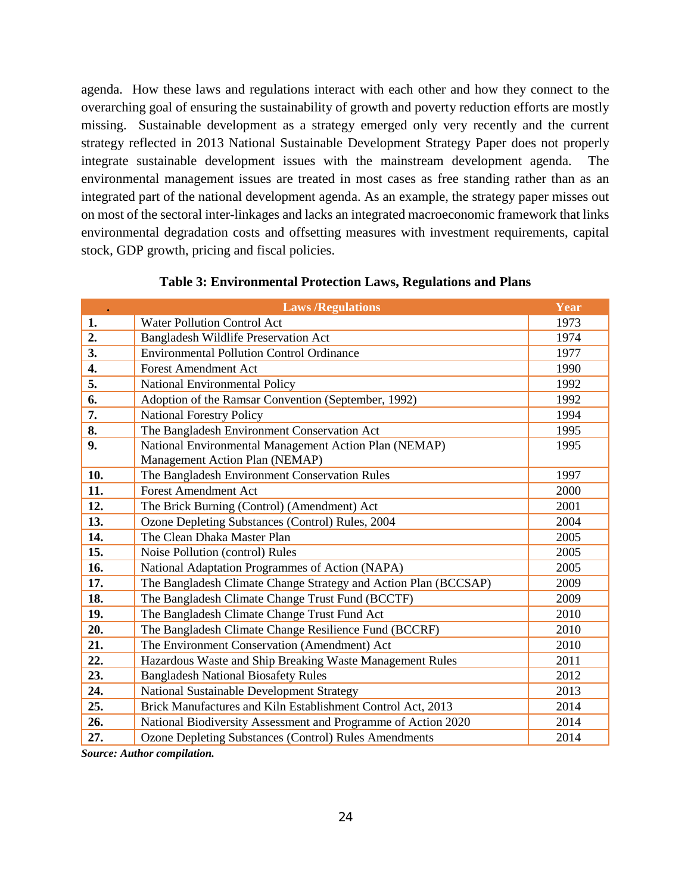agenda. How these laws and regulations interact with each other and how they connect to the overarching goal of ensuring the sustainability of growth and poverty reduction efforts are mostly missing. Sustainable development as a strategy emerged only very recently and the current strategy reflected in 2013 National Sustainable Development Strategy Paper does not properly integrate sustainable development issues with the mainstream development agenda. The environmental management issues are treated in most cases as free standing rather than as an integrated part of the national development agenda. As an example, the strategy paper misses out on most of the sectoral inter-linkages and lacks an integrated macroeconomic framework that links environmental degradation costs and offsetting measures with investment requirements, capital stock, GDP growth, pricing and fiscal policies.

**Table 3: Environmental Protection Laws, Regulations and Plans**

| . | Laws /Regulations | Year |
|---|---|---|
| **1.** | Water Pollution Control Act | 1973 |
| **2.** | Bangladesh Wildlife Preservation Act | 1974 |
| **3.** | Environmental Pollution Control Ordinance | 1977 |
| **4.** | Forest Amendment Act | 1990 |
| **5.** | National Environmental Policy | 1992 |
| **6.** | Adoption of the Ramsar Convention (September, 1992) | 1992 |
| **7.** | National Forestry Policy | 1994 |
| **8.** | The Bangladesh Environment Conservation Act | 1995 |
| **9.** | National Environmental Management Action Plan (NEMAP) Management Action Plan (NEMAP) | 1995 |
| **10.** | The Bangladesh Environment Conservation Rules | 1997 |
| **11.** | Forest Amendment Act | 2000 |
| **12.** | The Brick Burning (Control) (Amendment) Act | 2001 |
| **13.** | Ozone Depleting Substances (Control) Rules, 2004 | 2004 |
| **14.** | The Clean Dhaka Master Plan | 2005 |
| **15.** | Noise Pollution (control) Rules | 2005 |
| **16.** | National Adaptation Programmes of Action (NAPA) | 2005 |
| **17.** | The Bangladesh Climate Change Strategy and Action Plan (BCCSAP) | 2009 |
| **18.** | The Bangladesh Climate Change Trust Fund (BCCTF) | 2009 |
| **19.** | The Bangladesh Climate Change Trust Fund Act | 2010 |
| **20.** | The Bangladesh Climate Change Resilience Fund (BCCRF) | 2010 |
| **21.** | The Environment Conservation (Amendment) Act | 2010 |
| **22.** | Hazardous Waste and Ship Breaking Waste Management Rules | 2011 |
| **23.** | Bangladesh National Biosafety Rules | 2012 |
| **24.** | National Sustainable Development Strategy | 2013 |
| **25.** | Brick Manufactures and Kiln Establishment Control Act, 2013 | 2014 |
| **26.** | National Biodiversity Assessment and Programme of Action 2020 | 2014 |
| **27.** | Ozone Depleting Substances (Control) Rules Amendments | 2014 |

***Source: Author compilation.***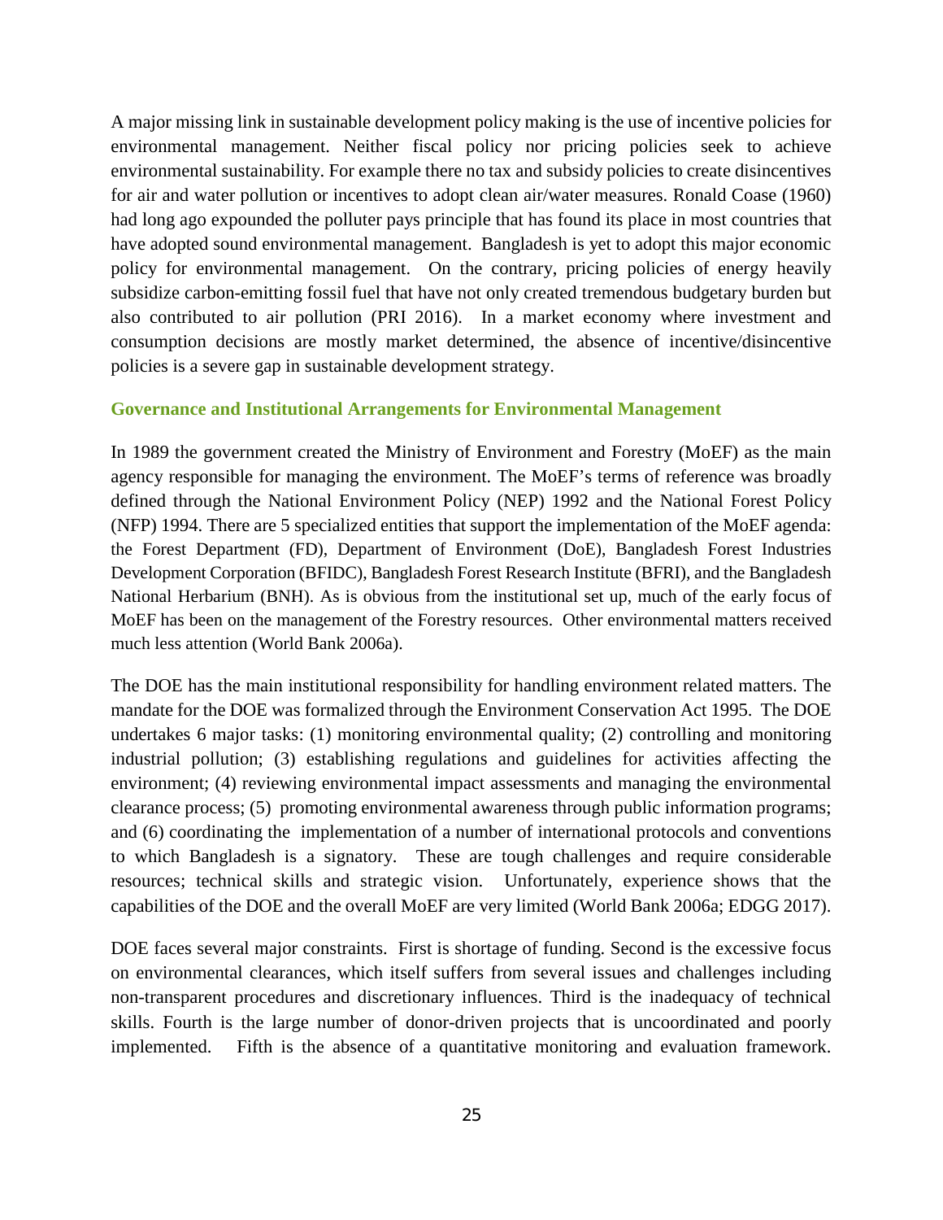A major missing link in sustainable development policy making is the use of incentive policies for environmental management. Neither fiscal policy nor pricing policies seek to achieve environmental sustainability. For example there no tax and subsidy policies to create disincentives for air and water pollution or incentives to adopt clean air/water measures. Ronald Coase (1960) had long ago expounded the polluter pays principle that has found its place in most countries that have adopted sound environmental management. Bangladesh is yet to adopt this major economic policy for environmental management. On the contrary, pricing policies of energy heavily subsidize carbon-emitting fossil fuel that have not only created tremendous budgetary burden but also contributed to air pollution (PRI 2016). In a market economy where investment and consumption decisions are mostly market determined, the absence of incentive/disincentive policies is a severe gap in sustainable development strategy.

### Governance and Institutional Arrangements for Environmental Management

In 1989 the government created the Ministry of Environment and Forestry (MoEF) as the main agency responsible for managing the environment. The MoEF's terms of reference was broadly defined through the National Environment Policy (NEP) 1992 and the National Forest Policy (NFP) 1994. There are 5 specialized entities that support the implementation of the MoEF agenda: the Forest Department (FD), Department of Environment (DoE), Bangladesh Forest Industries Development Corporation (BFIDC), Bangladesh Forest Research Institute (BFRI), and the Bangladesh National Herbarium (BNH). As is obvious from the institutional set up, much of the early focus of MoEF has been on the management of the Forestry resources. Other environmental matters received much less attention (World Bank 2006a).

The DOE has the main institutional responsibility for handling environment related matters. The mandate for the DOE was formalized through the Environment Conservation Act 1995. The DOE undertakes 6 major tasks: (1) monitoring environmental quality; (2) controlling and monitoring industrial pollution; (3) establishing regulations and guidelines for activities affecting the environment; (4) reviewing environmental impact assessments and managing the environmental clearance process; (5) promoting environmental awareness through public information programs; and (6) coordinating the implementation of a number of international protocols and conventions to which Bangladesh is a signatory. These are tough challenges and require considerable resources; technical skills and strategic vision. Unfortunately, experience shows that the capabilities of the DOE and the overall MoEF are very limited (World Bank 2006a; EDGG 2017).

DOE faces several major constraints. First is shortage of funding. Second is the excessive focus on environmental clearances, which itself suffers from several issues and challenges including non-transparent procedures and discretionary influences. Third is the inadequacy of technical skills. Fourth is the large number of donor-driven projects that is uncoordinated and poorly implemented. Fifth is the absence of a quantitative monitoring and evaluation framework.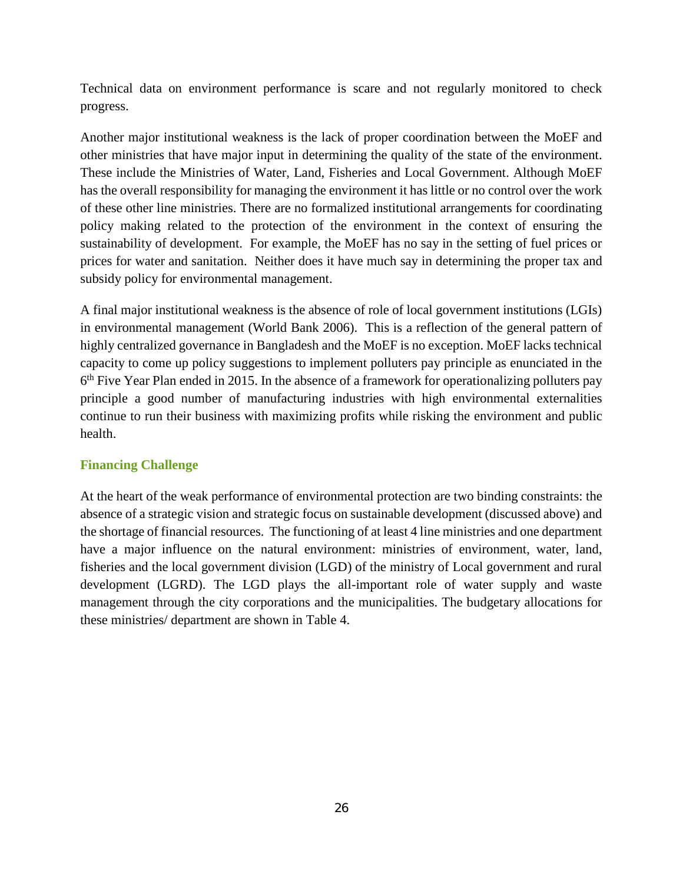Technical data on environment performance is scare and not regularly monitored to check progress.

Another major institutional weakness is the lack of proper coordination between the MoEF and other ministries that have major input in determining the quality of the state of the environment. These include the Ministries of Water, Land, Fisheries and Local Government. Although MoEF has the overall responsibility for managing the environment it has little or no control over the work of these other line ministries. There are no formalized institutional arrangements for coordinating policy making related to the protection of the environment in the context of ensuring the sustainability of development. For example, the MoEF has no say in the setting of fuel prices or prices for water and sanitation. Neither does it have much say in determining the proper tax and subsidy policy for environmental management.

A final major institutional weakness is the absence of role of local government institutions (LGIs) in environmental management (World Bank 2006). This is a reflection of the general pattern of highly centralized governance in Bangladesh and the MoEF is no exception. MoEF lacks technical capacity to come up policy suggestions to implement polluters pay principle as enunciated in the 6th Five Year Plan ended in 2015. In the absence of a framework for operationalizing polluters pay principle a good number of manufacturing industries with high environmental externalities continue to run their business with maximizing profits while risking the environment and public health.

### Financing Challenge

At the heart of the weak performance of environmental protection are two binding constraints: the absence of a strategic vision and strategic focus on sustainable development (discussed above) and the shortage of financial resources. The functioning of at least 4 line ministries and one department have a major influence on the natural environment: ministries of environment, water, land, fisheries and the local government division (LGD) of the ministry of Local government and rural development (LGRD). The LGD plays the all-important role of water supply and waste management through the city corporations and the municipalities. The budgetary allocations for these ministries/ department are shown in Table 4.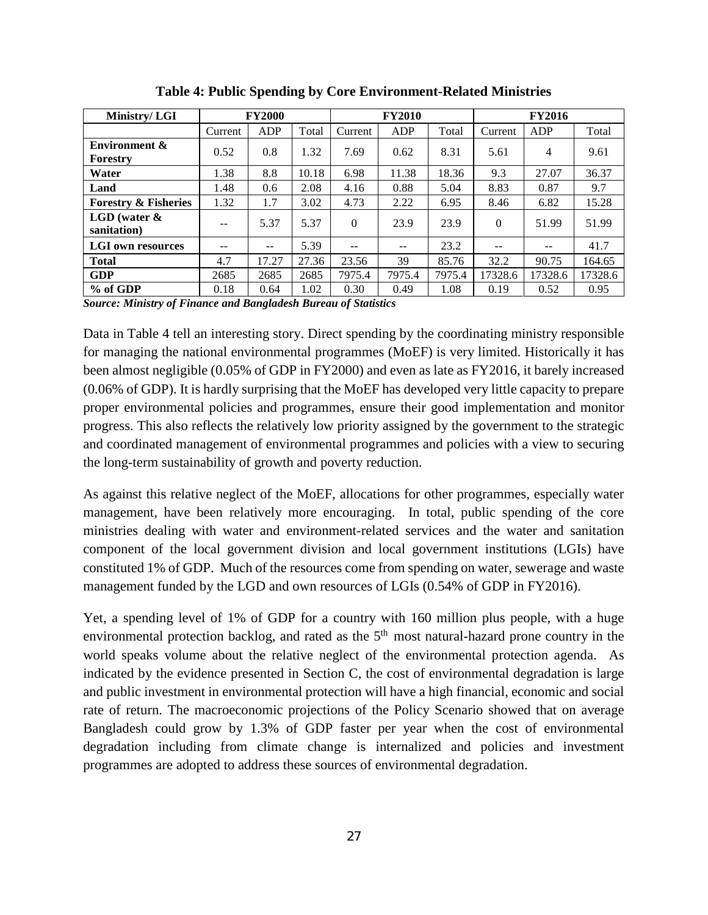**Table 4: Public Spending by Core Environment-Related Ministries**

| Ministry/ LGI | FY2000 | | | FY2010 | | | FY2016 | | |
|---|---|---|---|---|---|---|---|---|---|
| | Current | ADP | Total | Current | ADP | Total | Current | ADP | Total |
| **Environment & Forestry** | 0.52 | 0.8 | 1.32 | 7.69 | 0.62 | 8.31 | 5.61 | 4 | 9.61 |
| **Water** | 1.38 | 8.8 | 10.18 | 6.98 | 11.38 | 18.36 | 9.3 | 27.07 | 36.37 |
| **Land** | 1.48 | 0.6 | 2.08 | 4.16 | 0.88 | 5.04 | 8.83 | 0.87 | 9.7 |
| **Forestry & Fisheries** | 1.32 | 1.7 | 3.02 | 4.73 | 2.22 | 6.95 | 8.46 | 6.82 | 15.28 |
| **LGD (water & sanitation)** | -- | 5.37 | 5.37 | 0 | 23.9 | 23.9 | 0 | 51.99 | 51.99 |
| **LGI own resources** | -- | -- | 5.39 | -- | -- | 23.2 | -- | -- | 41.7 |
| **Total** | 4.7 | 17.27 | 27.36 | 23.56 | 39 | 85.76 | 32.2 | 90.75 | 164.65 |
| **GDP** | 2685 | 2685 | 2685 | 7975.4 | 7975.4 | 7975.4 | 17328.6 | 17328.6 | 17328.6 |
| **% of GDP** | 0.18 | 0.64 | 1.02 | 0.30 | 0.49 | 1.08 | 0.19 | 0.52 | 0.95 |

***Source: Ministry of Finance and Bangladesh Bureau of Statistics***

Data in Table 4 tell an interesting story. Direct spending by the coordinating ministry responsible for managing the national environmental programmes (MoEF) is very limited. Historically it has been almost negligible (0.05% of GDP in FY2000) and even as late as FY2016, it barely increased (0.06% of GDP). It is hardly surprising that the MoEF has developed very little capacity to prepare proper environmental policies and programmes, ensure their good implementation and monitor progress. This also reflects the relatively low priority assigned by the government to the strategic and coordinated management of environmental programmes and policies with a view to securing the long-term sustainability of growth and poverty reduction.

As against this relative neglect of the MoEF, allocations for other programmes, especially water management, have been relatively more encouraging. In total, public spending of the core ministries dealing with water and environment-related services and the water and sanitation component of the local government division and local government institutions (LGIs) have constituted 1% of GDP. Much of the resources come from spending on water, sewerage and waste management funded by the LGD and own resources of LGIs (0.54% of GDP in FY2016).

Yet, a spending level of 1% of GDP for a country with 160 million plus people, with a huge environmental protection backlog, and rated as the 5th most natural-hazard prone country in the world speaks volume about the relative neglect of the environmental protection agenda. As indicated by the evidence presented in Section C, the cost of environmental degradation is large and public investment in environmental protection will have a high financial, economic and social rate of return. The macroeconomic projections of the Policy Scenario showed that on average Bangladesh could grow by 1.3% of GDP faster per year when the cost of environmental degradation including from climate change is internalized and policies and investment programmes are adopted to address these sources of environmental degradation.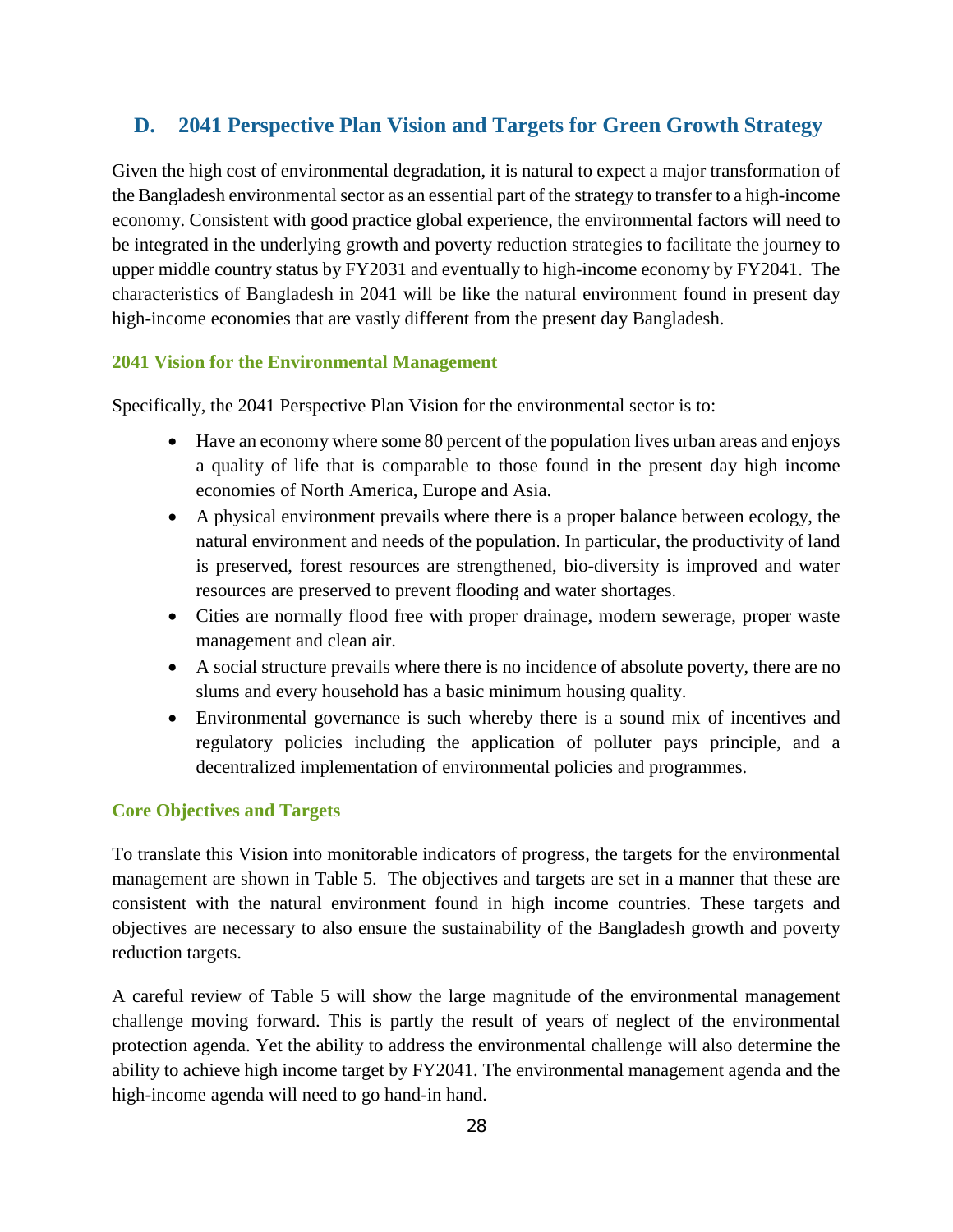## D. 2041 Perspective Plan Vision and Targets for Green Growth Strategy

Given the high cost of environmental degradation, it is natural to expect a major transformation of the Bangladesh environmental sector as an essential part of the strategy to transfer to a high-income economy. Consistent with good practice global experience, the environmental factors will need to be integrated in the underlying growth and poverty reduction strategies to facilitate the journey to upper middle country status by FY2031 and eventually to high-income economy by FY2041. The characteristics of Bangladesh in 2041 will be like the natural environment found in present day high-income economies that are vastly different from the present day Bangladesh.

### 2041 Vision for the Environmental Management

Specifically, the 2041 Perspective Plan Vision for the environmental sector is to:

- Have an economy where some 80 percent of the population lives urban areas and enjoys a quality of life that is comparable to those found in the present day high income economies of North America, Europe and Asia.
- A physical environment prevails where there is a proper balance between ecology, the natural environment and needs of the population. In particular, the productivity of land is preserved, forest resources are strengthened, bio-diversity is improved and water resources are preserved to prevent flooding and water shortages.
- Cities are normally flood free with proper drainage, modern sewerage, proper waste management and clean air.
- A social structure prevails where there is no incidence of absolute poverty, there are no slums and every household has a basic minimum housing quality.
- Environmental governance is such whereby there is a sound mix of incentives and regulatory policies including the application of polluter pays principle, and a decentralized implementation of environmental policies and programmes.

### Core Objectives and Targets

To translate this Vision into monitorable indicators of progress, the targets for the environmental management are shown in Table 5. The objectives and targets are set in a manner that these are consistent with the natural environment found in high income countries. These targets and objectives are necessary to also ensure the sustainability of the Bangladesh growth and poverty reduction targets.

A careful review of Table 5 will show the large magnitude of the environmental management challenge moving forward. This is partly the result of years of neglect of the environmental protection agenda. Yet the ability to address the environmental challenge will also determine the ability to achieve high income target by FY2041. The environmental management agenda and the high-income agenda will need to go hand-in hand.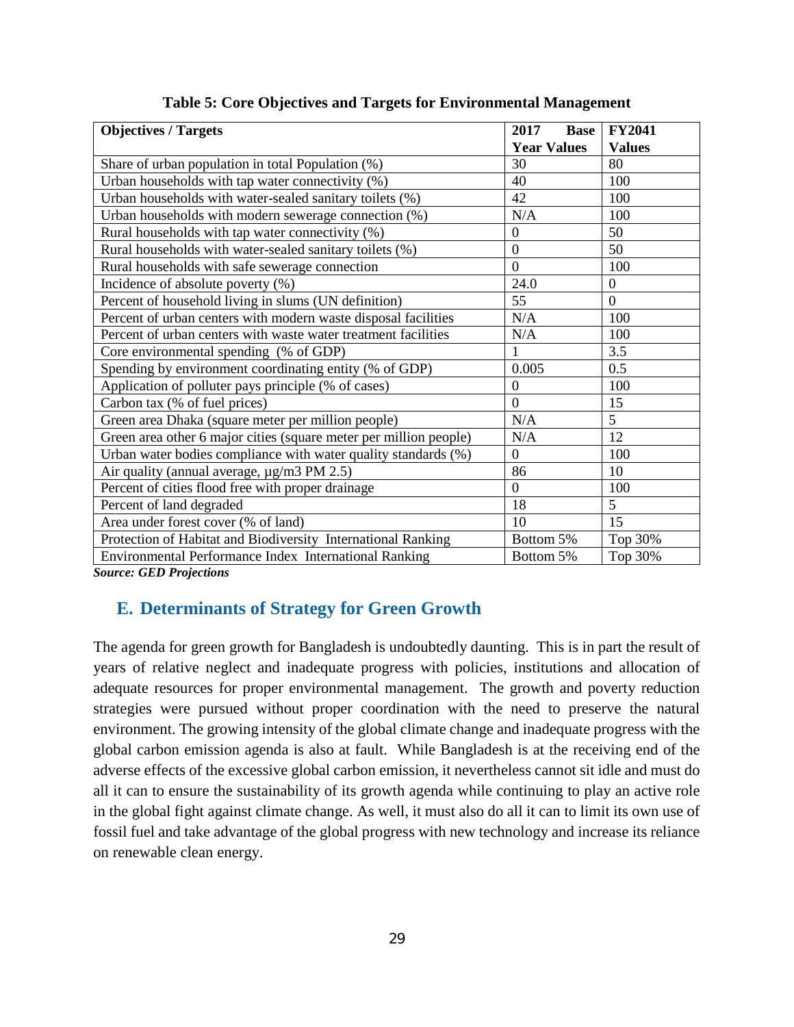**Table 5: Core Objectives and Targets for Environmental Management**

| Objectives / Targets | 2017 Base Year Values | FY2041 Values |
|---|---|---|
| Share of urban population in total Population (%) | 30 | 80 |
| Urban households with tap water connectivity (%) | 40 | 100 |
| Urban households with water-sealed sanitary toilets (%) | 42 | 100 |
| Urban households with modern sewerage connection (%) | N/A | 100 |
| Rural households with tap water connectivity (%) | 0 | 50 |
| Rural households with water-sealed sanitary toilets (%) | 0 | 50 |
| Rural households with safe sewerage connection | 0 | 100 |
| Incidence of absolute poverty (%) | 24.0 | 0 |
| Percent of household living in slums (UN definition) | 55 | 0 |
| Percent of urban centers with modern waste disposal facilities | N/A | 100 |
| Percent of urban centers with waste water treatment facilities | N/A | 100 |
| Core environmental spending (% of GDP) | 1 | 3.5 |
| Spending by environment coordinating entity (% of GDP) | 0.005 | 0.5 |
| Application of polluter pays principle (% of cases) | 0 | 100 |
| Carbon tax (% of fuel prices) | 0 | 15 |
| Green area Dhaka (square meter per million people) | N/A | 5 |
| Green area other 6 major cities (square meter per million people) | N/A | 12 |
| Urban water bodies compliance with water quality standards (%) | 0 | 100 |
| Air quality (annual average, µg/m3 PM 2.5) | 86 | 10 |
| Percent of cities flood free with proper drainage | 0 | 100 |
| Percent of land degraded | 18 | 5 |
| Area under forest cover (% of land) | 10 | 15 |
| Protection of Habitat and Biodiversity International Ranking | Bottom 5% | Top 30% |
| Environmental Performance Index International Ranking | Bottom 5% | Top 30% |

***Source: GED Projections***

## E. Determinants of Strategy for Green Growth

The agenda for green growth for Bangladesh is undoubtedly daunting. This is in part the result of years of relative neglect and inadequate progress with policies, institutions and allocation of adequate resources for proper environmental management. The growth and poverty reduction strategies were pursued without proper coordination with the need to preserve the natural environment. The growing intensity of the global climate change and inadequate progress with the global carbon emission agenda is also at fault. While Bangladesh is at the receiving end of the adverse effects of the excessive global carbon emission, it nevertheless cannot sit idle and must do all it can to ensure the sustainability of its growth agenda while continuing to play an active role in the global fight against climate change. As well, it must also do all it can to limit its own use of fossil fuel and take advantage of the global progress with new technology and increase its reliance on renewable clean energy.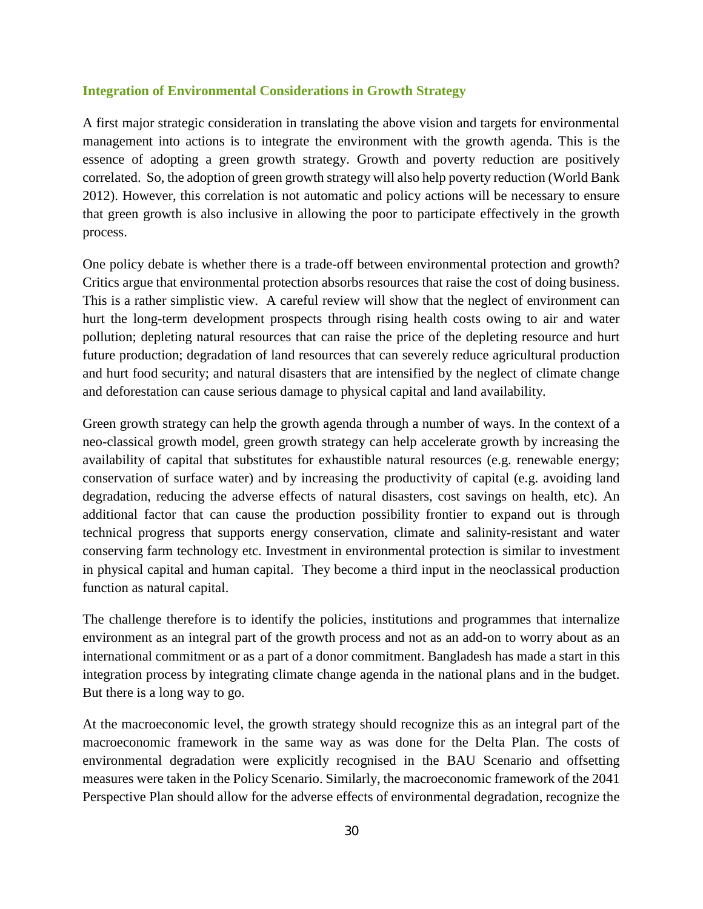### Integration of Environmental Considerations in Growth Strategy

A first major strategic consideration in translating the above vision and targets for environmental management into actions is to integrate the environment with the growth agenda. This is the essence of adopting a green growth strategy. Growth and poverty reduction are positively correlated. So, the adoption of green growth strategy will also help poverty reduction (World Bank 2012). However, this correlation is not automatic and policy actions will be necessary to ensure that green growth is also inclusive in allowing the poor to participate effectively in the growth process.

One policy debate is whether there is a trade-off between environmental protection and growth? Critics argue that environmental protection absorbs resources that raise the cost of doing business. This is a rather simplistic view. A careful review will show that the neglect of environment can hurt the long-term development prospects through rising health costs owing to air and water pollution; depleting natural resources that can raise the price of the depleting resource and hurt future production; degradation of land resources that can severely reduce agricultural production and hurt food security; and natural disasters that are intensified by the neglect of climate change and deforestation can cause serious damage to physical capital and land availability.

Green growth strategy can help the growth agenda through a number of ways. In the context of a neo-classical growth model, green growth strategy can help accelerate growth by increasing the availability of capital that substitutes for exhaustible natural resources (e.g. renewable energy; conservation of surface water) and by increasing the productivity of capital (e.g. avoiding land degradation, reducing the adverse effects of natural disasters, cost savings on health, etc). An additional factor that can cause the production possibility frontier to expand out is through technical progress that supports energy conservation, climate and salinity-resistant and water conserving farm technology etc. Investment in environmental protection is similar to investment in physical capital and human capital. They become a third input in the neoclassical production function as natural capital.

The challenge therefore is to identify the policies, institutions and programmes that internalize environment as an integral part of the growth process and not as an add-on to worry about as an international commitment or as a part of a donor commitment. Bangladesh has made a start in this integration process by integrating climate change agenda in the national plans and in the budget. But there is a long way to go.

At the macroeconomic level, the growth strategy should recognize this as an integral part of the macroeconomic framework in the same way as was done for the Delta Plan. The costs of environmental degradation were explicitly recognised in the BAU Scenario and offsetting measures were taken in the Policy Scenario. Similarly, the macroeconomic framework of the 2041 Perspective Plan should allow for the adverse effects of environmental degradation, recognize the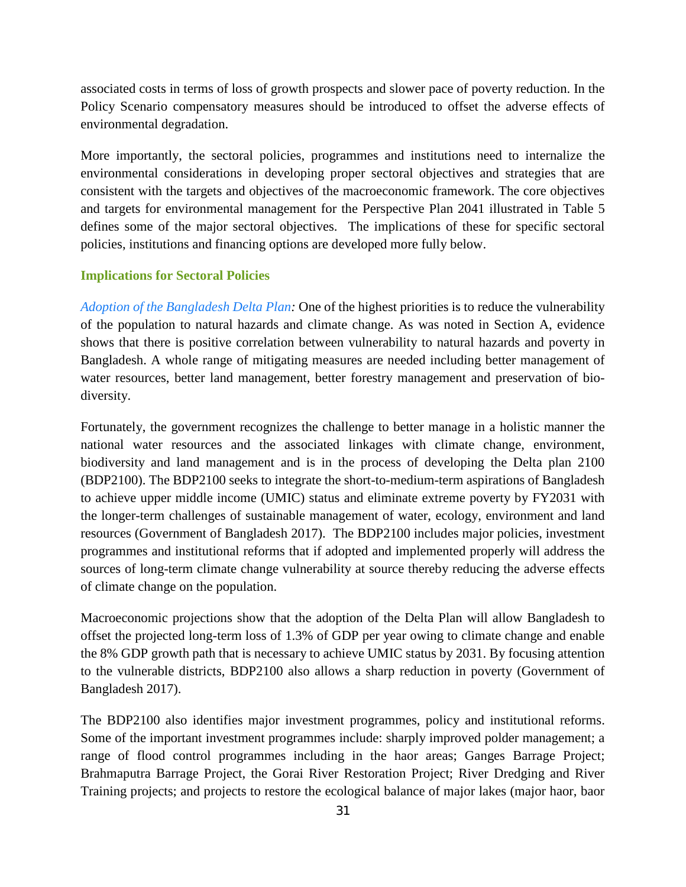associated costs in terms of loss of growth prospects and slower pace of poverty reduction. In the Policy Scenario compensatory measures should be introduced to offset the adverse effects of environmental degradation.

More importantly, the sectoral policies, programmes and institutions need to internalize the environmental considerations in developing proper sectoral objectives and strategies that are consistent with the targets and objectives of the macroeconomic framework. The core objectives and targets for environmental management for the Perspective Plan 2041 illustrated in Table 5 defines some of the major sectoral objectives. The implications of these for specific sectoral policies, institutions and financing options are developed more fully below.

### Implications for Sectoral Policies

*Adoption of the Bangladesh Delta Plan:* One of the highest priorities is to reduce the vulnerability of the population to natural hazards and climate change. As was noted in Section A, evidence shows that there is positive correlation between vulnerability to natural hazards and poverty in Bangladesh. A whole range of mitigating measures are needed including better management of water resources, better land management, better forestry management and preservation of bio-diversity.

Fortunately, the government recognizes the challenge to better manage in a holistic manner the national water resources and the associated linkages with climate change, environment, biodiversity and land management and is in the process of developing the Delta plan 2100 (BDP2100). The BDP2100 seeks to integrate the short-to-medium-term aspirations of Bangladesh to achieve upper middle income (UMIC) status and eliminate extreme poverty by FY2031 with the longer-term challenges of sustainable management of water, ecology, environment and land resources (Government of Bangladesh 2017). The BDP2100 includes major policies, investment programmes and institutional reforms that if adopted and implemented properly will address the sources of long-term climate change vulnerability at source thereby reducing the adverse effects of climate change on the population.

Macroeconomic projections show that the adoption of the Delta Plan will allow Bangladesh to offset the projected long-term loss of 1.3% of GDP per year owing to climate change and enable the 8% GDP growth path that is necessary to achieve UMIC status by 2031. By focusing attention to the vulnerable districts, BDP2100 also allows a sharp reduction in poverty (Government of Bangladesh 2017).

The BDP2100 also identifies major investment programmes, policy and institutional reforms. Some of the important investment programmes include: sharply improved polder management; a range of flood control programmes including in the haor areas; Ganges Barrage Project; Brahmaputra Barrage Project, the Gorai River Restoration Project; River Dredging and River Training projects; and projects to restore the ecological balance of major lakes (major haor, baor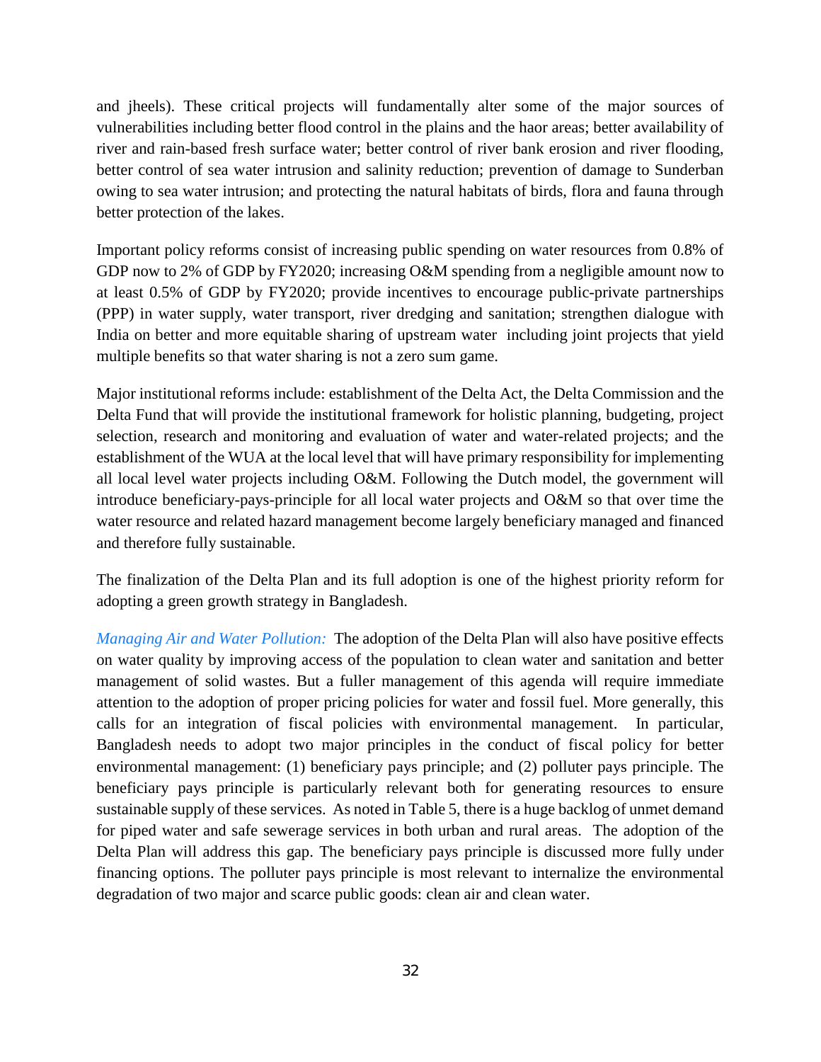and jheels). These critical projects will fundamentally alter some of the major sources of vulnerabilities including better flood control in the plains and the haor areas; better availability of river and rain-based fresh surface water; better control of river bank erosion and river flooding, better control of sea water intrusion and salinity reduction; prevention of damage to Sunderban owing to sea water intrusion; and protecting the natural habitats of birds, flora and fauna through better protection of the lakes.

Important policy reforms consist of increasing public spending on water resources from 0.8% of GDP now to 2% of GDP by FY2020; increasing O&M spending from a negligible amount now to at least 0.5% of GDP by FY2020; provide incentives to encourage public-private partnerships (PPP) in water supply, water transport, river dredging and sanitation; strengthen dialogue with India on better and more equitable sharing of upstream water including joint projects that yield multiple benefits so that water sharing is not a zero sum game.

Major institutional reforms include: establishment of the Delta Act, the Delta Commission and the Delta Fund that will provide the institutional framework for holistic planning, budgeting, project selection, research and monitoring and evaluation of water and water-related projects; and the establishment of the WUA at the local level that will have primary responsibility for implementing all local level water projects including O&M. Following the Dutch model, the government will introduce beneficiary-pays-principle for all local water projects and O&M so that over time the water resource and related hazard management become largely beneficiary managed and financed and therefore fully sustainable.

The finalization of the Delta Plan and its full adoption is one of the highest priority reform for adopting a green growth strategy in Bangladesh.

*Managing Air and Water Pollution:* The adoption of the Delta Plan will also have positive effects on water quality by improving access of the population to clean water and sanitation and better management of solid wastes. But a fuller management of this agenda will require immediate attention to the adoption of proper pricing policies for water and fossil fuel. More generally, this calls for an integration of fiscal policies with environmental management. In particular, Bangladesh needs to adopt two major principles in the conduct of fiscal policy for better environmental management: (1) beneficiary pays principle; and (2) polluter pays principle. The beneficiary pays principle is particularly relevant both for generating resources to ensure sustainable supply of these services. As noted in Table 5, there is a huge backlog of unmet demand for piped water and safe sewerage services in both urban and rural areas. The adoption of the Delta Plan will address this gap. The beneficiary pays principle is discussed more fully under financing options. The polluter pays principle is most relevant to internalize the environmental degradation of two major and scarce public goods: clean air and clean water.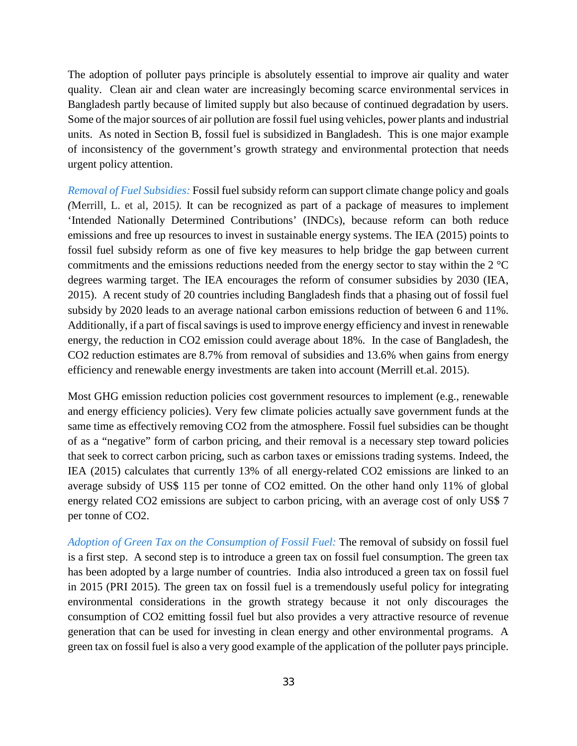The adoption of polluter pays principle is absolutely essential to improve air quality and water quality. Clean air and clean water are increasingly becoming scarce environmental services in Bangladesh partly because of limited supply but also because of continued degradation by users. Some of the major sources of air pollution are fossil fuel using vehicles, power plants and industrial units. As noted in Section B, fossil fuel is subsidized in Bangladesh. This is one major example of inconsistency of the government's growth strategy and environmental protection that needs urgent policy attention.

*Removal of Fuel Subsidies:* Fossil fuel subsidy reform can support climate change policy and goals *(*Merrill, L. et al, 2015*).* It can be recognized as part of a package of measures to implement 'Intended Nationally Determined Contributions' (INDCs), because reform can both reduce emissions and free up resources to invest in sustainable energy systems. The IEA (2015) points to fossil fuel subsidy reform as one of five key measures to help bridge the gap between current commitments and the emissions reductions needed from the energy sector to stay within the 2 °C degrees warming target. The IEA encourages the reform of consumer subsidies by 2030 (IEA, 2015). A recent study of 20 countries including Bangladesh finds that a phasing out of fossil fuel subsidy by 2020 leads to an average national carbon emissions reduction of between 6 and 11%. Additionally, if a part of fiscal savings is used to improve energy efficiency and invest in renewable energy, the reduction in $CO_2$ emission could average about 18%. In the case of Bangladesh, the $CO_2$ reduction estimates are 8.7% from removal of subsidies and 13.6% when gains from energy efficiency and renewable energy investments are taken into account (Merrill et.al. 2015).

Most GHG emission reduction policies cost government resources to implement (e.g., renewable and energy efficiency policies). Very few climate policies actually save government funds at the same time as effectively removing $CO_2$ from the atmosphere. Fossil fuel subsidies can be thought of as a "negative" form of carbon pricing, and their removal is a necessary step toward policies that seek to correct carbon pricing, such as carbon taxes or emissions trading systems. Indeed, the IEA (2015) calculates that currently 13% of all energy-related $CO_2$ emissions are linked to an average subsidy of US$ 115 per tonne of $CO_2$ emitted. On the other hand only 11% of global energy related $CO_2$ emissions are subject to carbon pricing, with an average cost of only US$ 7 per tonne of $CO_2$.

*Adoption of Green Tax on the Consumption of Fossil Fuel:* The removal of subsidy on fossil fuel is a first step. A second step is to introduce a green tax on fossil fuel consumption. The green tax has been adopted by a large number of countries. India also introduced a green tax on fossil fuel in 2015 (PRI 2015). The green tax on fossil fuel is a tremendously useful policy for integrating environmental considerations in the growth strategy because it not only discourages the consumption of $CO_2$ emitting fossil fuel but also provides a very attractive resource of revenue generation that can be used for investing in clean energy and other environmental programs. A green tax on fossil fuel is also a very good example of the application of the polluter pays principle.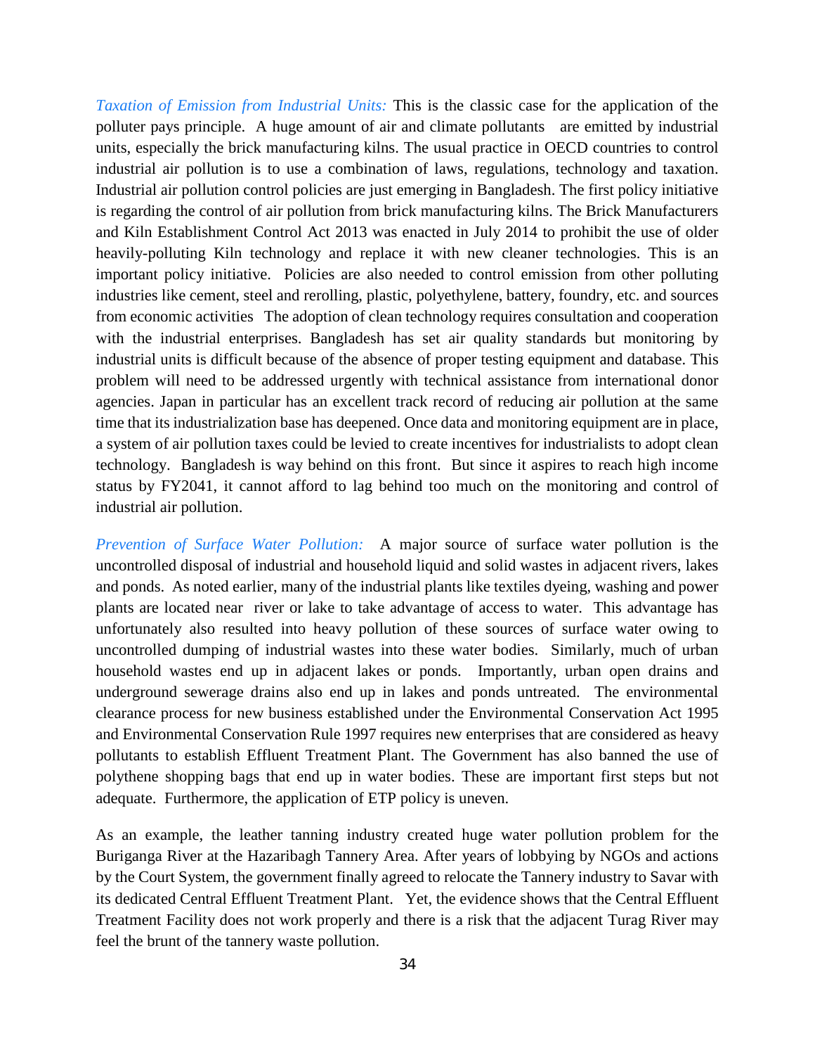*Taxation of Emission from Industrial Units:* This is the classic case for the application of the polluter pays principle. A huge amount of air and climate pollutants are emitted by industrial units, especially the brick manufacturing kilns. The usual practice in OECD countries to control industrial air pollution is to use a combination of laws, regulations, technology and taxation. Industrial air pollution control policies are just emerging in Bangladesh. The first policy initiative is regarding the control of air pollution from brick manufacturing kilns. The Brick Manufacturers and Kiln Establishment Control Act 2013 was enacted in July 2014 to prohibit the use of older heavily-polluting Kiln technology and replace it with new cleaner technologies. This is an important policy initiative. Policies are also needed to control emission from other polluting industries like cement, steel and rerolling, plastic, polyethylene, battery, foundry, etc. and sources from economic activities The adoption of clean technology requires consultation and cooperation with the industrial enterprises. Bangladesh has set air quality standards but monitoring by industrial units is difficult because of the absence of proper testing equipment and database. This problem will need to be addressed urgently with technical assistance from international donor agencies. Japan in particular has an excellent track record of reducing air pollution at the same time that its industrialization base has deepened. Once data and monitoring equipment are in place, a system of air pollution taxes could be levied to create incentives for industrialists to adopt clean technology. Bangladesh is way behind on this front. But since it aspires to reach high income status by FY2041, it cannot afford to lag behind too much on the monitoring and control of industrial air pollution.

*Prevention of Surface Water Pollution:* A major source of surface water pollution is the uncontrolled disposal of industrial and household liquid and solid wastes in adjacent rivers, lakes and ponds. As noted earlier, many of the industrial plants like textiles dyeing, washing and power plants are located near river or lake to take advantage of access to water. This advantage has unfortunately also resulted into heavy pollution of these sources of surface water owing to uncontrolled dumping of industrial wastes into these water bodies. Similarly, much of urban household wastes end up in adjacent lakes or ponds. Importantly, urban open drains and underground sewerage drains also end up in lakes and ponds untreated. The environmental clearance process for new business established under the Environmental Conservation Act 1995 and Environmental Conservation Rule 1997 requires new enterprises that are considered as heavy pollutants to establish Effluent Treatment Plant. The Government has also banned the use of polythene shopping bags that end up in water bodies. These are important first steps but not adequate. Furthermore, the application of ETP policy is uneven.

As an example, the leather tanning industry created huge water pollution problem for the Buriganga River at the Hazaribagh Tannery Area. After years of lobbying by NGOs and actions by the Court System, the government finally agreed to relocate the Tannery industry to Savar with its dedicated Central Effluent Treatment Plant. Yet, the evidence shows that the Central Effluent Treatment Facility does not work properly and there is a risk that the adjacent Turag River may feel the brunt of the tannery waste pollution.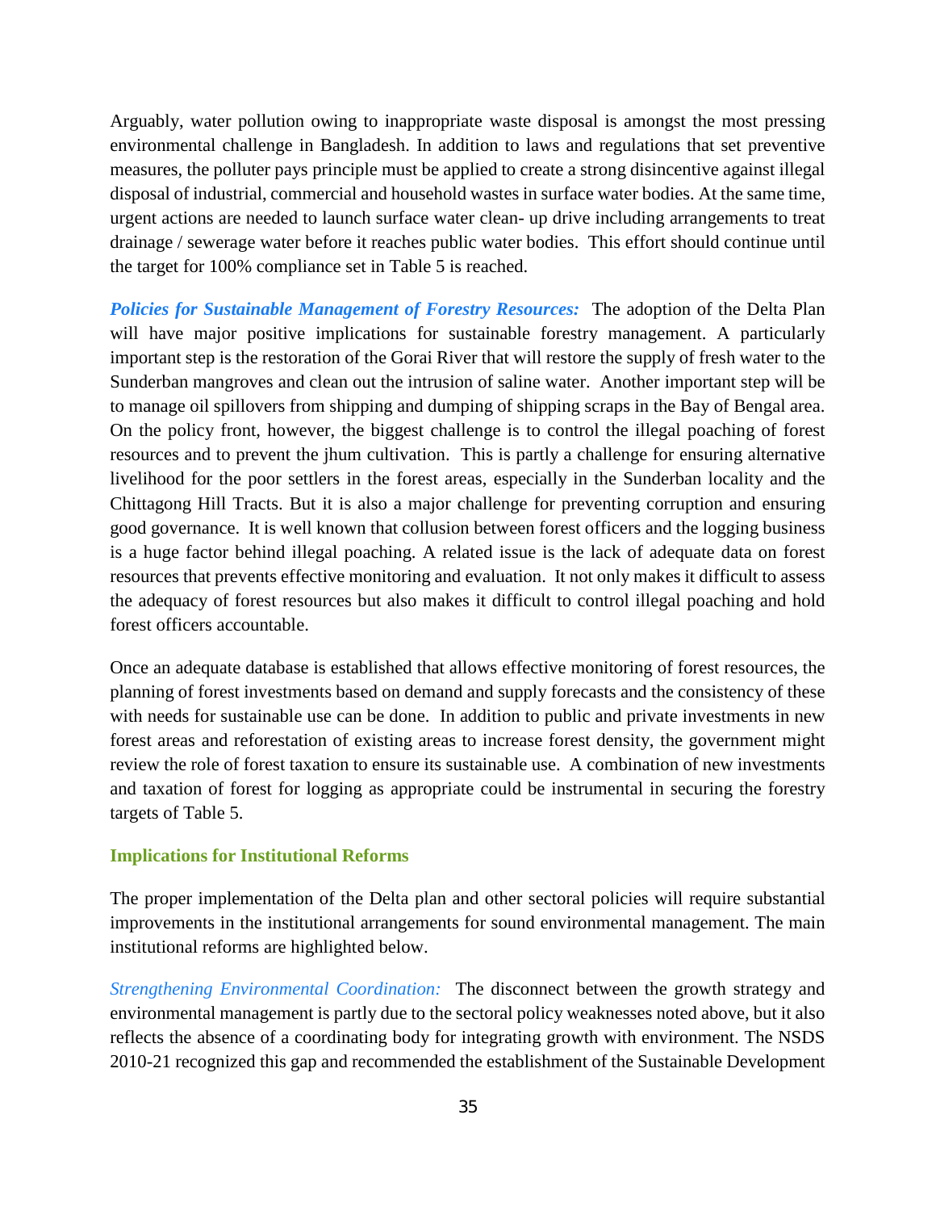Arguably, water pollution owing to inappropriate waste disposal is amongst the most pressing environmental challenge in Bangladesh. In addition to laws and regulations that set preventive measures, the polluter pays principle must be applied to create a strong disincentive against illegal disposal of industrial, commercial and household wastes in surface water bodies. At the same time, urgent actions are needed to launch surface water clean- up drive including arrangements to treat drainage / sewerage water before it reaches public water bodies. This effort should continue until the target for 100% compliance set in Table 5 is reached.

***Policies for Sustainable Management of Forestry Resources:*** The adoption of the Delta Plan will have major positive implications for sustainable forestry management. A particularly important step is the restoration of the Gorai River that will restore the supply of fresh water to the Sunderban mangroves and clean out the intrusion of saline water. Another important step will be to manage oil spillovers from shipping and dumping of shipping scraps in the Bay of Bengal area. On the policy front, however, the biggest challenge is to control the illegal poaching of forest resources and to prevent the jhum cultivation. This is partly a challenge for ensuring alternative livelihood for the poor settlers in the forest areas, especially in the Sunderban locality and the Chittagong Hill Tracts. But it is also a major challenge for preventing corruption and ensuring good governance. It is well known that collusion between forest officers and the logging business is a huge factor behind illegal poaching. A related issue is the lack of adequate data on forest resources that prevents effective monitoring and evaluation. It not only makes it difficult to assess the adequacy of forest resources but also makes it difficult to control illegal poaching and hold forest officers accountable.

Once an adequate database is established that allows effective monitoring of forest resources, the planning of forest investments based on demand and supply forecasts and the consistency of these with needs for sustainable use can be done. In addition to public and private investments in new forest areas and reforestation of existing areas to increase forest density, the government might review the role of forest taxation to ensure its sustainable use. A combination of new investments and taxation of forest for logging as appropriate could be instrumental in securing the forestry targets of Table 5.

### Implications for Institutional Reforms

The proper implementation of the Delta plan and other sectoral policies will require substantial improvements in the institutional arrangements for sound environmental management. The main institutional reforms are highlighted below.

*Strengthening Environmental Coordination:* The disconnect between the growth strategy and environmental management is partly due to the sectoral policy weaknesses noted above, but it also reflects the absence of a coordinating body for integrating growth with environment. The NSDS 2010-21 recognized this gap and recommended the establishment of the Sustainable Development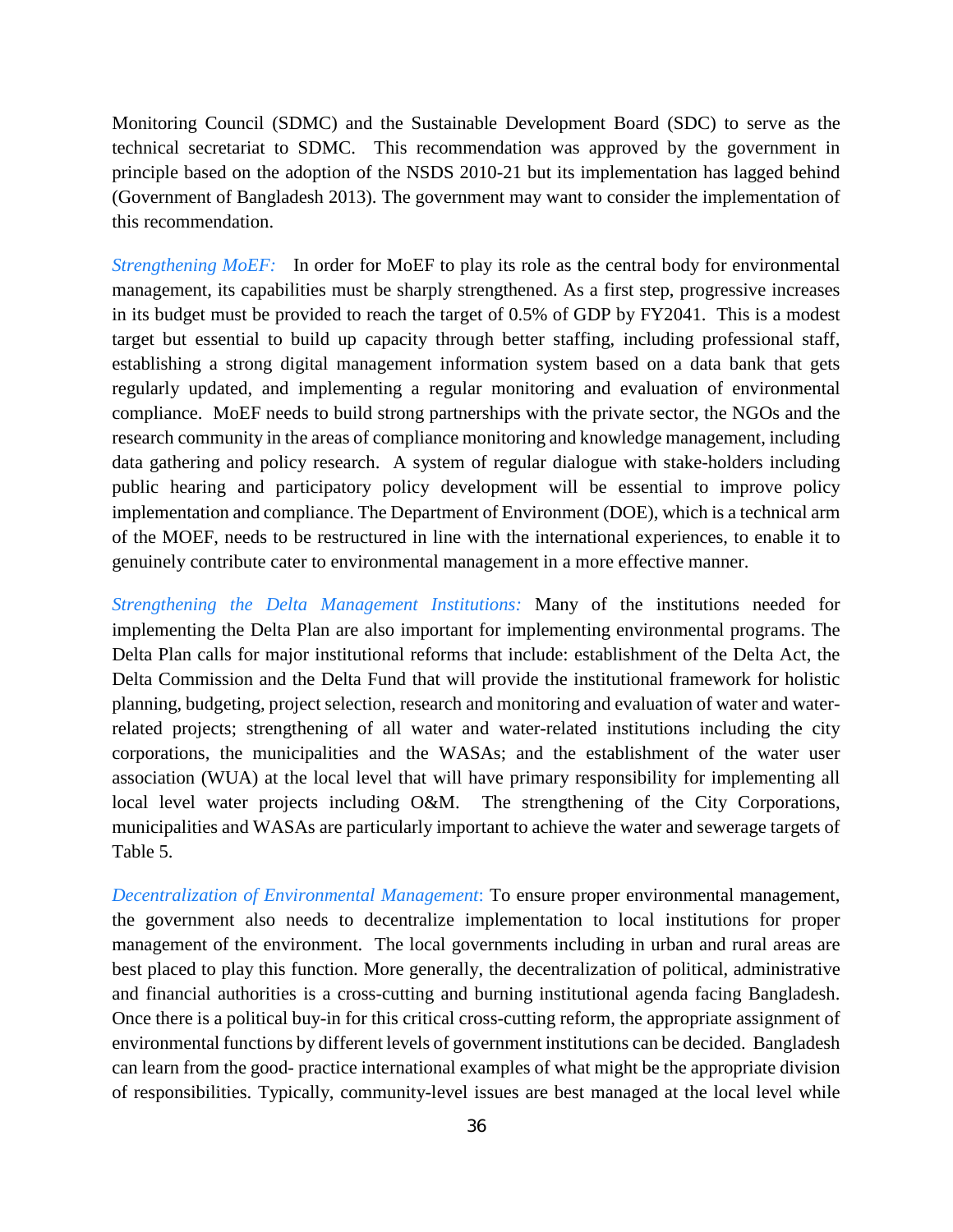Monitoring Council (SDMC) and the Sustainable Development Board (SDC) to serve as the technical secretariat to SDMC. This recommendation was approved by the government in principle based on the adoption of the NSDS 2010-21 but its implementation has lagged behind (Government of Bangladesh 2013). The government may want to consider the implementation of this recommendation.

*Strengthening MoEF:* In order for MoEF to play its role as the central body for environmental management, its capabilities must be sharply strengthened. As a first step, progressive increases in its budget must be provided to reach the target of 0.5% of GDP by FY2041. This is a modest target but essential to build up capacity through better staffing, including professional staff, establishing a strong digital management information system based on a data bank that gets regularly updated, and implementing a regular monitoring and evaluation of environmental compliance. MoEF needs to build strong partnerships with the private sector, the NGOs and the research community in the areas of compliance monitoring and knowledge management, including data gathering and policy research. A system of regular dialogue with stake-holders including public hearing and participatory policy development will be essential to improve policy implementation and compliance. The Department of Environment (DOE), which is a technical arm of the MOEF, needs to be restructured in line with the international experiences, to enable it to genuinely contribute cater to environmental management in a more effective manner.

*Strengthening the Delta Management Institutions:* Many of the institutions needed for implementing the Delta Plan are also important for implementing environmental programs. The Delta Plan calls for major institutional reforms that include: establishment of the Delta Act, the Delta Commission and the Delta Fund that will provide the institutional framework for holistic planning, budgeting, project selection, research and monitoring and evaluation of water and water-related projects; strengthening of all water and water-related institutions including the city corporations, the municipalities and the WASAs; and the establishment of the water user association (WUA) at the local level that will have primary responsibility for implementing all local level water projects including O&M. The strengthening of the City Corporations, municipalities and WASAs are particularly important to achieve the water and sewerage targets of Table 5.

*Decentralization of Environmental Management*: To ensure proper environmental management, the government also needs to decentralize implementation to local institutions for proper management of the environment. The local governments including in urban and rural areas are best placed to play this function. More generally, the decentralization of political, administrative and financial authorities is a cross-cutting and burning institutional agenda facing Bangladesh. Once there is a political buy-in for this critical cross-cutting reform, the appropriate assignment of environmental functions by different levels of government institutions can be decided. Bangladesh can learn from the good- practice international examples of what might be the appropriate division of responsibilities. Typically, community-level issues are best managed at the local level while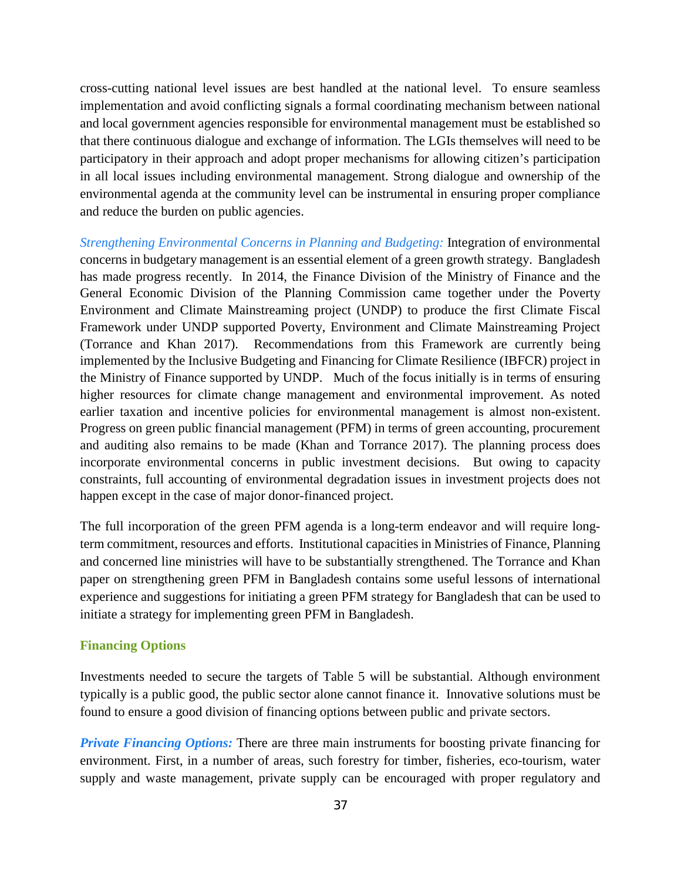cross-cutting national level issues are best handled at the national level. To ensure seamless implementation and avoid conflicting signals a formal coordinating mechanism between national and local government agencies responsible for environmental management must be established so that there continuous dialogue and exchange of information. The LGIs themselves will need to be participatory in their approach and adopt proper mechanisms for allowing citizen's participation in all local issues including environmental management. Strong dialogue and ownership of the environmental agenda at the community level can be instrumental in ensuring proper compliance and reduce the burden on public agencies.

*Strengthening Environmental Concerns in Planning and Budgeting:* Integration of environmental concerns in budgetary management is an essential element of a green growth strategy. Bangladesh has made progress recently. In 2014, the Finance Division of the Ministry of Finance and the General Economic Division of the Planning Commission came together under the Poverty Environment and Climate Mainstreaming project (UNDP) to produce the first Climate Fiscal Framework under UNDP supported Poverty, Environment and Climate Mainstreaming Project (Torrance and Khan 2017). Recommendations from this Framework are currently being implemented by the Inclusive Budgeting and Financing for Climate Resilience (IBFCR) project in the Ministry of Finance supported by UNDP. Much of the focus initially is in terms of ensuring higher resources for climate change management and environmental improvement. As noted earlier taxation and incentive policies for environmental management is almost non-existent. Progress on green public financial management (PFM) in terms of green accounting, procurement and auditing also remains to be made (Khan and Torrance 2017). The planning process does incorporate environmental concerns in public investment decisions. But owing to capacity constraints, full accounting of environmental degradation issues in investment projects does not happen except in the case of major donor-financed project.

The full incorporation of the green PFM agenda is a long-term endeavor and will require long-term commitment, resources and efforts. Institutional capacities in Ministries of Finance, Planning and concerned line ministries will have to be substantially strengthened. The Torrance and Khan paper on strengthening green PFM in Bangladesh contains some useful lessons of international experience and suggestions for initiating a green PFM strategy for Bangladesh that can be used to initiate a strategy for implementing green PFM in Bangladesh.

## Financing Options

Investments needed to secure the targets of Table 5 will be substantial. Although environment typically is a public good, the public sector alone cannot finance it. Innovative solutions must be found to ensure a good division of financing options between public and private sectors.

***Private Financing Options:*** There are three main instruments for boosting private financing for environment. First, in a number of areas, such forestry for timber, fisheries, eco-tourism, water supply and waste management, private supply can be encouraged with proper regulatory and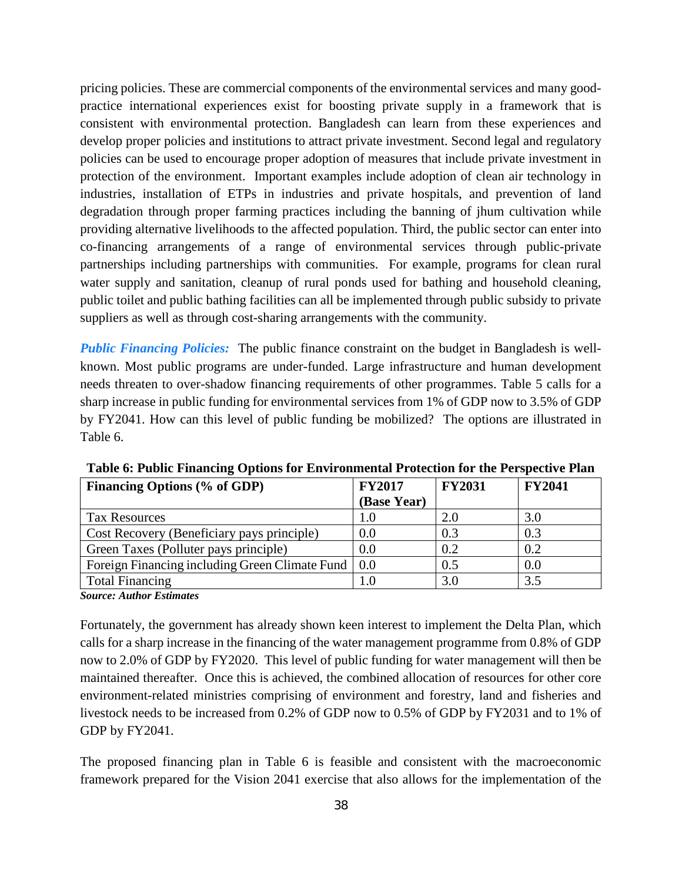pricing policies. These are commercial components of the environmental services and many good-practice international experiences exist for boosting private supply in a framework that is consistent with environmental protection. Bangladesh can learn from these experiences and develop proper policies and institutions to attract private investment. Second legal and regulatory policies can be used to encourage proper adoption of measures that include private investment in protection of the environment. Important examples include adoption of clean air technology in industries, installation of ETPs in industries and private hospitals, and prevention of land degradation through proper farming practices including the banning of jhum cultivation while providing alternative livelihoods to the affected population. Third, the public sector can enter into co-financing arrangements of a range of environmental services through public-private partnerships including partnerships with communities. For example, programs for clean rural water supply and sanitation, cleanup of rural ponds used for bathing and household cleaning, public toilet and public bathing facilities can all be implemented through public subsidy to private suppliers as well as through cost-sharing arrangements with the community.

***Public Financing Policies:*** The public finance constraint on the budget in Bangladesh is well-known. Most public programs are under-funded. Large infrastructure and human development needs threaten to over-shadow financing requirements of other programmes. Table 5 calls for a sharp increase in public funding for environmental services from 1% of GDP now to 3.5% of GDP by FY2041. How can this level of public funding be mobilized? The options are illustrated in Table 6.

**Table 6: Public Financing Options for Environmental Protection for the Perspective Plan**

| Financing Options (% of GDP) | FY2017 (Base Year) | FY2031 | FY2041 |
|---|---|---|---|
| Tax Resources | 1.0 | 2.0 | 3.0 |
| Cost Recovery (Beneficiary pays principle) | 0.0 | 0.3 | 0.3 |
| Green Taxes (Polluter pays principle) | 0.0 | 0.2 | 0.2 |
| Foreign Financing including Green Climate Fund | 0.0 | 0.5 | 0.0 |
| Total Financing | 1.0 | 3.0 | 3.5 |

***Source: Author Estimates***

Fortunately, the government has already shown keen interest to implement the Delta Plan, which calls for a sharp increase in the financing of the water management programme from 0.8% of GDP now to 2.0% of GDP by FY2020. This level of public funding for water management will then be maintained thereafter. Once this is achieved, the combined allocation of resources for other core environment-related ministries comprising of environment and forestry, land and fisheries and livestock needs to be increased from 0.2% of GDP now to 0.5% of GDP by FY2031 and to 1% of GDP by FY2041.

The proposed financing plan in Table 6 is feasible and consistent with the macroeconomic framework prepared for the Vision 2041 exercise that also allows for the implementation of the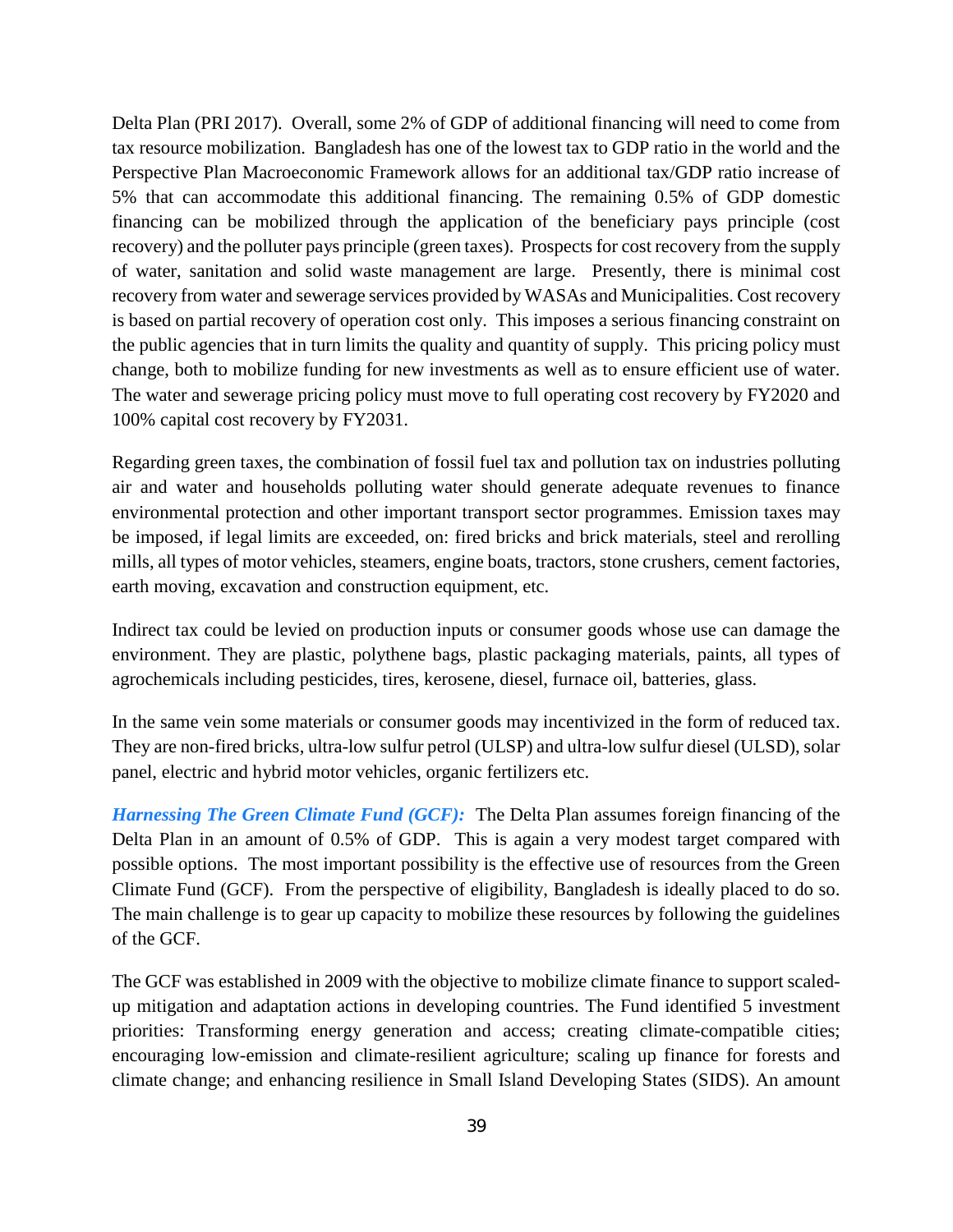Delta Plan (PRI 2017). Overall, some 2% of GDP of additional financing will need to come from tax resource mobilization. Bangladesh has one of the lowest tax to GDP ratio in the world and the Perspective Plan Macroeconomic Framework allows for an additional tax/GDP ratio increase of 5% that can accommodate this additional financing. The remaining 0.5% of GDP domestic financing can be mobilized through the application of the beneficiary pays principle (cost recovery) and the polluter pays principle (green taxes). Prospects for cost recovery from the supply of water, sanitation and solid waste management are large. Presently, there is minimal cost recovery from water and sewerage services provided by WASAs and Municipalities. Cost recovery is based on partial recovery of operation cost only. This imposes a serious financing constraint on the public agencies that in turn limits the quality and quantity of supply. This pricing policy must change, both to mobilize funding for new investments as well as to ensure efficient use of water. The water and sewerage pricing policy must move to full operating cost recovery by FY2020 and 100% capital cost recovery by FY2031.

Regarding green taxes, the combination of fossil fuel tax and pollution tax on industries polluting air and water and households polluting water should generate adequate revenues to finance environmental protection and other important transport sector programmes. Emission taxes may be imposed, if legal limits are exceeded, on: fired bricks and brick materials, steel and rerolling mills, all types of motor vehicles, steamers, engine boats, tractors, stone crushers, cement factories, earth moving, excavation and construction equipment, etc.

Indirect tax could be levied on production inputs or consumer goods whose use can damage the environment. They are plastic, polythene bags, plastic packaging materials, paints, all types of agrochemicals including pesticides, tires, kerosene, diesel, furnace oil, batteries, glass.

In the same vein some materials or consumer goods may incentivized in the form of reduced tax. They are non-fired bricks, ultra-low sulfur petrol (ULSP) and ultra-low sulfur diesel (ULSD), solar panel, electric and hybrid motor vehicles, organic fertilizers etc.

***Harnessing The Green Climate Fund (GCF):*** The Delta Plan assumes foreign financing of the Delta Plan in an amount of 0.5% of GDP. This is again a very modest target compared with possible options. The most important possibility is the effective use of resources from the Green Climate Fund (GCF). From the perspective of eligibility, Bangladesh is ideally placed to do so. The main challenge is to gear up capacity to mobilize these resources by following the guidelines of the GCF.

The GCF was established in 2009 with the objective to mobilize climate finance to support scaled-up mitigation and adaptation actions in developing countries. The Fund identified 5 investment priorities: Transforming energy generation and access; creating climate-compatible cities; encouraging low-emission and climate-resilient agriculture; scaling up finance for forests and climate change; and enhancing resilience in Small Island Developing States (SIDS). An amount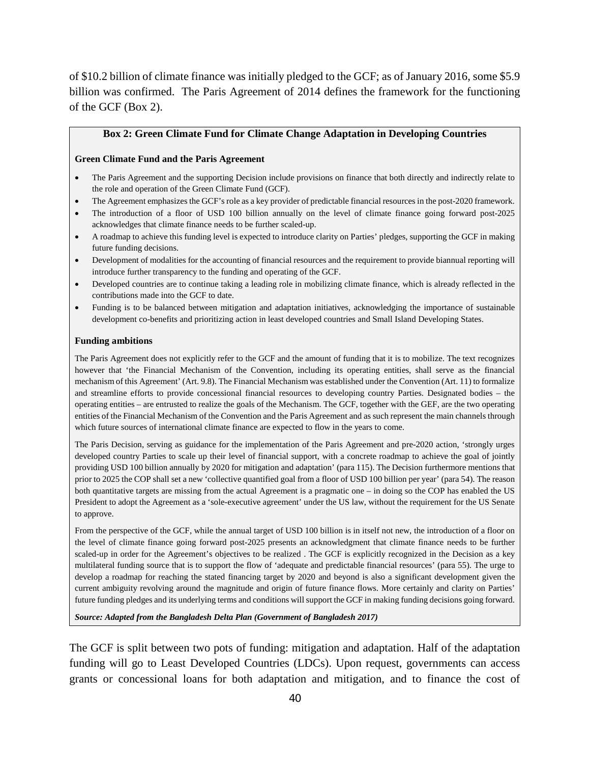of $10.2 billion of climate finance was initially pledged to the GCF; as of January 2016, some $5.9 billion was confirmed. The Paris Agreement of 2014 defines the framework for the functioning of the GCF (Box 2).

> **Box 2: Green Climate Fund for Climate Change Adaptation in Developing Countries**
>
> **Green Climate Fund and the Paris Agreement**
>
> - The Paris Agreement and the supporting Decision include provisions on finance that both directly and indirectly relate to the role and operation of the Green Climate Fund (GCF).
> - The Agreement emphasizes the GCF's role as a key provider of predictable financial resources in the post-2020 framework.
> - The introduction of a floor of USD 100 billion annually on the level of climate finance going forward post-2025 acknowledges that climate finance needs to be further scaled-up.
> - A roadmap to achieve this funding level is expected to introduce clarity on Parties' pledges, supporting the GCF in making future funding decisions.
> - Development of modalities for the accounting of financial resources and the requirement to provide biannual reporting will introduce further transparency to the funding and operating of the GCF.
> - Developed countries are to continue taking a leading role in mobilizing climate finance, which is already reflected in the contributions made into the GCF to date.
> - Funding is to be balanced between mitigation and adaptation initiatives, acknowledging the importance of sustainable development co-benefits and prioritizing action in least developed countries and Small Island Developing States.
>
> **Funding ambitions**
>
> The Paris Agreement does not explicitly refer to the GCF and the amount of funding that it is to mobilize. The text recognizes however that 'the Financial Mechanism of the Convention, including its operating entities, shall serve as the financial mechanism of this Agreement' (Art. 9.8). The Financial Mechanism was established under the Convention (Art. 11) to formalize and streamline efforts to provide concessional financial resources to developing country Parties. Designated bodies – the operating entities – are entrusted to realize the goals of the Mechanism. The GCF, together with the GEF, are the two operating entities of the Financial Mechanism of the Convention and the Paris Agreement and as such represent the main channels through which future sources of international climate finance are expected to flow in the years to come.
>
> The Paris Decision, serving as guidance for the implementation of the Paris Agreement and pre-2020 action, 'strongly urges developed country Parties to scale up their level of financial support, with a concrete roadmap to achieve the goal of jointly providing USD 100 billion annually by 2020 for mitigation and adaptation' (para 115). The Decision furthermore mentions that prior to 2025 the COP shall set a new 'collective quantified goal from a floor of USD 100 billion per year' (para 54). The reason both quantitative targets are missing from the actual Agreement is a pragmatic one – in doing so the COP has enabled the US President to adopt the Agreement as a 'sole-executive agreement' under the US law, without the requirement for the US Senate to approve.
>
> From the perspective of the GCF, while the annual target of USD 100 billion is in itself not new, the introduction of a floor on the level of climate finance going forward post-2025 presents an acknowledgment that climate finance needs to be further scaled-up in order for the Agreement's objectives to be realized . The GCF is explicitly recognized in the Decision as a key multilateral funding source that is to support the flow of 'adequate and predictable financial resources' (para 55). The urge to develop a roadmap for reaching the stated financing target by 2020 and beyond is also a significant development given the current ambiguity revolving around the magnitude and origin of future finance flows. More certainly and clarity on Parties' future funding pledges and its underlying terms and conditions will support the GCF in making funding decisions going forward.
>
> ***Source: Adapted from the Bangladesh Delta Plan (Government of Bangladesh 2017)***

The GCF is split between two pots of funding: mitigation and adaptation. Half of the adaptation funding will go to Least Developed Countries (LDCs). Upon request, governments can access grants or concessional loans for both adaptation and mitigation, and to finance the cost of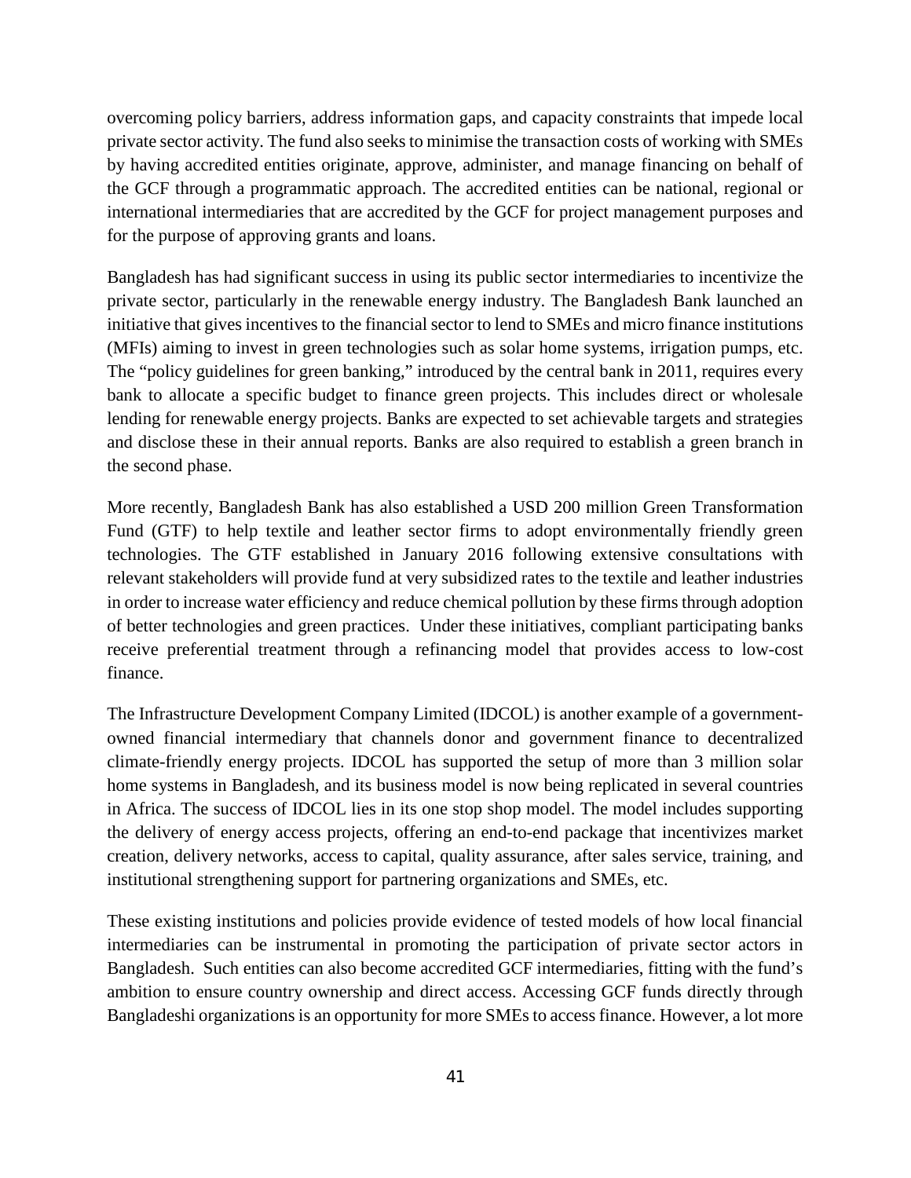overcoming policy barriers, address information gaps, and capacity constraints that impede local private sector activity. The fund also seeks to minimise the transaction costs of working with SMEs by having accredited entities originate, approve, administer, and manage financing on behalf of the GCF through a programmatic approach. The accredited entities can be national, regional or international intermediaries that are accredited by the GCF for project management purposes and for the purpose of approving grants and loans.

Bangladesh has had significant success in using its public sector intermediaries to incentivize the private sector, particularly in the renewable energy industry. The Bangladesh Bank launched an initiative that gives incentives to the financial sector to lend to SMEs and micro finance institutions (MFIs) aiming to invest in green technologies such as solar home systems, irrigation pumps, etc. The "policy guidelines for green banking," introduced by the central bank in 2011, requires every bank to allocate a specific budget to finance green projects. This includes direct or wholesale lending for renewable energy projects. Banks are expected to set achievable targets and strategies and disclose these in their annual reports. Banks are also required to establish a green branch in the second phase.

More recently, Bangladesh Bank has also established a USD 200 million Green Transformation Fund (GTF) to help textile and leather sector firms to adopt environmentally friendly green technologies. The GTF established in January 2016 following extensive consultations with relevant stakeholders will provide fund at very subsidized rates to the textile and leather industries in order to increase water efficiency and reduce chemical pollution by these firms through adoption of better technologies and green practices. Under these initiatives, compliant participating banks receive preferential treatment through a refinancing model that provides access to low-cost finance.

The Infrastructure Development Company Limited (IDCOL) is another example of a government-owned financial intermediary that channels donor and government finance to decentralized climate-friendly energy projects. IDCOL has supported the setup of more than 3 million solar home systems in Bangladesh, and its business model is now being replicated in several countries in Africa. The success of IDCOL lies in its one stop shop model. The model includes supporting the delivery of energy access projects, offering an end-to-end package that incentivizes market creation, delivery networks, access to capital, quality assurance, after sales service, training, and institutional strengthening support for partnering organizations and SMEs, etc.

These existing institutions and policies provide evidence of tested models of how local financial intermediaries can be instrumental in promoting the participation of private sector actors in Bangladesh. Such entities can also become accredited GCF intermediaries, fitting with the fund's ambition to ensure country ownership and direct access. Accessing GCF funds directly through Bangladeshi organizations is an opportunity for more SMEs to access finance. However, a lot more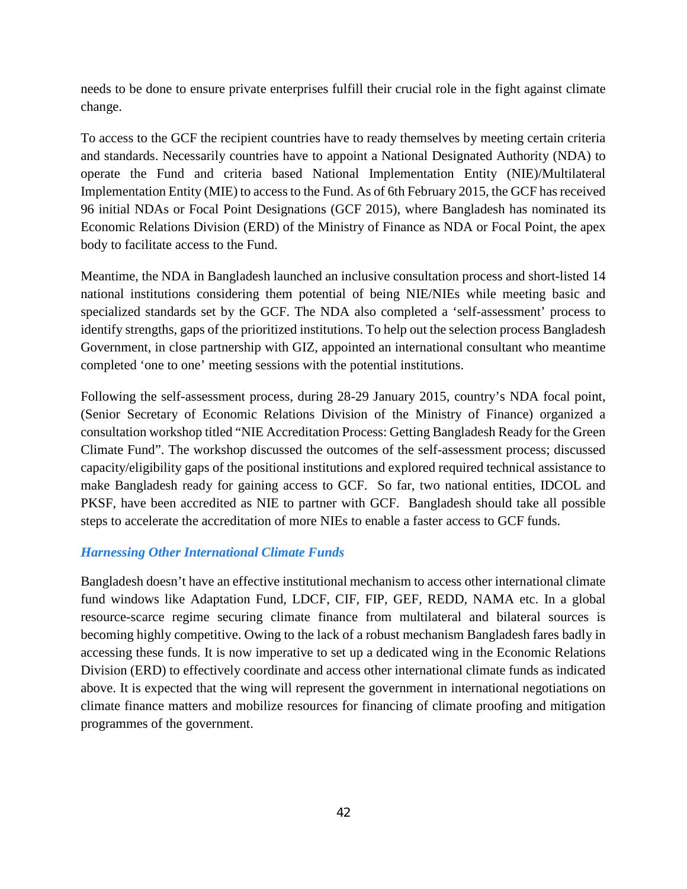needs to be done to ensure private enterprises fulfill their crucial role in the fight against climate change.

To access to the GCF the recipient countries have to ready themselves by meeting certain criteria and standards. Necessarily countries have to appoint a National Designated Authority (NDA) to operate the Fund and criteria based National Implementation Entity (NIE)/Multilateral Implementation Entity (MIE) to access to the Fund. As of 6th February 2015, the GCF has received 96 initial NDAs or Focal Point Designations (GCF 2015), where Bangladesh has nominated its Economic Relations Division (ERD) of the Ministry of Finance as NDA or Focal Point, the apex body to facilitate access to the Fund.

Meantime, the NDA in Bangladesh launched an inclusive consultation process and short-listed 14 national institutions considering them potential of being NIE/NIEs while meeting basic and specialized standards set by the GCF. The NDA also completed a 'self-assessment' process to identify strengths, gaps of the prioritized institutions. To help out the selection process Bangladesh Government, in close partnership with GIZ, appointed an international consultant who meantime completed 'one to one' meeting sessions with the potential institutions.

Following the self-assessment process, during 28-29 January 2015, country's NDA focal point, (Senior Secretary of Economic Relations Division of the Ministry of Finance) organized a consultation workshop titled "NIE Accreditation Process: Getting Bangladesh Ready for the Green Climate Fund". The workshop discussed the outcomes of the self-assessment process; discussed capacity/eligibility gaps of the positional institutions and explored required technical assistance to make Bangladesh ready for gaining access to GCF. So far, two national entities, IDCOL and PKSF, have been accredited as NIE to partner with GCF. Bangladesh should take all possible steps to accelerate the accreditation of more NIEs to enable a faster access to GCF funds.

### *Harnessing Other International Climate Funds*

Bangladesh doesn't have an effective institutional mechanism to access other international climate fund windows like Adaptation Fund, LDCF, CIF, FIP, GEF, REDD, NAMA etc. In a global resource-scarce regime securing climate finance from multilateral and bilateral sources is becoming highly competitive. Owing to the lack of a robust mechanism Bangladesh fares badly in accessing these funds. It is now imperative to set up a dedicated wing in the Economic Relations Division (ERD) to effectively coordinate and access other international climate funds as indicated above. It is expected that the wing will represent the government in international negotiations on climate finance matters and mobilize resources for financing of climate proofing and mitigation programmes of the government.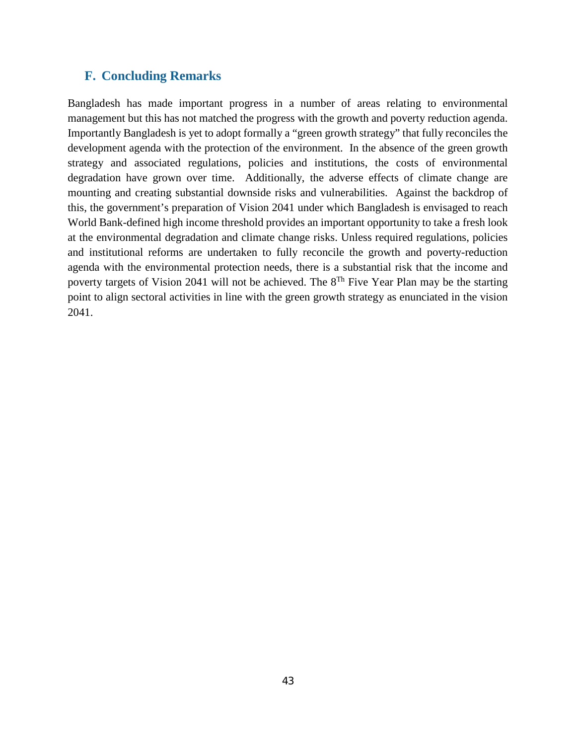## F. Concluding Remarks

Bangladesh has made important progress in a number of areas relating to environmental management but this has not matched the progress with the growth and poverty reduction agenda. Importantly Bangladesh is yet to adopt formally a "green growth strategy" that fully reconciles the development agenda with the protection of the environment. In the absence of the green growth strategy and associated regulations, policies and institutions, the costs of environmental degradation have grown over time. Additionally, the adverse effects of climate change are mounting and creating substantial downside risks and vulnerabilities. Against the backdrop of this, the government's preparation of Vision 2041 under which Bangladesh is envisaged to reach World Bank-defined high income threshold provides an important opportunity to take a fresh look at the environmental degradation and climate change risks. Unless required regulations, policies and institutional reforms are undertaken to fully reconcile the growth and poverty-reduction agenda with the environmental protection needs, there is a substantial risk that the income and poverty targets of Vision 2041 will not be achieved. The $8^{Th}$ Five Year Plan may be the starting point to align sectoral activities in line with the green growth strategy as enunciated in the vision 2041.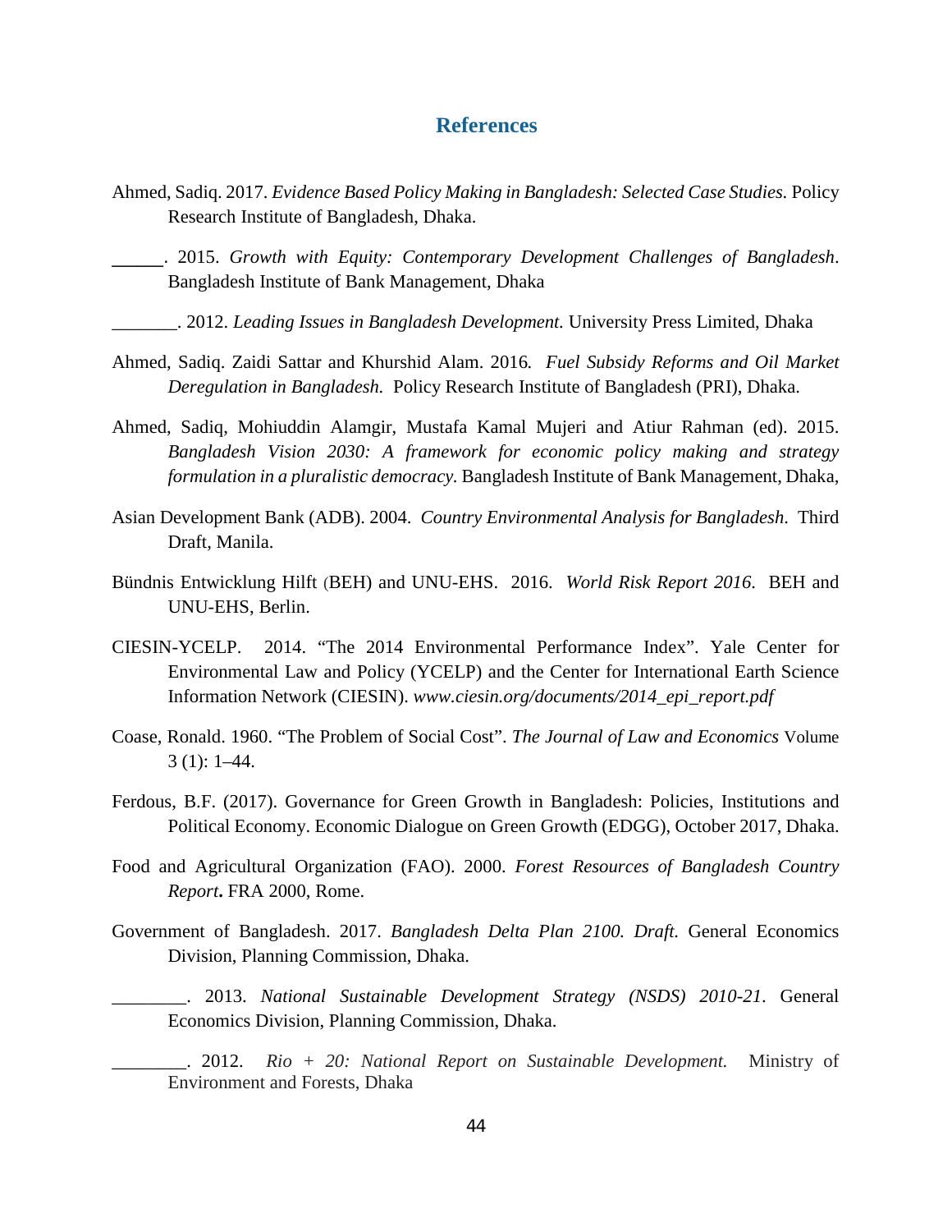# References

Ahmed, Sadiq. 2017. *Evidence Based Policy Making in Bangladesh: Selected Case Studies*. Policy Research Institute of Bangladesh, Dhaka.

______. 2015. *Growth with Equity: Contemporary Development Challenges of Bangladesh*. Bangladesh Institute of Bank Management, Dhaka

_______. 2012. *Leading Issues in Bangladesh Development.* University Press Limited, Dhaka

Ahmed, Sadiq. Zaidi Sattar and Khurshid Alam. 2016*. Fuel Subsidy Reforms and Oil Market Deregulation in Bangladesh.* Policy Research Institute of Bangladesh (PRI), Dhaka.

Ahmed, Sadiq, Mohiuddin Alamgir, Mustafa Kamal Mujeri and Atiur Rahman (ed). 2015. *Bangladesh Vision 2030: A framework for economic policy making and strategy formulation in a pluralistic democracy.* Bangladesh Institute of Bank Management, Dhaka,

Asian Development Bank (ADB). 2004*. Country Environmental Analysis for Bangladesh*. Third Draft, Manila.

Bündnis Entwicklung Hilft (BEH) and UNU-EHS. 2016. *World Risk Report 2016*. BEH and UNU-EHS, Berlin.

CIESIN-YCELP. 2014. "The 2014 Environmental Performance Index". Yale Center for Environmental Law and Policy (YCELP) and the Center for International Earth Science Information Network (CIESIN). *www.ciesin.org/documents/2014_epi_report.pdf*

Coase, Ronald. 1960. "The Problem of Social Cost". *The Journal of Law and Economics* Volume 3 (1): 1–44.

Ferdous, B.F. (2017). Governance for Green Growth in Bangladesh: Policies, Institutions and Political Economy. Economic Dialogue on Green Growth (EDGG), October 2017, Dhaka.

Food and Agricultural Organization (FAO). 2000. *Forest Resources of Bangladesh Country Report***.** FRA 2000, Rome.

Government of Bangladesh. 2017. *Bangladesh Delta Plan 2100. Draft.* General Economics Division, Planning Commission, Dhaka.

________. 2013. *National Sustainable Development Strategy (NSDS) 2010-21*. General Economics Division, Planning Commission, Dhaka.

________. 2012. *Rio + 20: National Report on Sustainable Development.* Ministry of Environment and Forests, Dhaka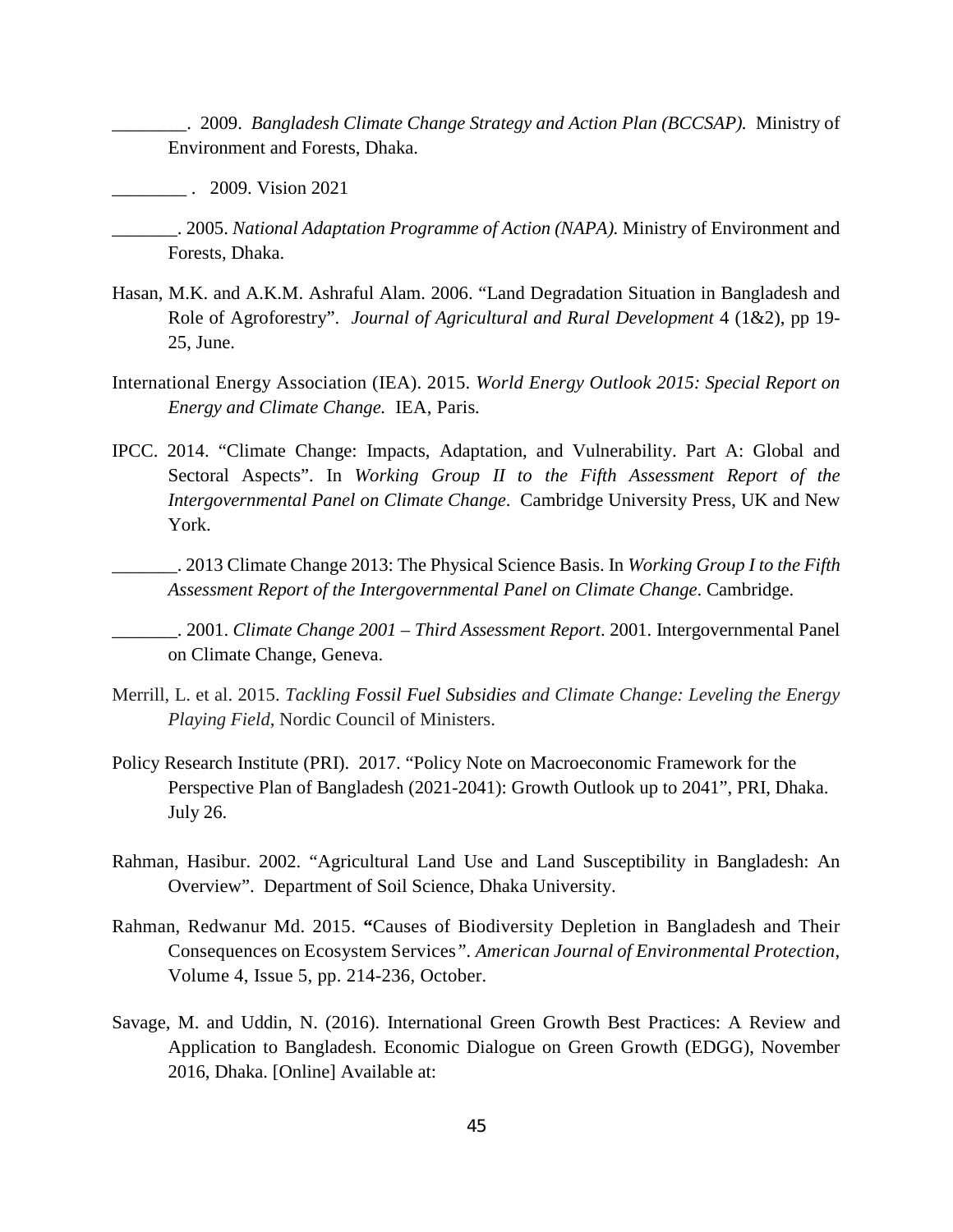________. 2009. *Bangladesh Climate Change Strategy and Action Plan (BCCSAP).* Ministry of Environment and Forests, Dhaka.

________ . 2009. Vision 2021

_______. 2005. *National Adaptation Programme of Action (NAPA).* Ministry of Environment and Forests, Dhaka.

Hasan, M.K. and A.K.M. Ashraful Alam. 2006. "Land Degradation Situation in Bangladesh and Role of Agroforestry". *Journal of Agricultural and Rural Development* 4 (1&2), pp 19-25, June.

International Energy Association (IEA). 2015. *World Energy Outlook 2015: Special Report on Energy and Climate Change.* IEA, Paris.

IPCC. 2014. "Climate Change: Impacts, Adaptation, and Vulnerability. Part A: Global and Sectoral Aspects". In *Working Group II to the Fifth Assessment Report of the Intergovernmental Panel on Climate Change*. Cambridge University Press, UK and New York.

_______. 2013 Climate Change 2013: The Physical Science Basis. In *Working Group I to the Fifth Assessment Report of the Intergovernmental Panel on Climate Change*. Cambridge.

_______. 2001. *Climate Change 2001 – Third Assessment Report*. 2001. Intergovernmental Panel on Climate Change, Geneva.

Merrill, L. et al. 2015. *Tackling Fossil Fuel Subsidies and Climate Change: Leveling the Energy Playing Field*, Nordic Council of Ministers.

Policy Research Institute (PRI). 2017. "Policy Note on Macroeconomic Framework for the Perspective Plan of Bangladesh (2021-2041): Growth Outlook up to 2041", PRI, Dhaka. July 26.

Rahman, Hasibur. 2002. "Agricultural Land Use and Land Susceptibility in Bangladesh: An Overview". Department of Soil Science, Dhaka University.

Rahman, Redwanur Md. 2015. **"**Causes of Biodiversity Depletion in Bangladesh and Their Consequences on Ecosystem Services*"*. *American Journal of Environmental Protection*, Volume 4, Issue 5, pp. 214-236, October.

Savage, M. and Uddin, N. (2016). International Green Growth Best Practices: A Review and Application to Bangladesh. Economic Dialogue on Green Growth (EDGG), November 2016, Dhaka. [Online] Available at: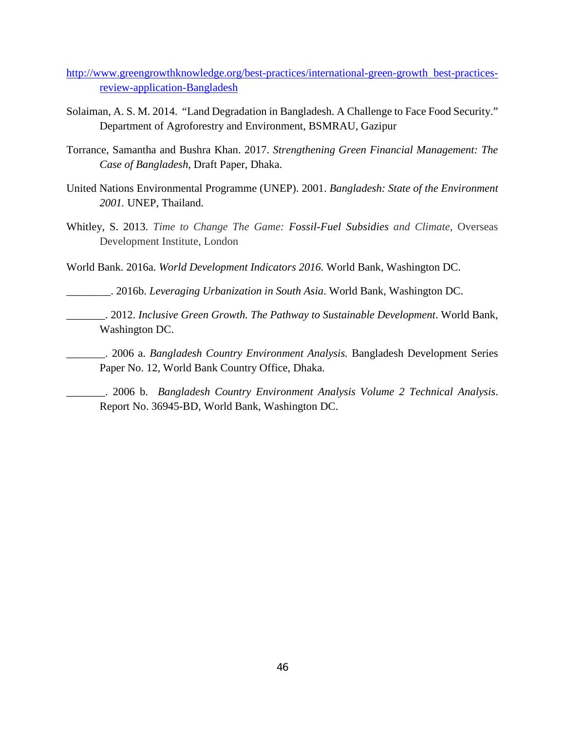http://www.greengrowthknowledge.org/best-practices/international-green-growth best-practices-review-application-Bangladesh

Solaiman, A. S. M. 2014. "Land Degradation in Bangladesh. A Challenge to Face Food Security." Department of Agroforestry and Environment, BSMRAU, Gazipur

Torrance, Samantha and Bushra Khan. 2017. *Strengthening Green Financial Management: The Case of Bangladesh*, Draft Paper, Dhaka.

United Nations Environmental Programme (UNEP). 2001. *Bangladesh: State of the Environment 2001*. UNEP, Thailand.

Whitley, S. 2013. *Time to Change The Game: Fossil-Fuel Subsidies and Climate*, Overseas Development Institute, London

World Bank. 2016a. *World Development Indicators 2016.* World Bank, Washington DC.

________. 2016b. *Leveraging Urbanization in South Asia*. World Bank, Washington DC.

_______. 2012. *Inclusive Green Growth. The Pathway to Sustainable Development*. World Bank, Washington DC.

_______. 2006 a. *Bangladesh Country Environment Analysis.* Bangladesh Development Series Paper No. 12, World Bank Country Office, Dhaka.

_______. 2006 b. *Bangladesh Country Environment Analysis Volume 2 Technical Analysis*. Report No. 36945-BD, World Bank, Washington DC.